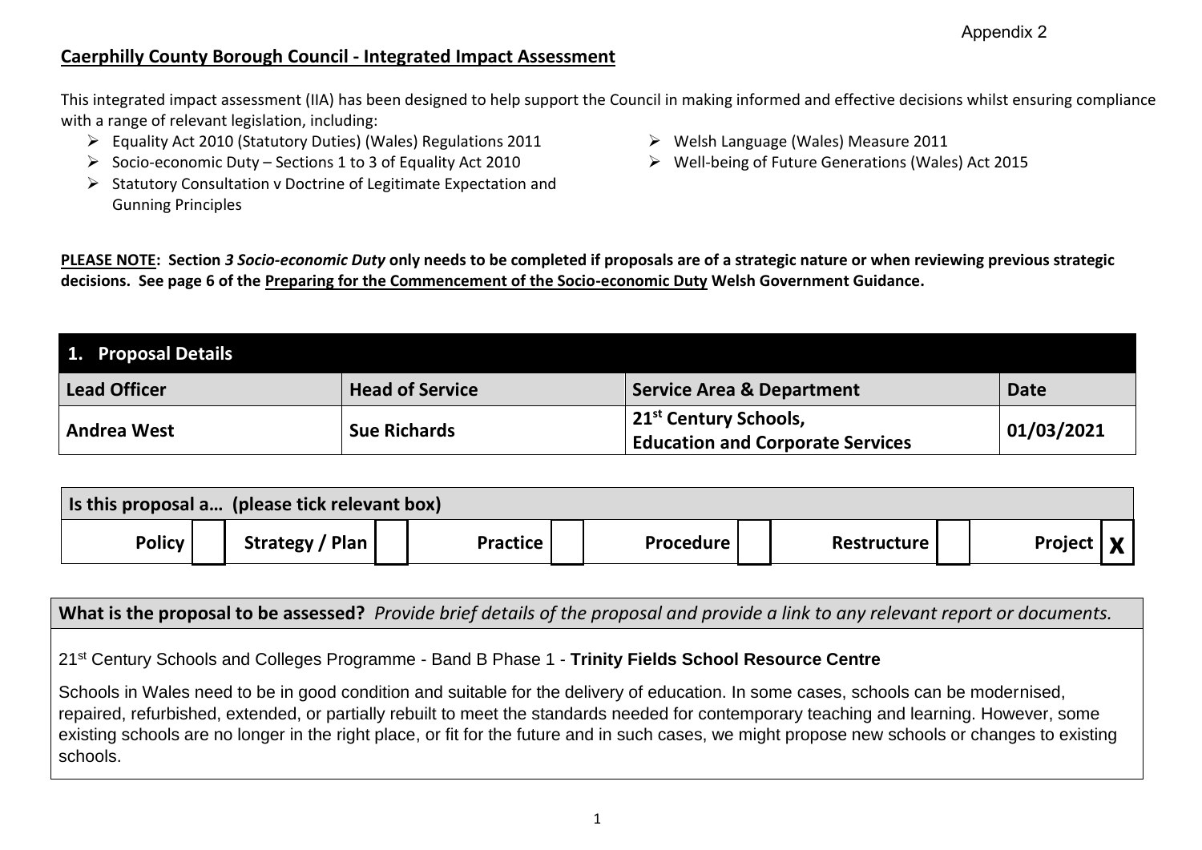Appendix 2

## Caerphilly County Borough Council - Integrated Impact Assessment

This integrated impact assessment (IIA) has been designed to help support the Council in making informed and effective decisions whilst ensuring compliance with a range of relevant legislation, including:

- Equality Act 2010 (Statutory Duties) (Wales) Regulations 2011
- Socio-economic Duty – Sections 1 to 3 of Equality Act 2010
- Statutory Consultation v Doctrine of Legitimate Expectation and Gunning Principles
- Welsh Language (Wales) Measure 2011
- Well-being of Future Generations (Wales) Act 2015

**PLEASE NOTE: Section *3 Socio-economic Duty* only needs to be completed if proposals are of a strategic nature or when reviewing previous strategic decisions. See page 6 of the Preparing for the Commencement of the Socio-economic Duty Welsh Government Guidance.**

| **1. Proposal Details** | | | |
|---|---|---|---|
| **Lead Officer** | **Head of Service** | **Service Area & Department** | **Date** |
| **Andrea West** | **Sue Richards** | **21st Century Schools, Education and Corporate Services** | **01/03/2021** |

| **Is this proposal a… (please tick relevant box)** | | | | | | | | | | | |
|---|---|---|---|---|---|---|---|---|---|---|---|
| **Policy** | | **Strategy / Plan** | | **Practice** | | **Procedure** | | **Restructure** | | **Project** | **X** |

**What is the proposal to be assessed?** *Provide brief details of the proposal and provide a link to any relevant report or documents.*

21st Century Schools and Colleges Programme - Band B Phase 1 - **Trinity Fields School Resource Centre**

Schools in Wales need to be in good condition and suitable for the delivery of education. In some cases, schools can be modernised, repaired, refurbished, extended, or partially rebuilt to meet the standards needed for contemporary teaching and learning. However, some existing schools are no longer in the right place, or fit for the future and in such cases, we might propose new schools or changes to existing schools.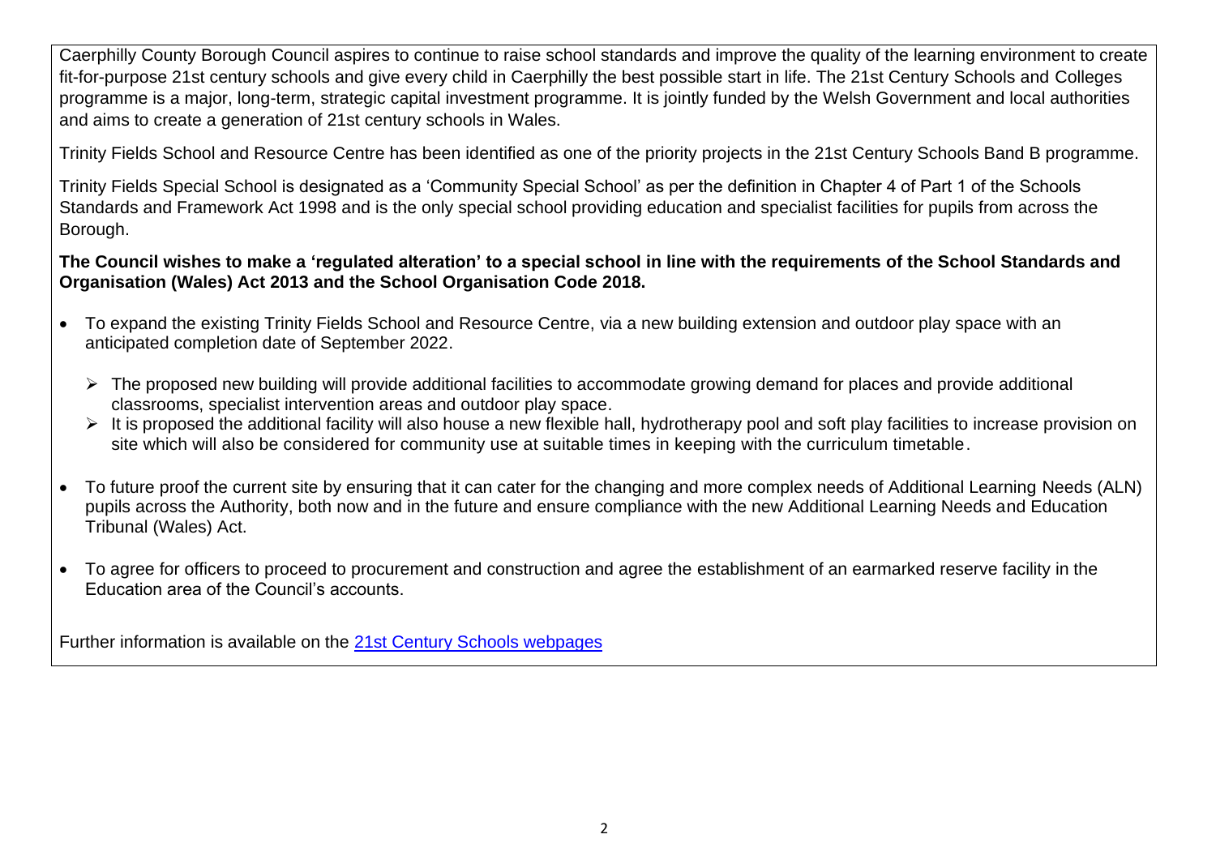Caerphilly County Borough Council aspires to continue to raise school standards and improve the quality of the learning environment to create fit-for-purpose 21st century schools and give every child in Caerphilly the best possible start in life. The 21st Century Schools and Colleges programme is a major, long-term, strategic capital investment programme. It is jointly funded by the Welsh Government and local authorities and aims to create a generation of 21st century schools in Wales.

Trinity Fields School and Resource Centre has been identified as one of the priority projects in the 21st Century Schools Band B programme.

Trinity Fields Special School is designated as a 'Community Special School' as per the definition in Chapter 4 of Part 1 of the Schools Standards and Framework Act 1998 and is the only special school providing education and specialist facilities for pupils from across the Borough.

**The Council wishes to make a 'regulated alteration' to a special school in line with the requirements of the School Standards and Organisation (Wales) Act 2013 and the School Organisation Code 2018.**

- To expand the existing Trinity Fields School and Resource Centre, via a new building extension and outdoor play space with an anticipated completion date of September 2022.
  - The proposed new building will provide additional facilities to accommodate growing demand for places and provide additional classrooms, specialist intervention areas and outdoor play space.
  - It is proposed the additional facility will also house a new flexible hall, hydrotherapy pool and soft play facilities to increase provision on site which will also be considered for community use at suitable times in keeping with the curriculum timetable.
- To future proof the current site by ensuring that it can cater for the changing and more complex needs of Additional Learning Needs (ALN) pupils across the Authority, both now and in the future and ensure compliance with the new Additional Learning Needs and Education Tribunal (Wales) Act.
- To agree for officers to proceed to procurement and construction and agree the establishment of an earmarked reserve facility in the Education area of the Council's accounts.

Further information is available on the [21st Century Schools webpages]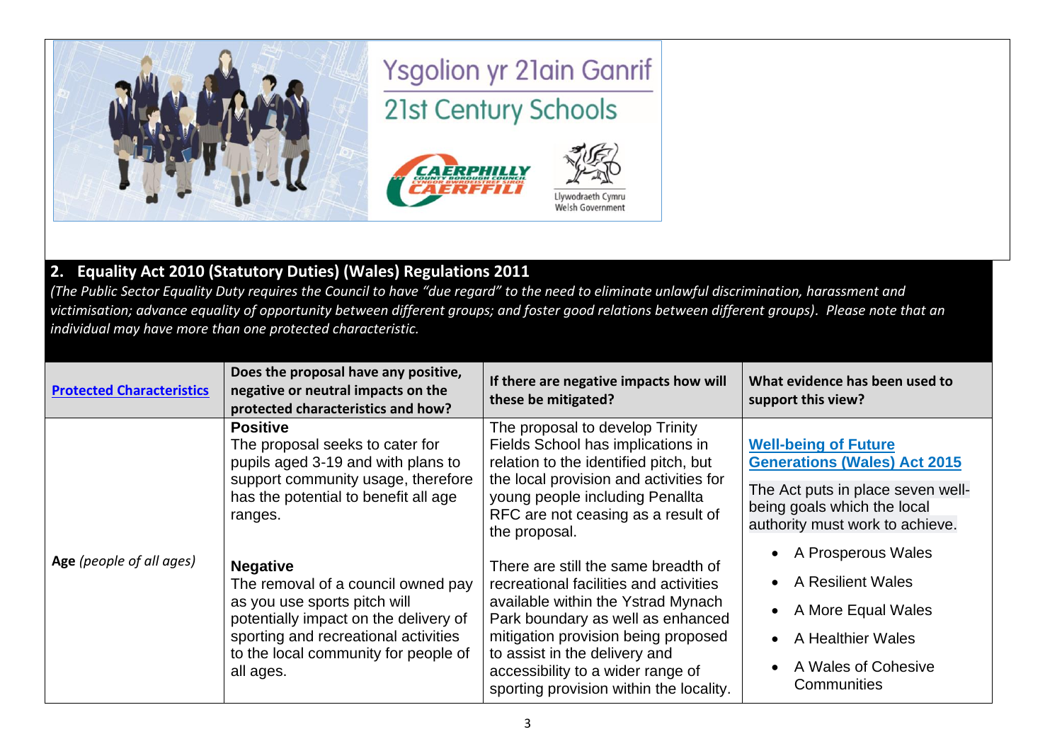Ysgolion yr 21ain Ganrif

21st Century Schools

Llywodraeth Cymru
Welsh Government

## 2. Equality Act 2010 (Statutory Duties) (Wales) Regulations 2011

*(The Public Sector Equality Duty requires the Council to have "due regard" to the need to eliminate unlawful discrimination, harassment and victimisation; advance equality of opportunity between different groups; and foster good relations between different groups). Please note that an individual may have more than one protected characteristic.*

| Protected Characteristics | Does the proposal have any positive, negative or neutral impacts on the protected characteristics and how? | If there are negative impacts how will these be mitigated? | What evidence has been used to support this view? |
|---|---|---|---|
| **Age** *(people of all ages)* | **Positive**<br>The proposal seeks to cater for pupils aged 3-19 and with plans to support community usage, therefore has the potential to benefit all age ranges.<br><br>**Negative**<br>The removal of a council owned pay as you use sports pitch will potentially impact on the delivery of sporting and recreational activities to the local community for people of all ages. | The proposal to develop Trinity Fields School has implications in relation to the identified pitch, but the local provision and activities for young people including Penallta RFC are not ceasing as a result of the proposal.<br><br>There are still the same breadth of recreational facilities and activities available within the Ystrad Mynach Park boundary as well as enhanced mitigation provision being proposed to assist in the delivery and accessibility to a wider range of sporting provision within the locality. | **Well-being of Future Generations (Wales) Act 2015**<br><br>The Act puts in place seven well-being goals which the local authority must work to achieve.<br><br>• A Prosperous Wales<br>• A Resilient Wales<br>• A More Equal Wales<br>• A Healthier Wales<br>• A Wales of Cohesive Communities |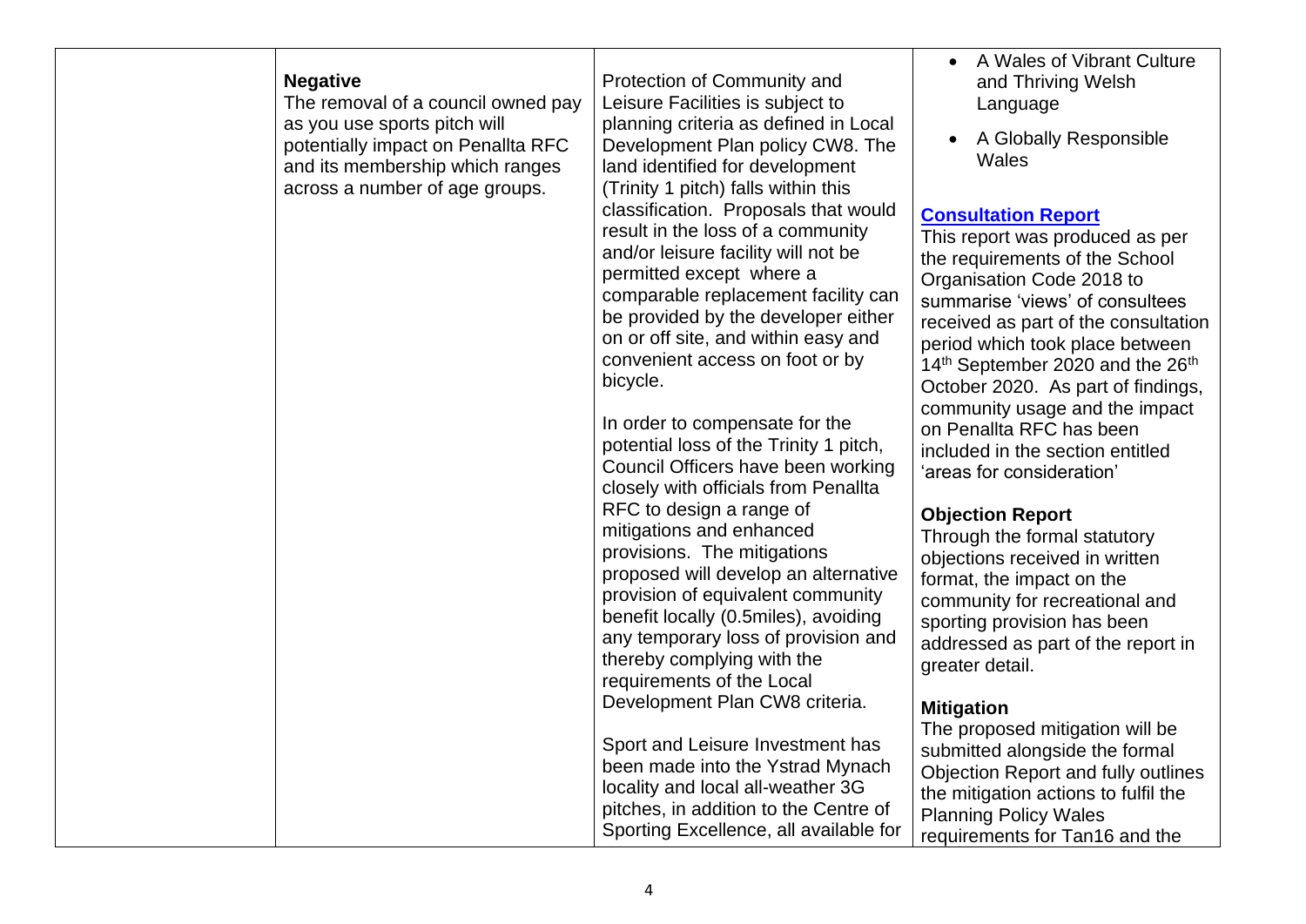| | | | |
|---|---|---|---|
| | **Negative**<br>The removal of a council owned pay as you use sports pitch will potentially impact on Penallta RFC and its membership which ranges across a number of age groups. | Protection of Community and Leisure Facilities is subject to planning criteria as defined in Local Development Plan policy CW8. The land identified for development (Trinity 1 pitch) falls within this classification. Proposals that would result in the loss of a community and/or leisure facility will not be permitted except where a comparable replacement facility can be provided by the developer either on or off site, and within easy and convenient access on foot or by bicycle.<br><br>In order to compensate for the potential loss of the Trinity 1 pitch, Council Officers have been working closely with officials from Penallta RFC to design a range of mitigations and enhanced provisions. The mitigations proposed will develop an alternative provision of equivalent community benefit locally (0.5miles), avoiding any temporary loss of provision and thereby complying with the requirements of the Local Development Plan CW8 criteria.<br><br>Sport and Leisure Investment has been made into the Ystrad Mynach locality and local all-weather 3G pitches, in addition to the Centre of Sporting Excellence, all available for | • A Wales of Vibrant Culture and Thriving Welsh Language<br>• A Globally Responsible Wales<br><br>**Consultation Report**<br>This report was produced as per the requirements of the School Organisation Code 2018 to summarise 'views' of consultees received as part of the consultation period which took place between 14th September 2020 and the 26th October 2020. As part of findings, community usage and the impact on Penallta RFC has been included in the section entitled 'areas for consideration'<br><br>**Objection Report**<br>Through the formal statutory objections received in written format, the impact on the community for recreational and sporting provision has been addressed as part of the report in greater detail.<br><br>**Mitigation**<br>The proposed mitigation will be submitted alongside the formal Objection Report and fully outlines the mitigation actions to fulfil the Planning Policy Wales requirements for Tan16 and the |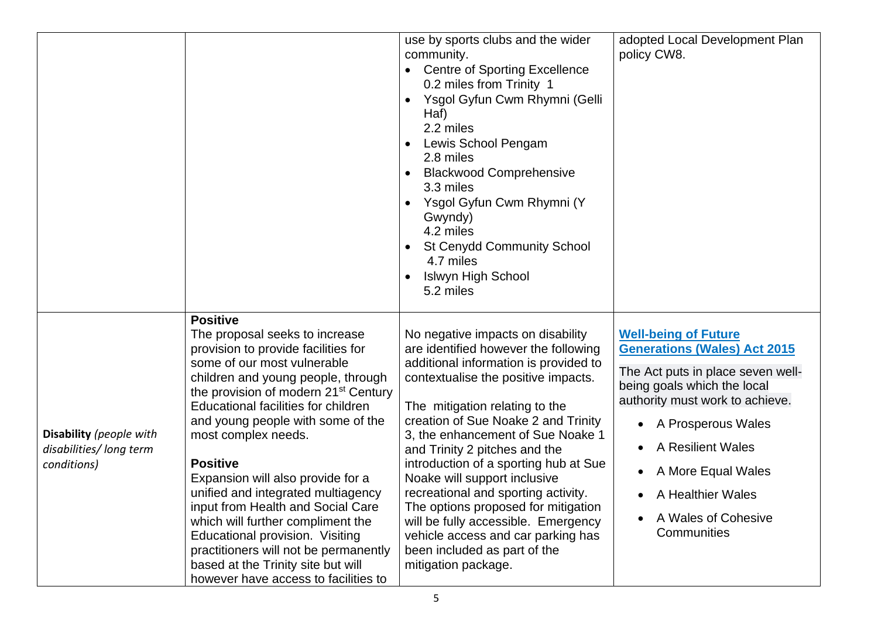| | | | |
|---|---|---|---|
| | | use by sports clubs and the wider community.<br>• Centre of Sporting Excellence 0.2 miles from Trinity 1<br>• Ysgol Gyfun Cwm Rhymni (Gelli Haf) 2.2 miles<br>• Lewis School Pengam 2.8 miles<br>• Blackwood Comprehensive 3.3 miles<br>• Ysgol Gyfun Cwm Rhymni (Y Gwyndy) 4.2 miles<br>• St Cenydd Community School 4.7 miles<br>• Islwyn High School 5.2 miles | adopted Local Development Plan policy CW8. |
| **Disability** *(people with disabilities/ long term conditions)* | **Positive**<br>The proposal seeks to increase provision to provide facilities for some of our most vulnerable children and young people, through the provision of modern 21st Century Educational facilities for children and young people with some of the most complex needs.<br><br>**Positive**<br>Expansion will also provide for a unified and integrated multiagency input from Health and Social Care which will further compliment the Educational provision. Visiting practitioners will not be permanently based at the Trinity site but will however have access to facilities to | No negative impacts on disability are identified however the following additional information is provided to contextualise the positive impacts.<br><br>The mitigation relating to the creation of Sue Noake 2 and Trinity 3, the enhancement of Sue Noake 1 and Trinity 2 pitches and the introduction of a sporting hub at Sue Noake will support inclusive recreational and sporting activity. The options proposed for mitigation will be fully accessible. Emergency vehicle access and car parking has been included as part of the mitigation package. | **Well-being of Future Generations (Wales) Act 2015**<br><br>The Act puts in place seven well-being goals which the local authority must work to achieve.<br>• A Prosperous Wales<br>• A Resilient Wales<br>• A More Equal Wales<br>• A Healthier Wales<br>• A Wales of Cohesive Communities |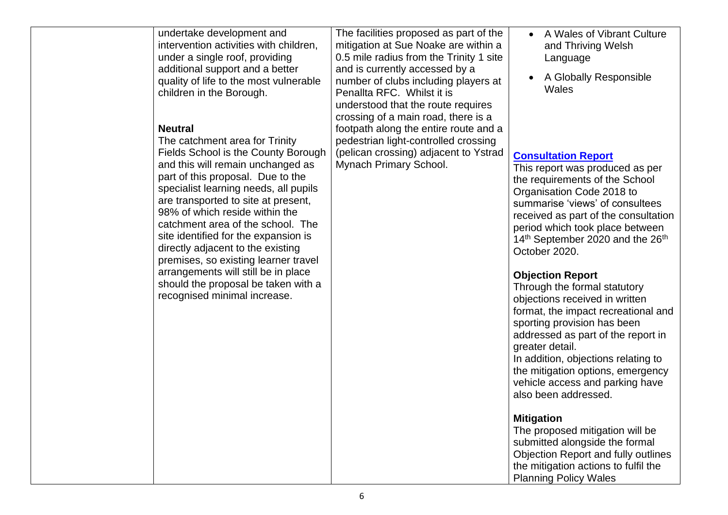| | | | |
|---|---|---|---|
| | undertake development and intervention activities with children, under a single roof, providing additional support and a better quality of life to the most vulnerable children in the Borough.<br><br>**Neutral**<br>The catchment area for Trinity Fields School is the County Borough and this will remain unchanged as part of this proposal. Due to the specialist learning needs, all pupils are transported to site at present, 98% of which reside within the catchment area of the school. The site identified for the expansion is directly adjacent to the existing premises, so existing learner travel arrangements will still be in place should the proposal be taken with a recognised minimal increase. | The facilities proposed as part of the mitigation at Sue Noake are within a 0.5 mile radius from the Trinity 1 site and is currently accessed by a number of clubs including players at Penallta RFC. Whilst it is understood that the route requires crossing of a main road, there is a footpath along the entire route and a pedestrian light-controlled crossing (pelican crossing) adjacent to Ystrad Mynach Primary School. | • A Wales of Vibrant Culture and Thriving Welsh Language<br>• A Globally Responsible Wales<br><br>**Consultation Report**<br>This report was produced as per the requirements of the School Organisation Code 2018 to summarise 'views' of consultees received as part of the consultation period which took place between 14th September 2020 and the 26th October 2020.<br><br>**Objection Report**<br>Through the formal statutory objections received in written format, the impact recreational and sporting provision has been addressed as part of the report in greater detail.<br>In addition, objections relating to the mitigation options, emergency vehicle access and parking have also been addressed.<br><br>**Mitigation**<br>The proposed mitigation will be submitted alongside the formal Objection Report and fully outlines the mitigation actions to fulfil the Planning Policy Wales |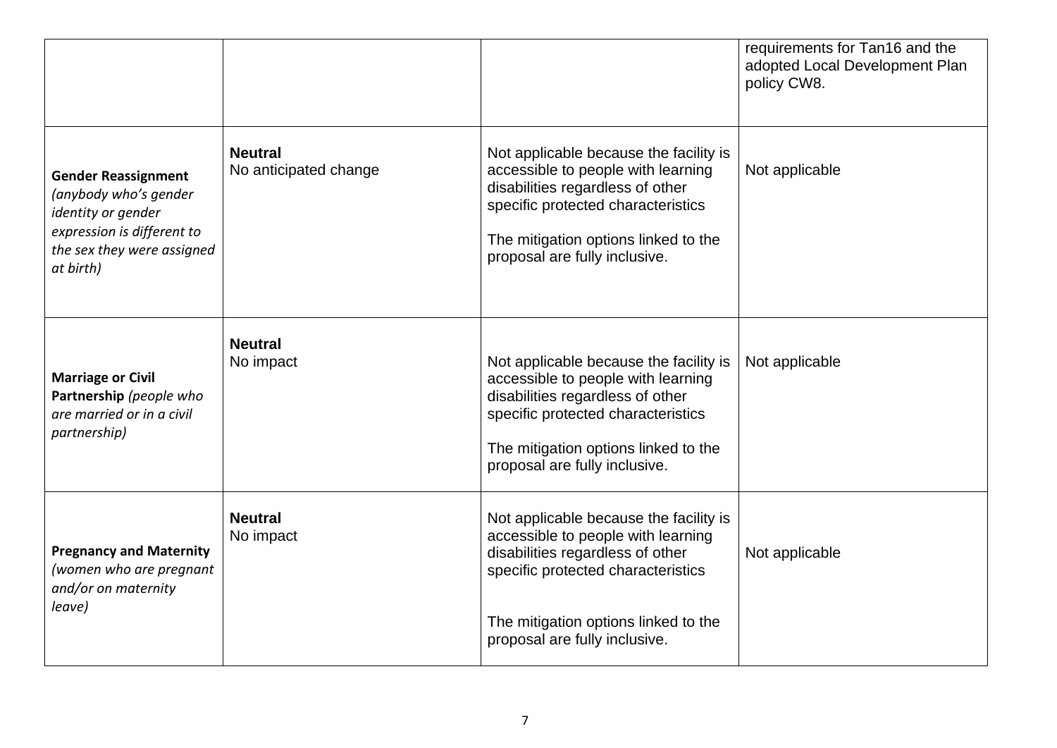| | | | |
|---|---|---|---|
| | | | requirements for Tan16 and the adopted Local Development Plan policy CW8. |
| **Gender Reassignment** *(anybody who's gender identity or gender expression is different to the sex they were assigned at birth)* | **Neutral**<br>No anticipated change | Not applicable because the facility is accessible to people with learning disabilities regardless of other specific protected characteristics<br><br>The mitigation options linked to the proposal are fully inclusive. | Not applicable |
| **Marriage or Civil Partnership** *(people who are married or in a civil partnership)* | **Neutral**<br>No impact | Not applicable because the facility is accessible to people with learning disabilities regardless of other specific protected characteristics<br><br>The mitigation options linked to the proposal are fully inclusive. | Not applicable |
| **Pregnancy and Maternity** *(women who are pregnant and/or on maternity leave)* | **Neutral**<br>No impact | Not applicable because the facility is accessible to people with learning disabilities regardless of other specific protected characteristics<br><br>The mitigation options linked to the proposal are fully inclusive. | Not applicable |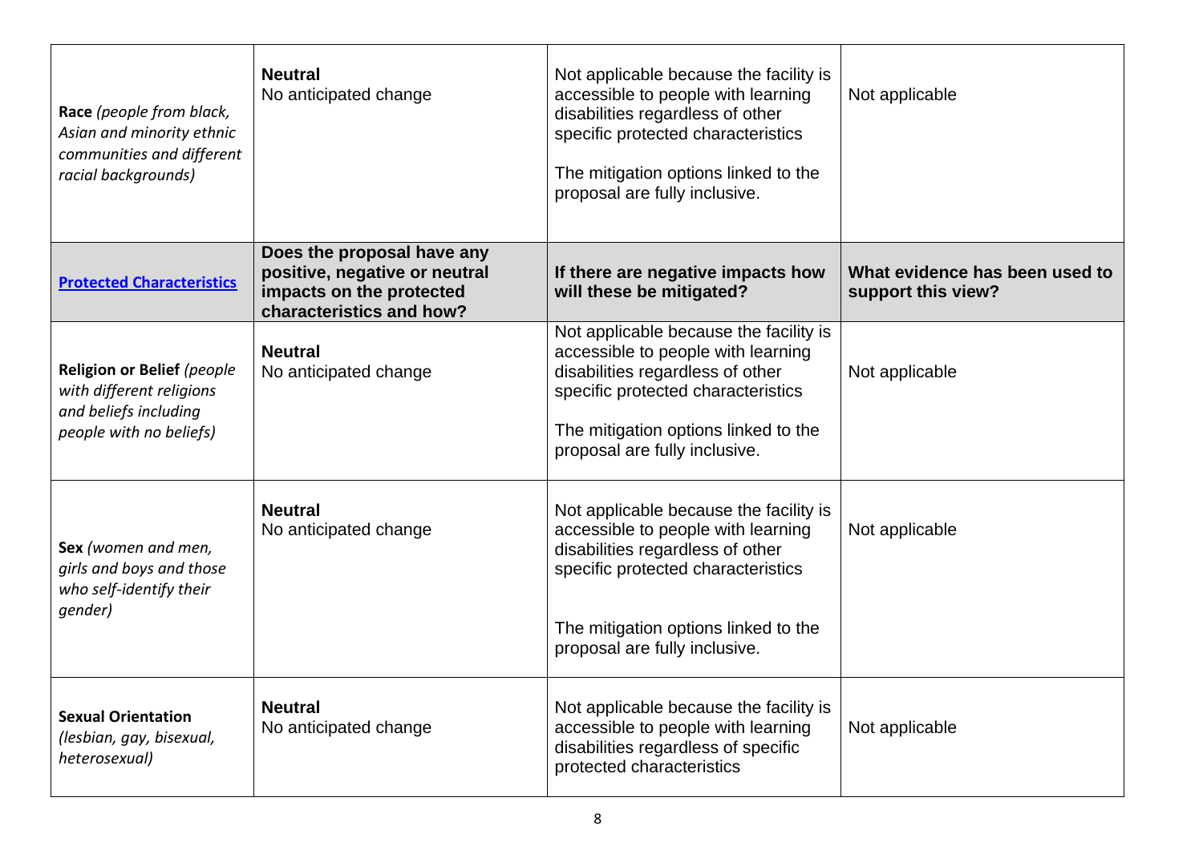| | | | |
|---|---|---|---|
| **Race** *(people from black, Asian and minority ethnic communities and different racial backgrounds)* | **Neutral**<br>No anticipated change | Not applicable because the facility is accessible to people with learning disabilities regardless of other specific protected characteristics<br><br>The mitigation options linked to the proposal are fully inclusive. | Not applicable |
| **Protected Characteristics** | **Does the proposal have any positive, negative or neutral impacts on the protected characteristics and how?** | **If there are negative impacts how will these be mitigated?** | **What evidence has been used to support this view?** |
| **Religion or Belief** *(people with different religions and beliefs including people with no beliefs)* | **Neutral**<br>No anticipated change | Not applicable because the facility is accessible to people with learning disabilities regardless of other specific protected characteristics<br><br>The mitigation options linked to the proposal are fully inclusive. | Not applicable |
| **Sex** *(women and men, girls and boys and those who self-identify their gender)* | **Neutral**<br>No anticipated change | Not applicable because the facility is accessible to people with learning disabilities regardless of other specific protected characteristics<br><br>The mitigation options linked to the proposal are fully inclusive. | Not applicable |
| **Sexual Orientation** *(lesbian, gay, bisexual, heterosexual)* | **Neutral**<br>No anticipated change | Not applicable because the facility is accessible to people with learning disabilities regardless of specific protected characteristics | Not applicable |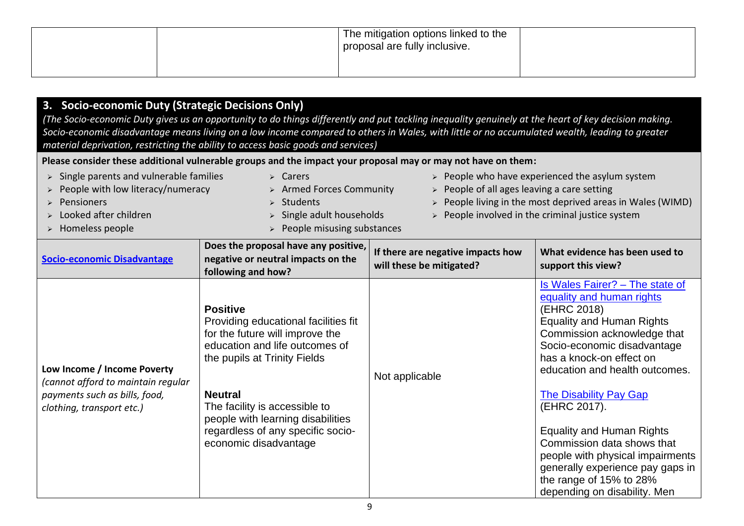| | | | |
|---|---|---|---|
| | | The mitigation options linked to the proposal are fully inclusive. | |

## 3. Socio-economic Duty (Strategic Decisions Only)

*(The Socio-economic Duty gives us an opportunity to do things differently and put tackling inequality genuinely at the heart of key decision making. Socio-economic disadvantage means living on a low income compared to others in Wales, with little or no accumulated wealth, leading to greater material deprivation, restricting the ability to access basic goods and services)*

**Please consider these additional vulnerable groups and the impact your proposal may or may not have on them:**

- Single parents and vulnerable families
- People with low literacy/numeracy
- Pensioners
- Looked after children
- Homeless people
- Carers
- Armed Forces Community
- Students
- Single adult households
- People misusing substances
- People who have experienced the asylum system
- People of all ages leaving a care setting
- People living in the most deprived areas in Wales (WIMD)
- People involved in the criminal justice system

| Socio-economic Disadvantage | Does the proposal have any positive, negative or neutral impacts on the following and how? | If there are negative impacts how will these be mitigated? | What evidence has been used to support this view? |
|---|---|---|---|
| **Low Income / Income Poverty** *(cannot afford to maintain regular payments such as bills, food, clothing, transport etc.)* | **Positive**<br>Providing educational facilities fit for the future will improve the education and life outcomes of the pupils at Trinity Fields<br><br>**Neutral**<br>The facility is accessible to people with learning disabilities regardless of any specific socio-economic disadvantage | Not applicable | Is Wales Fairer? – The state of equality and human rights (EHRC 2018)<br>Equality and Human Rights Commission acknowledge that Socio-economic disadvantage has a knock-on effect on education and health outcomes.<br><br>The Disability Pay Gap (EHRC 2017).<br><br>Equality and Human Rights Commission data shows that people with physical impairments generally experience pay gaps in the range of 15% to 28% depending on disability. Men |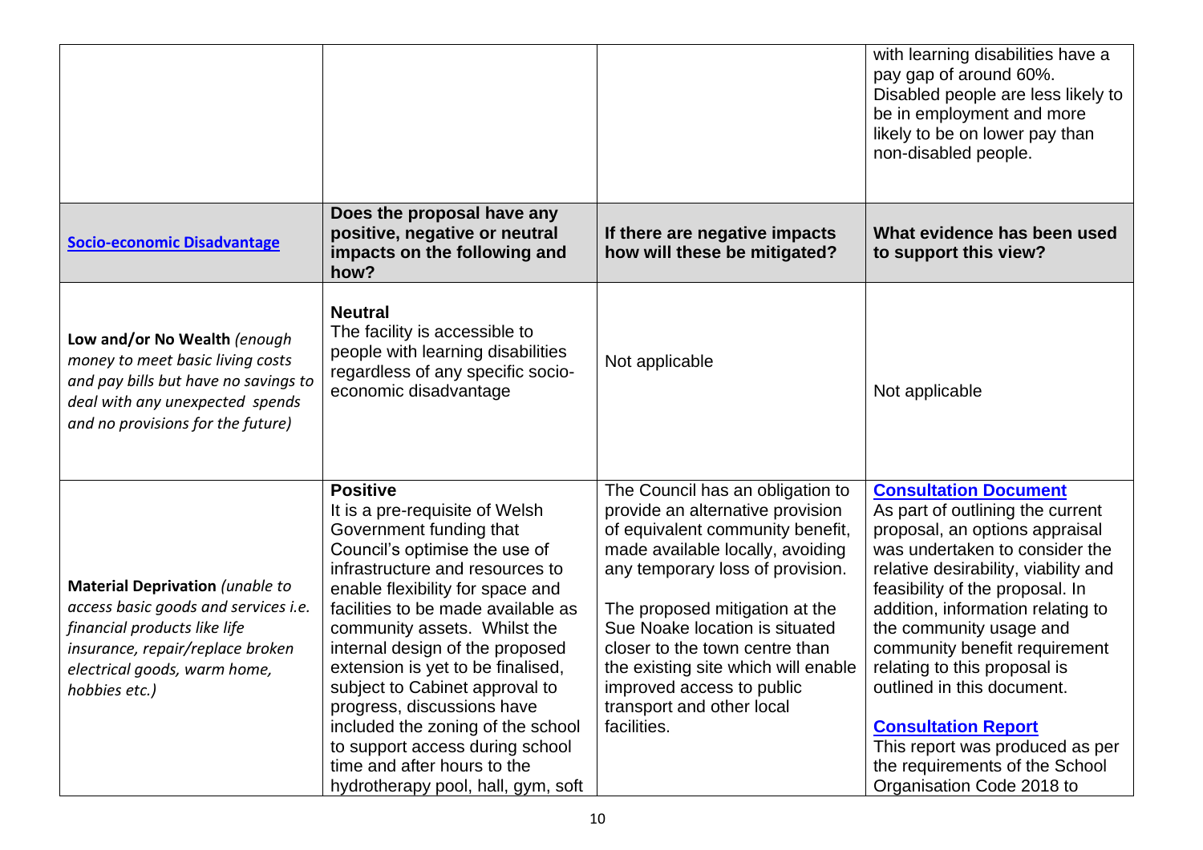| | | | |
|---|---|---|---|
| | | | with learning disabilities have a pay gap of around 60%. Disabled people are less likely to be in employment and more likely to be on lower pay than non-disabled people. |
| **Socio-economic Disadvantage** | **Does the proposal have any positive, negative or neutral impacts on the following and how?** | **If there are negative impacts how will these be mitigated?** | **What evidence has been used to support this view?** |
| **Low and/or No Wealth** *(enough money to meet basic living costs and pay bills but have no savings to deal with any unexpected spends and no provisions for the future)* | **Neutral**<br>The facility is accessible to people with learning disabilities regardless of any specific socio-economic disadvantage | Not applicable | Not applicable |
| **Material Deprivation** *(unable to access basic goods and services i.e. financial products like life insurance, repair/replace broken electrical goods, warm home, hobbies etc.)* | **Positive**<br>It is a pre-requisite of Welsh Government funding that Council's optimise the use of infrastructure and resources to enable flexibility for space and facilities to be made available as community assets. Whilst the internal design of the proposed extension is yet to be finalised, subject to Cabinet approval to progress, discussions have included the zoning of the school to support access during school time and after hours to the hydrotherapy pool, hall, gym, soft | The Council has an obligation to provide an alternative provision of equivalent community benefit, made available locally, avoiding any temporary loss of provision.<br><br>The proposed mitigation at the Sue Noake location is situated closer to the town centre than the existing site which will enable improved access to public transport and other local facilities. | **Consultation Document**<br>As part of outlining the current proposal, an options appraisal was undertaken to consider the relative desirability, viability and feasibility of the proposal. In addition, information relating to the community usage and community benefit requirement relating to this proposal is outlined in this document.<br><br>**Consultation Report**<br>This report was produced as per the requirements of the School Organisation Code 2018 to |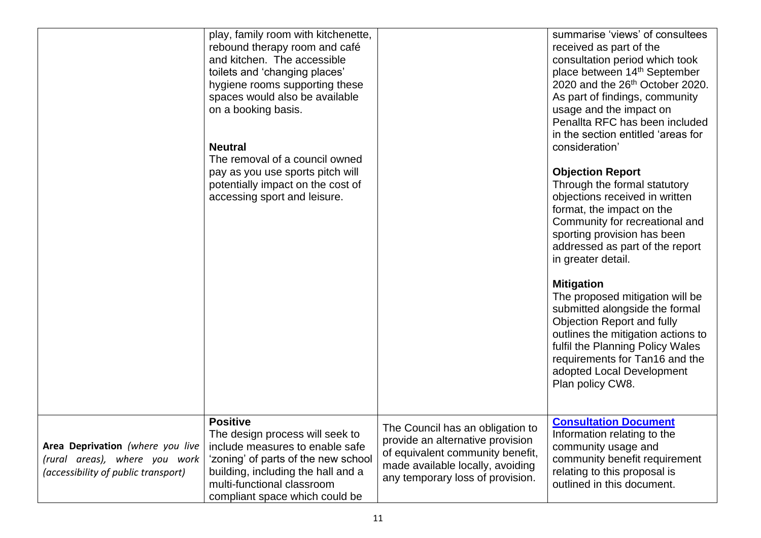| | | | |
|---|---|---|---|
| | play, family room with kitchenette, rebound therapy room and café and kitchen. The accessible toilets and 'changing places' hygiene rooms supporting these spaces would also be available on a booking basis.<br><br>**Neutral**<br>The removal of a council owned pay as you use sports pitch will potentially impact on the cost of accessing sport and leisure. | | summarise 'views' of consultees received as part of the consultation period which took place between 14th September 2020 and the 26th October 2020. As part of findings, community usage and the impact on Penallta RFC has been included in the section entitled 'areas for consideration'<br><br>**Objection Report**<br>Through the formal statutory objections received in written format, the impact on the Community for recreational and sporting provision has been addressed as part of the report in greater detail.<br><br>**Mitigation**<br>The proposed mitigation will be submitted alongside the formal Objection Report and fully outlines the mitigation actions to fulfil the Planning Policy Wales requirements for Tan16 and the adopted Local Development Plan policy CW8. |
| **Area Deprivation** *(where you live (rural areas), where you work (accessibility of public transport)* | **Positive**<br>The design process will seek to include measures to enable safe 'zoning' of parts of the new school building, including the hall and a multi-functional classroom compliant space which could be | The Council has an obligation to provide an alternative provision of equivalent community benefit, made available locally, avoiding any temporary loss of provision. | **Consultation Document**<br>Information relating to the community usage and community benefit requirement relating to this proposal is outlined in this document. |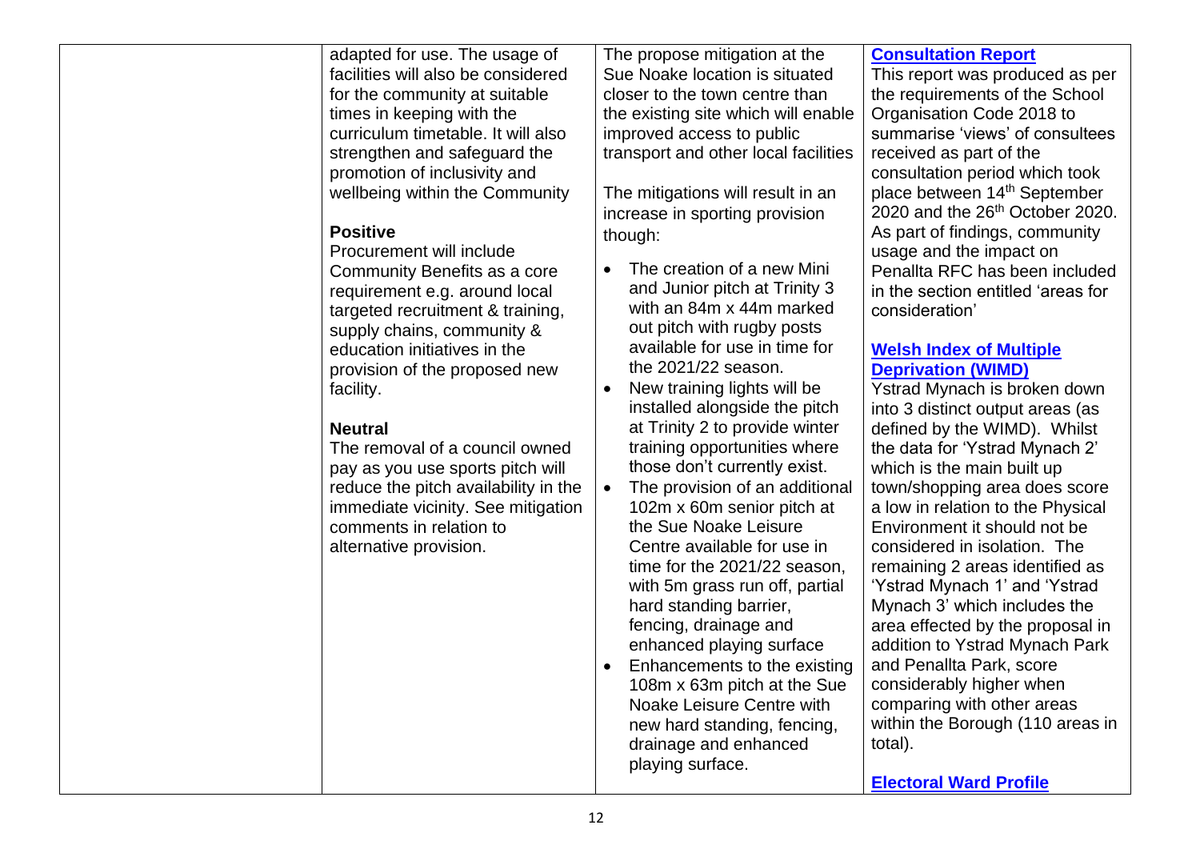| | | | |
|---|---|---|---|
| | adapted for use. The usage of facilities will also be considered for the community at suitable times in keeping with the curriculum timetable. It will also strengthen and safeguard the promotion of inclusivity and wellbeing within the Community<br><br>**Positive**<br>Procurement will include Community Benefits as a core requirement e.g. around local targeted recruitment & training, supply chains, community & education initiatives in the provision of the proposed new facility.<br><br>**Neutral**<br>The removal of a council owned pay as you use sports pitch will reduce the pitch availability in the immediate vicinity. See mitigation comments in relation to alternative provision. | The propose mitigation at the Sue Noake location is situated closer to the town centre than the existing site which will enable improved access to public transport and other local facilities<br><br>The mitigations will result in an increase in sporting provision though:<br><br>• The creation of a new Mini and Junior pitch at Trinity 3 with an 84m x 44m marked out pitch with rugby posts available for use in time for the 2021/22 season.<br>• New training lights will be installed alongside the pitch at Trinity 2 to provide winter training opportunities where those don't currently exist.<br>• The provision of an additional 102m x 60m senior pitch at the Sue Noake Leisure Centre available for use in time for the 2021/22 season, with 5m grass run off, partial hard standing barrier, fencing, drainage and enhanced playing surface<br>• Enhancements to the existing 108m x 63m pitch at the Sue Noake Leisure Centre with new hard standing, fencing, drainage and enhanced playing surface. | **Consultation Report**<br>This report was produced as per the requirements of the School Organisation Code 2018 to summarise 'views' of consultees received as part of the consultation period which took place between 14th September 2020 and the 26th October 2020. As part of findings, community usage and the impact on Penallta RFC has been included in the section entitled 'areas for consideration'<br><br>**Welsh Index of Multiple Deprivation (WIMD)**<br>Ystrad Mynach is broken down into 3 distinct output areas (as defined by the WIMD). Whilst the data for 'Ystrad Mynach 2' which is the main built up town/shopping area does score a low in relation to the Physical Environment it should not be considered in isolation. The remaining 2 areas identified as 'Ystrad Mynach 1' and 'Ystrad Mynach 3' which includes the area effected by the proposal in addition to Ystrad Mynach Park and Penallta Park, score considerably higher when comparing with other areas within the Borough (110 areas in total).<br><br>**Electoral Ward Profile** |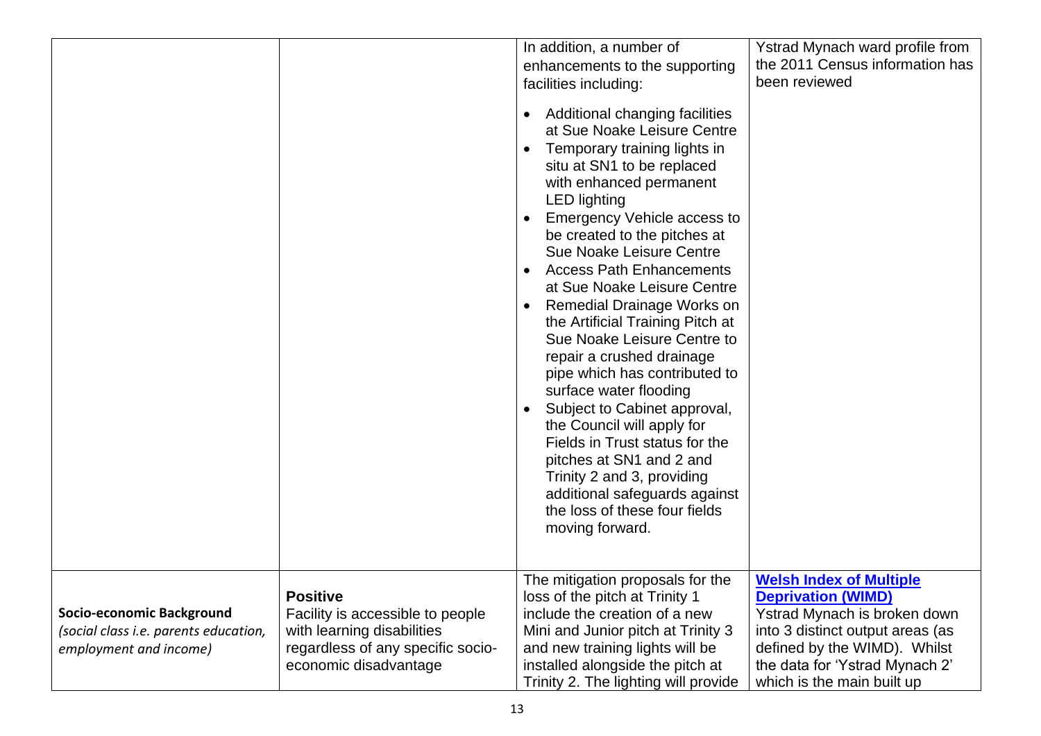| | | | |
|---|---|---|---|
| | | In addition, a number of enhancements to the supporting facilities including:<br><br>- Additional changing facilities at Sue Noake Leisure Centre<br>- Temporary training lights in situ at SN1 to be replaced with enhanced permanent LED lighting<br>- Emergency Vehicle access to be created to the pitches at Sue Noake Leisure Centre<br>- Access Path Enhancements at Sue Noake Leisure Centre<br>- Remedial Drainage Works on the Artificial Training Pitch at Sue Noake Leisure Centre to repair a crushed drainage pipe which has contributed to surface water flooding<br>- Subject to Cabinet approval, the Council will apply for Fields in Trust status for the pitches at SN1 and 2 and Trinity 2 and 3, providing additional safeguards against the loss of these four fields moving forward. | Ystrad Mynach ward profile from the 2011 Census information has been reviewed |
| **Socio-economic Background**<br>*(social class i.e. parents education, employment and income)* | **Positive**<br>Facility is accessible to people with learning disabilities regardless of any specific socio-economic disadvantage | The mitigation proposals for the loss of the pitch at Trinity 1 include the creation of a new Mini and Junior pitch at Trinity 3 and new training lights will be installed alongside the pitch at Trinity 2. The lighting will provide | **[Welsh Index of Multiple Deprivation (WIMD)]()**<br>Ystrad Mynach is broken down into 3 distinct output areas (as defined by the WIMD). Whilst the data for 'Ystrad Mynach 2' which is the main built up |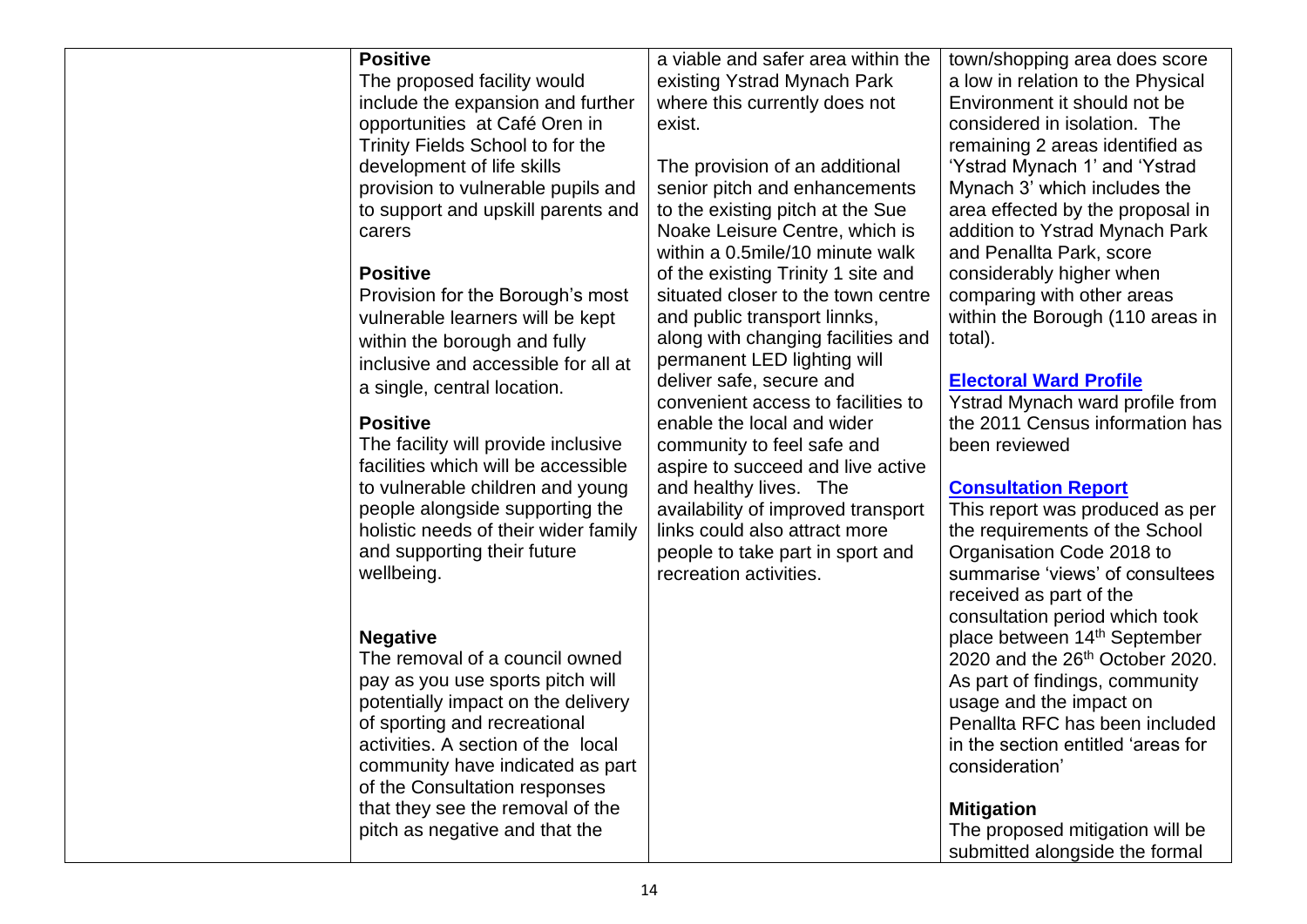| | | | |
|---|---|---|---|
| | **Positive**<br>The proposed facility would include the expansion and further opportunities at Café Oren in Trinity Fields School to for the development of life skills provision to vulnerable pupils and to support and upskill parents and carers<br><br>**Positive**<br>Provision for the Borough's most vulnerable learners will be kept within the borough and fully inclusive and accessible for all at a single, central location.<br><br>**Positive**<br>The facility will provide inclusive facilities which will be accessible to vulnerable children and young people alongside supporting the holistic needs of their wider family and supporting their future wellbeing.<br><br>**Negative**<br>The removal of a council owned pay as you use sports pitch will potentially impact on the delivery of sporting and recreational activities. A section of the local community have indicated as part of the Consultation responses that they see the removal of the pitch as negative and that the | a viable and safer area within the existing Ystrad Mynach Park where this currently does not exist.<br><br>The provision of an additional senior pitch and enhancements to the existing pitch at the Sue Noake Leisure Centre, which is within a 0.5mile/10 minute walk of the existing Trinity 1 site and situated closer to the town centre and public transport linnks, along with changing facilities and permanent LED lighting will deliver safe, secure and convenient access to facilities to enable the local and wider community to feel safe and aspire to succeed and live active and healthy lives. The availability of improved transport links could also attract more people to take part in sport and recreation activities. | town/shopping area does score a low in relation to the Physical Environment it should not be considered in isolation. The remaining 2 areas identified as 'Ystrad Mynach 1' and 'Ystrad Mynach 3' which includes the area effected by the proposal in addition to Ystrad Mynach Park and Penallta Park, score considerably higher when comparing with other areas within the Borough (110 areas in total).<br><br>**Electoral Ward Profile**<br>Ystrad Mynach ward profile from the 2011 Census information has been reviewed<br><br>**Consultation Report**<br>This report was produced as per the requirements of the School Organisation Code 2018 to summarise 'views' of consultees received as part of the consultation period which took place between 14th September 2020 and the 26th October 2020. As part of findings, community usage and the impact on Penallta RFC has been included in the section entitled 'areas for consideration'<br><br>**Mitigation**<br>The proposed mitigation will be submitted alongside the formal |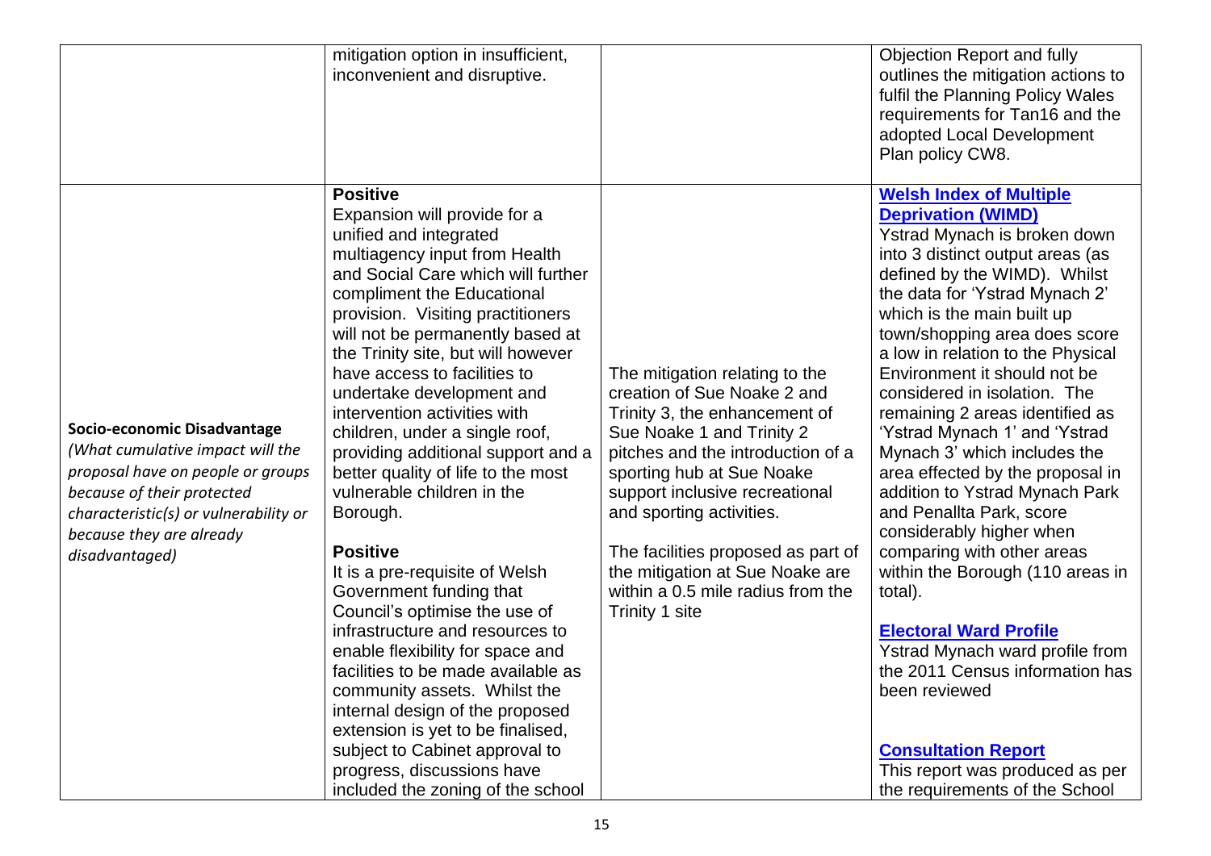| | | | |
|---|---|---|---|
| | mitigation option in insufficient, inconvenient and disruptive. | | Objection Report and fully outlines the mitigation actions to fulfil the Planning Policy Wales requirements for Tan16 and the adopted Local Development Plan policy CW8. |
| **Socio-economic Disadvantage** *(What cumulative impact will the proposal have on people or groups because of their protected characteristic(s) or vulnerability or because they are already disadvantaged)* | **Positive** Expansion will provide for a unified and integrated multiagency input from Health and Social Care which will further compliment the Educational provision. Visiting practitioners will not be permanently based at the Trinity site, but will however have access to facilities to undertake development and intervention activities with children, under a single roof, providing additional support and a better quality of life to the most vulnerable children in the Borough. **Positive** It is a pre-requisite of Welsh Government funding that Council's optimise the use of infrastructure and resources to enable flexibility for space and facilities to be made available as community assets. Whilst the internal design of the proposed extension is yet to be finalised, subject to Cabinet approval to progress, discussions have included the zoning of the school | The mitigation relating to the creation of Sue Noake 2 and Trinity 3, the enhancement of Sue Noake 1 and Trinity 2 pitches and the introduction of a sporting hub at Sue Noake support inclusive recreational and sporting activities. The facilities proposed as part of the mitigation at Sue Noake are within a 0.5 mile radius from the Trinity 1 site | **Welsh Index of Multiple Deprivation (WIMD)** Ystrad Mynach is broken down into 3 distinct output areas (as defined by the WIMD). Whilst the data for 'Ystrad Mynach 2' which is the main built up town/shopping area does score a low in relation to the Physical Environment it should not be considered in isolation. The remaining 2 areas identified as 'Ystrad Mynach 1' and 'Ystrad Mynach 3' which includes the area effected by the proposal in addition to Ystrad Mynach Park and Penallta Park, score considerably higher when comparing with other areas within the Borough (110 areas in total). **Electoral Ward Profile** Ystrad Mynach ward profile from the 2011 Census information has been reviewed **Consultation Report** This report was produced as per the requirements of the School |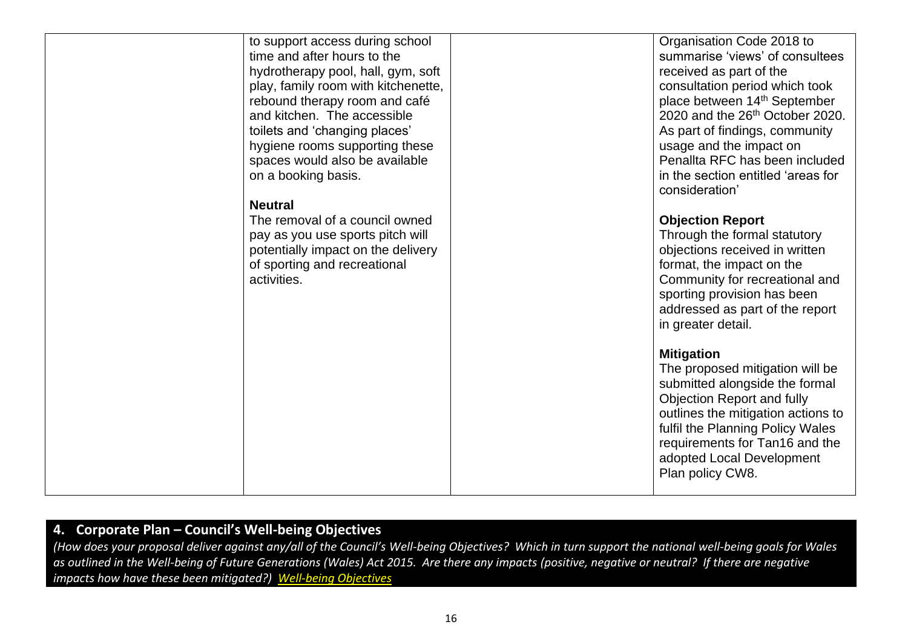| | | | |
|---|---|---|---|
| | to support access during school time and after hours to the hydrotherapy pool, hall, gym, soft play, family room with kitchenette, rebound therapy room and café and kitchen. The accessible toilets and 'changing places' hygiene rooms supporting these spaces would also be available on a booking basis.<br><br>**Neutral**<br>The removal of a council owned pay as you use sports pitch will potentially impact on the delivery of sporting and recreational activities. | | Organisation Code 2018 to summarise 'views' of consultees received as part of the consultation period which took place between 14th September 2020 and the 26th October 2020. As part of findings, community usage and the impact on Penallta RFC has been included in the section entitled 'areas for consideration'<br><br>**Objection Report**<br>Through the formal statutory objections received in written format, the impact on the Community for recreational and sporting provision has been addressed as part of the report in greater detail.<br><br>**Mitigation**<br>The proposed mitigation will be submitted alongside the formal Objection Report and fully outlines the mitigation actions to fulfil the Planning Policy Wales requirements for Tan16 and the adopted Local Development Plan policy CW8. |

## 4. Corporate Plan – Council's Well-being Objectives

*(How does your proposal deliver against any/all of the Council's Well-being Objectives? Which in turn support the national well-being goals for Wales as outlined in the Well-being of Future Generations (Wales) Act 2015. Are there any impacts (positive, negative or neutral? If there are negative impacts how have these been mitigated?) Well-being Objectives*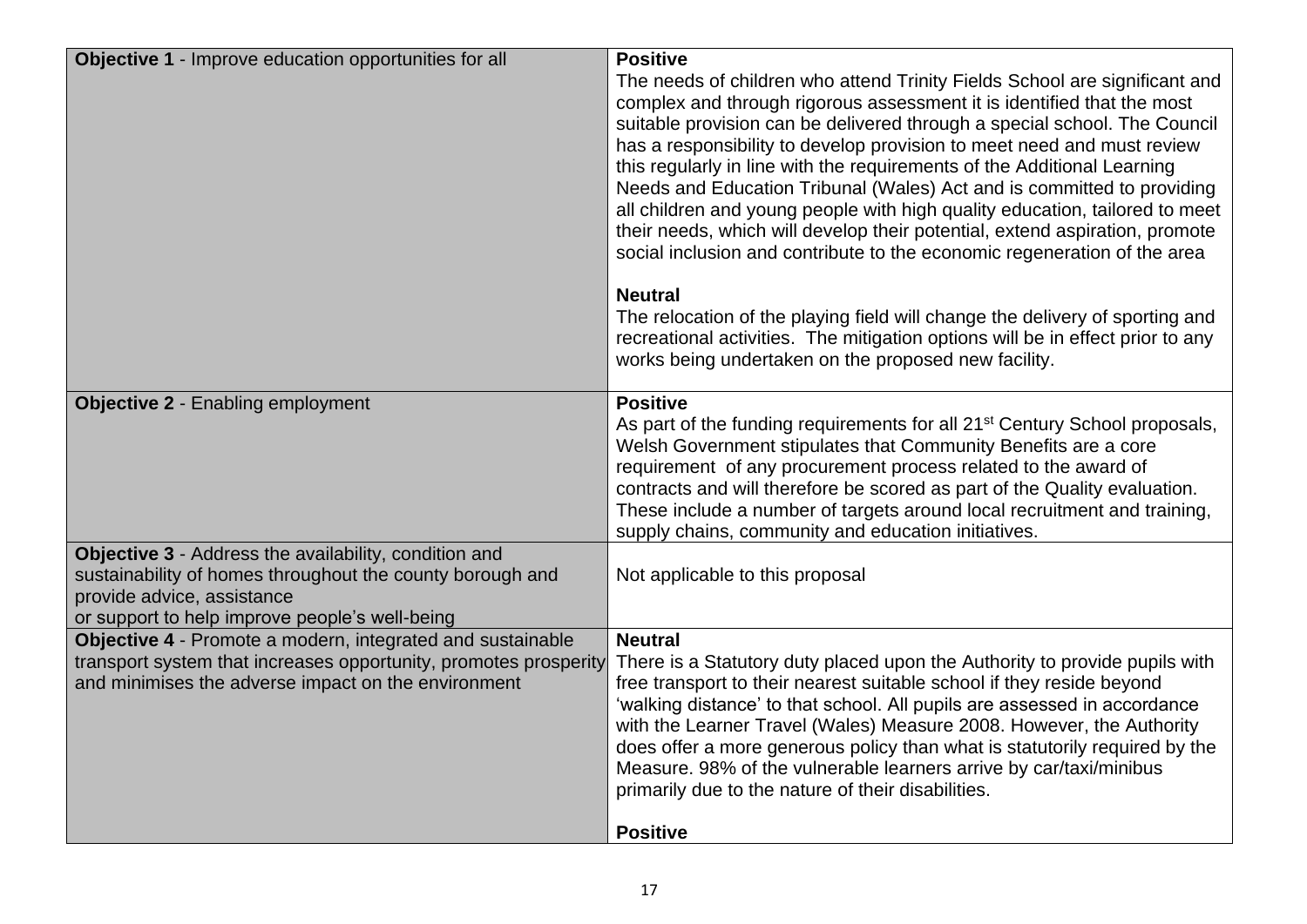| | |
|---|---|
| **Objective 1** - Improve education opportunities for all | **Positive**<br>The needs of children who attend Trinity Fields School are significant and complex and through rigorous assessment it is identified that the most suitable provision can be delivered through a special school. The Council has a responsibility to develop provision to meet need and must review this regularly in line with the requirements of the Additional Learning Needs and Education Tribunal (Wales) Act and is committed to providing all children and young people with high quality education, tailored to meet their needs, which will develop their potential, extend aspiration, promote social inclusion and contribute to the economic regeneration of the area<br><br>**Neutral**<br>The relocation of the playing field will change the delivery of sporting and recreational activities. The mitigation options will be in effect prior to any works being undertaken on the proposed new facility. |
| **Objective 2** - Enabling employment | **Positive**<br>As part of the funding requirements for all 21st Century School proposals, Welsh Government stipulates that Community Benefits are a core requirement of any procurement process related to the award of contracts and will therefore be scored as part of the Quality evaluation. These include a number of targets around local recruitment and training, supply chains, community and education initiatives. |
| **Objective 3** - Address the availability, condition and sustainability of homes throughout the county borough and provide advice, assistance or support to help improve people's well-being | Not applicable to this proposal |
| **Objective 4** - Promote a modern, integrated and sustainable transport system that increases opportunity, promotes prosperity and minimises the adverse impact on the environment | **Neutral**<br>There is a Statutory duty placed upon the Authority to provide pupils with free transport to their nearest suitable school if they reside beyond 'walking distance' to that school. All pupils are assessed in accordance with the Learner Travel (Wales) Measure 2008. However, the Authority does offer a more generous policy than what is statutorily required by the Measure. 98% of the vulnerable learners arrive by car/taxi/minibus primarily due to the nature of their disabilities.<br><br>**Positive** |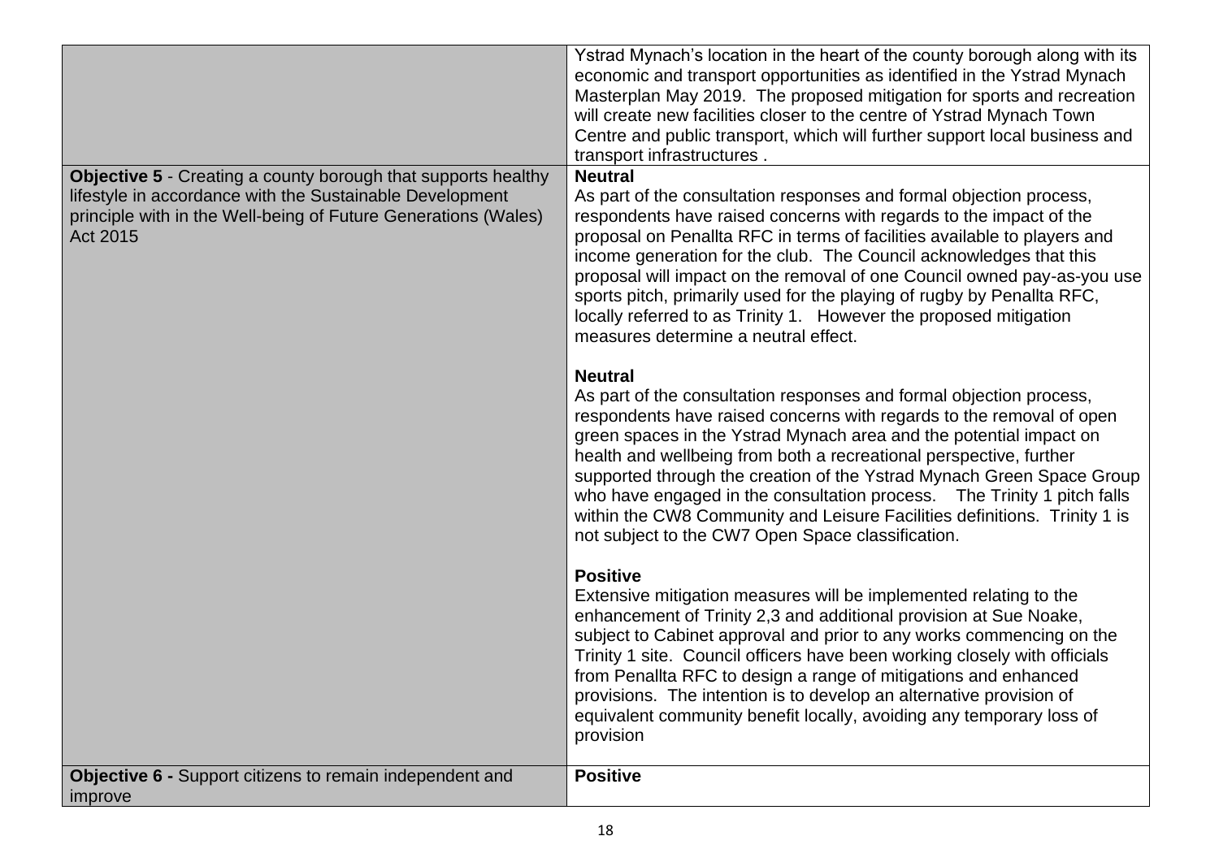| | |
|---|---|
| | Ystrad Mynach's location in the heart of the county borough along with its economic and transport opportunities as identified in the Ystrad Mynach Masterplan May 2019. The proposed mitigation for sports and recreation will create new facilities closer to the centre of Ystrad Mynach Town Centre and public transport, which will further support local business and transport infrastructures . |
| **Objective 5** - Creating a county borough that supports healthy lifestyle in accordance with the Sustainable Development principle with in the Well-being of Future Generations (Wales) Act 2015 | **Neutral**<br>As part of the consultation responses and formal objection process, respondents have raised concerns with regards to the impact of the proposal on Penallta RFC in terms of facilities available to players and income generation for the club. The Council acknowledges that this proposal will impact on the removal of one Council owned pay-as-you use sports pitch, primarily used for the playing of rugby by Penallta RFC, locally referred to as Trinity 1. However the proposed mitigation measures determine a neutral effect.<br><br>**Neutral**<br>As part of the consultation responses and formal objection process, respondents have raised concerns with regards to the removal of open green spaces in the Ystrad Mynach area and the potential impact on health and wellbeing from both a recreational perspective, further supported through the creation of the Ystrad Mynach Green Space Group who have engaged in the consultation process. The Trinity 1 pitch falls within the CW8 Community and Leisure Facilities definitions. Trinity 1 is not subject to the CW7 Open Space classification.<br><br>**Positive**<br>Extensive mitigation measures will be implemented relating to the enhancement of Trinity 2,3 and additional provision at Sue Noake, subject to Cabinet approval and prior to any works commencing on the Trinity 1 site. Council officers have been working closely with officials from Penallta RFC to design a range of mitigations and enhanced provisions. The intention is to develop an alternative provision of equivalent community benefit locally, avoiding any temporary loss of provision |
| **Objective 6 -** Support citizens to remain independent and improve | **Positive** |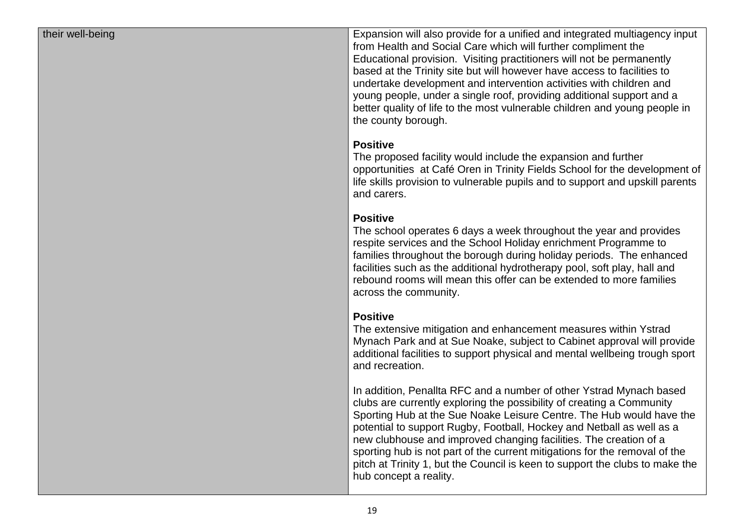| | |
|---|---|
| their well-being | Expansion will also provide for a unified and integrated multiagency input from Health and Social Care which will further compliment the Educational provision. Visiting practitioners will not be permanently based at the Trinity site but will however have access to facilities to undertake development and intervention activities with children and young people, under a single roof, providing additional support and a better quality of life to the most vulnerable children and young people in the county borough.<br><br>**Positive**<br>The proposed facility would include the expansion and further opportunities at Café Oren in Trinity Fields School for the development of life skills provision to vulnerable pupils and to support and upskill parents and carers.<br><br>**Positive**<br>The school operates 6 days a week throughout the year and provides respite services and the School Holiday enrichment Programme to families throughout the borough during holiday periods. The enhanced facilities such as the additional hydrotherapy pool, soft play, hall and rebound rooms will mean this offer can be extended to more families across the community.<br><br>**Positive**<br>The extensive mitigation and enhancement measures within Ystrad Mynach Park and at Sue Noake, subject to Cabinet approval will provide additional facilities to support physical and mental wellbeing trough sport and recreation.<br><br>In addition, Penallta RFC and a number of other Ystrad Mynach based clubs are currently exploring the possibility of creating a Community Sporting Hub at the Sue Noake Leisure Centre. The Hub would have the potential to support Rugby, Football, Hockey and Netball as well as a new clubhouse and improved changing facilities. The creation of a sporting hub is not part of the current mitigations for the removal of the pitch at Trinity 1, but the Council is keen to support the clubs to make the hub concept a reality. |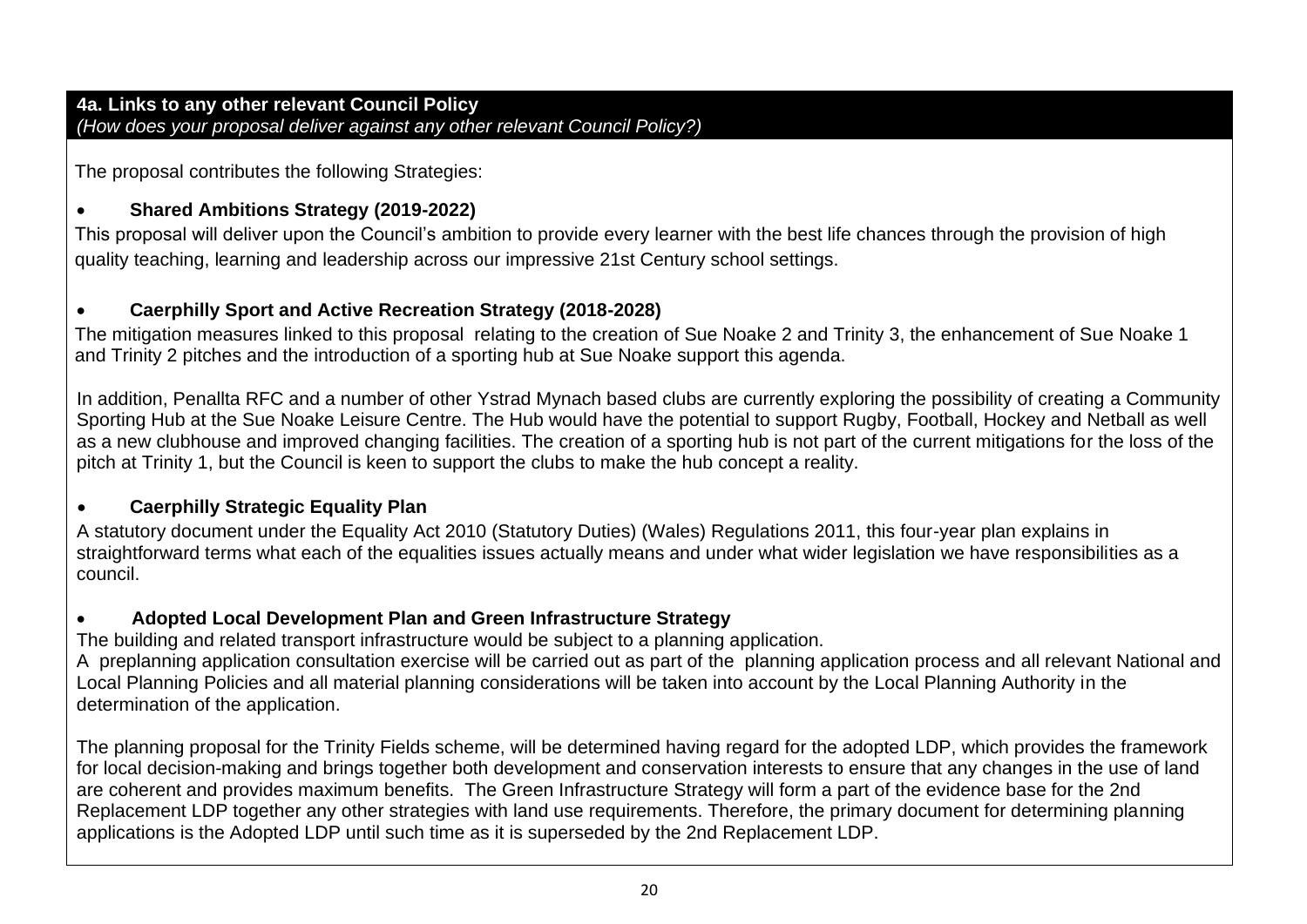**4a. Links to any other relevant Council Policy**
*(How does your proposal deliver against any other relevant Council Policy?)*

The proposal contributes the following Strategies:

- **Shared Ambitions Strategy (2019-2022)**

This proposal will deliver upon the Council's ambition to provide every learner with the best life chances through the provision of high quality teaching, learning and leadership across our impressive 21st Century school settings.

- **Caerphilly Sport and Active Recreation Strategy (2018-2028)**

The mitigation measures linked to this proposal relating to the creation of Sue Noake 2 and Trinity 3, the enhancement of Sue Noake 1 and Trinity 2 pitches and the introduction of a sporting hub at Sue Noake support this agenda.

In addition, Penallta RFC and a number of other Ystrad Mynach based clubs are currently exploring the possibility of creating a Community Sporting Hub at the Sue Noake Leisure Centre. The Hub would have the potential to support Rugby, Football, Hockey and Netball as well as a new clubhouse and improved changing facilities. The creation of a sporting hub is not part of the current mitigations for the loss of the pitch at Trinity 1, but the Council is keen to support the clubs to make the hub concept a reality.

- **Caerphilly Strategic Equality Plan**

A statutory document under the Equality Act 2010 (Statutory Duties) (Wales) Regulations 2011, this four-year plan explains in straightforward terms what each of the equalities issues actually means and under what wider legislation we have responsibilities as a council.

- **Adopted Local Development Plan and Green Infrastructure Strategy**

The building and related transport infrastructure would be subject to a planning application.
A preplanning application consultation exercise will be carried out as part of the planning application process and all relevant National and Local Planning Policies and all material planning considerations will be taken into account by the Local Planning Authority in the determination of the application.

The planning proposal for the Trinity Fields scheme, will be determined having regard for the adopted LDP, which provides the framework for local decision-making and brings together both development and conservation interests to ensure that any changes in the use of land are coherent and provides maximum benefits. The Green Infrastructure Strategy will form a part of the evidence base for the 2nd Replacement LDP together any other strategies with land use requirements. Therefore, the primary document for determining planning applications is the Adopted LDP until such time as it is superseded by the 2nd Replacement LDP.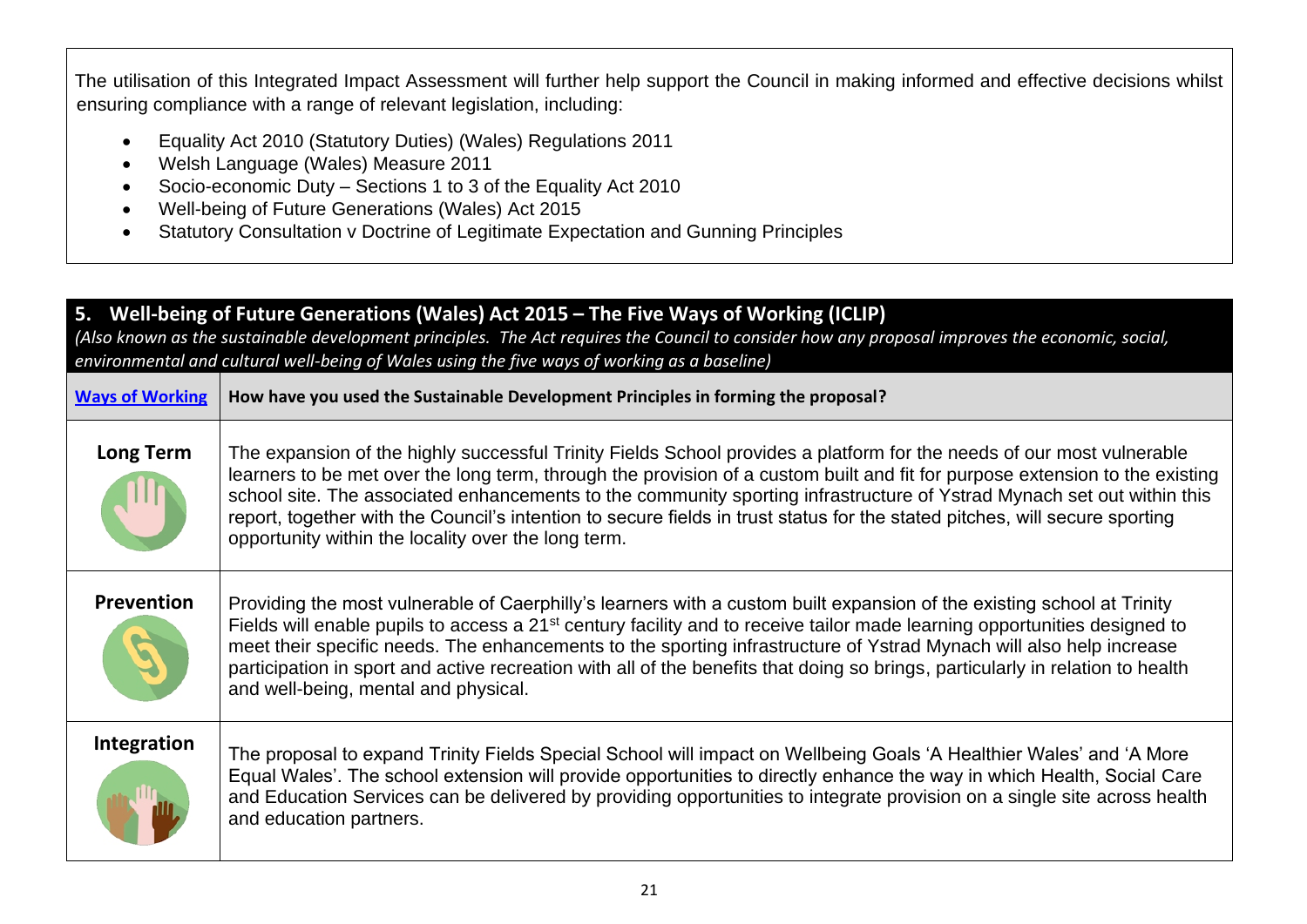The utilisation of this Integrated Impact Assessment will further help support the Council in making informed and effective decisions whilst ensuring compliance with a range of relevant legislation, including:

- Equality Act 2010 (Statutory Duties) (Wales) Regulations 2011
- Welsh Language (Wales) Measure 2011
- Socio-economic Duty – Sections 1 to 3 of the Equality Act 2010
- Well-being of Future Generations (Wales) Act 2015
- Statutory Consultation v Doctrine of Legitimate Expectation and Gunning Principles

## 5. Well-being of Future Generations (Wales) Act 2015 – The Five Ways of Working (ICLIP)

*(Also known as the sustainable development principles. The Act requires the Council to consider how any proposal improves the economic, social, environmental and cultural well-being of Wales using the five ways of working as a baseline)*

| Ways of Working | How have you used the Sustainable Development Principles in forming the proposal? |
|---|---|
| **Long Term** | The expansion of the highly successful Trinity Fields School provides a platform for the needs of our most vulnerable learners to be met over the long term, through the provision of a custom built and fit for purpose extension to the existing school site. The associated enhancements to the community sporting infrastructure of Ystrad Mynach set out within this report, together with the Council's intention to secure fields in trust status for the stated pitches, will secure sporting opportunity within the locality over the long term. |
| **Prevention** | Providing the most vulnerable of Caerphilly's learners with a custom built expansion of the existing school at Trinity Fields will enable pupils to access a 21st century facility and to receive tailor made learning opportunities designed to meet their specific needs. The enhancements to the sporting infrastructure of Ystrad Mynach will also help increase participation in sport and active recreation with all of the benefits that doing so brings, particularly in relation to health and well-being, mental and physical. |
| **Integration** | The proposal to expand Trinity Fields Special School will impact on Wellbeing Goals 'A Healthier Wales' and 'A More Equal Wales'. The school extension will provide opportunities to directly enhance the way in which Health, Social Care and Education Services can be delivered by providing opportunities to integrate provision on a single site across health and education partners. |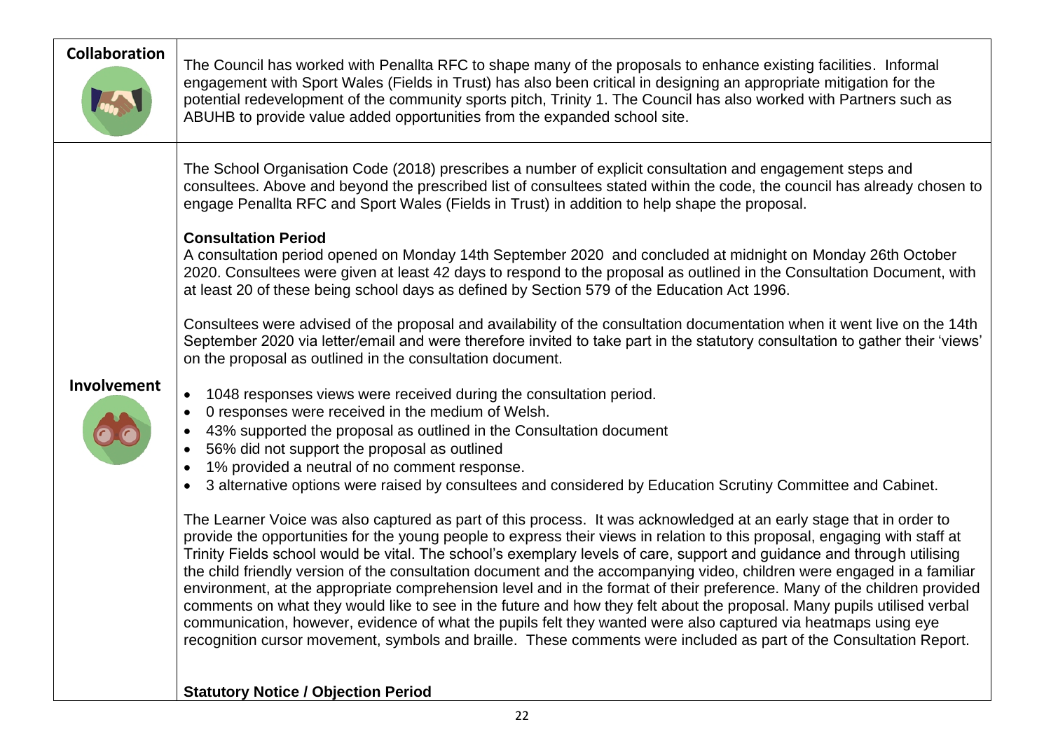| | |
|---|---|
| **Collaboration** | The Council has worked with Penallta RFC to shape many of the proposals to enhance existing facilities. Informal engagement with Sport Wales (Fields in Trust) has also been critical in designing an appropriate mitigation for the potential redevelopment of the community sports pitch, Trinity 1. The Council has also worked with Partners such as ABUHB to provide value added opportunities from the expanded school site. |
| **Involvement** | The School Organisation Code (2018) prescribes a number of explicit consultation and engagement steps and consultees. Above and beyond the prescribed list of consultees stated within the code, the council has already chosen to engage Penallta RFC and Sport Wales (Fields in Trust) in addition to help shape the proposal.<br><br>**Consultation Period**<br>A consultation period opened on Monday 14th September 2020 and concluded at midnight on Monday 26th October 2020. Consultees were given at least 42 days to respond to the proposal as outlined in the Consultation Document, with at least 20 of these being school days as defined by Section 579 of the Education Act 1996.<br><br>Consultees were advised of the proposal and availability of the consultation documentation when it went live on the 14th September 2020 via letter/email and were therefore invited to take part in the statutory consultation to gather their 'views' on the proposal as outlined in the consultation document.<br><br>• 1048 responses views were received during the consultation period.<br>• 0 responses were received in the medium of Welsh.<br>• 43% supported the proposal as outlined in the Consultation document<br>• 56% did not support the proposal as outlined<br>• 1% provided a neutral of no comment response.<br>• 3 alternative options were raised by consultees and considered by Education Scrutiny Committee and Cabinet.<br><br>The Learner Voice was also captured as part of this process. It was acknowledged at an early stage that in order to provide the opportunities for the young people to express their views in relation to this proposal, engaging with staff at Trinity Fields school would be vital. The school's exemplary levels of care, support and guidance and through utilising the child friendly version of the consultation document and the accompanying video, children were engaged in a familiar environment, at the appropriate comprehension level and in the format of their preference. Many of the children provided comments on what they would like to see in the future and how they felt about the proposal. Many pupils utilised verbal communication, however, evidence of what the pupils felt they wanted were also captured via heatmaps using eye recognition cursor movement, symbols and braille. These comments were included as part of the Consultation Report.<br><br>**Statutory Notice / Objection Period** |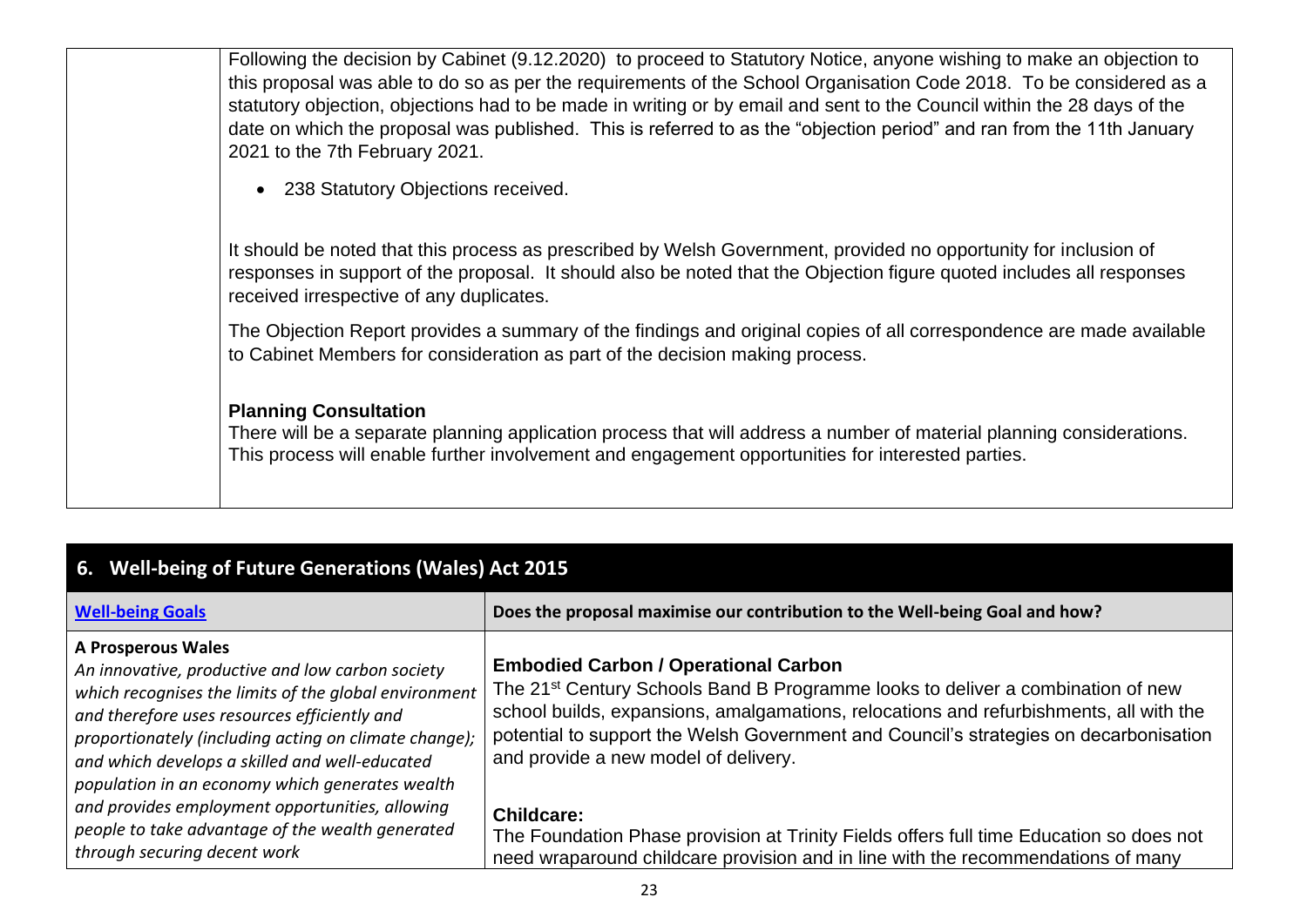| | |
|---|---|
| | Following the decision by Cabinet (9.12.2020) to proceed to Statutory Notice, anyone wishing to make an objection to this proposal was able to do so as per the requirements of the School Organisation Code 2018. To be considered as a statutory objection, objections had to be made in writing or by email and sent to the Council within the 28 days of the date on which the proposal was published. This is referred to as the "objection period" and ran from the 11th January 2021 to the 7th February 2021.<br><br>• 238 Statutory Objections received.<br><br>It should be noted that this process as prescribed by Welsh Government, provided no opportunity for inclusion of responses in support of the proposal. It should also be noted that the Objection figure quoted includes all responses received irrespective of any duplicates.<br><br>The Objection Report provides a summary of the findings and original copies of all correspondence are made available to Cabinet Members for consideration as part of the decision making process.<br><br>**Planning Consultation**<br>There will be a separate planning application process that will address a number of material planning considerations. This process will enable further involvement and engagement opportunities for interested parties. |

## 6. Well-being of Future Generations (Wales) Act 2015

| Well-being Goals | Does the proposal maximise our contribution to the Well-being Goal and how? |
|---|---|
| **A Prosperous Wales**<br>*An innovative, productive and low carbon society which recognises the limits of the global environment and therefore uses resources efficiently and proportionately (including acting on climate change); and which develops a skilled and well-educated population in an economy which generates wealth and provides employment opportunities, allowing people to take advantage of the wealth generated through securing decent work* | **Embodied Carbon / Operational Carbon**<br>The 21st Century Schools Band B Programme looks to deliver a combination of new school builds, expansions, amalgamations, relocations and refurbishments, all with the potential to support the Welsh Government and Council's strategies on decarbonisation and provide a new model of delivery.<br><br>**Childcare:**<br>The Foundation Phase provision at Trinity Fields offers full time Education so does not need wraparound childcare provision and in line with the recommendations of many |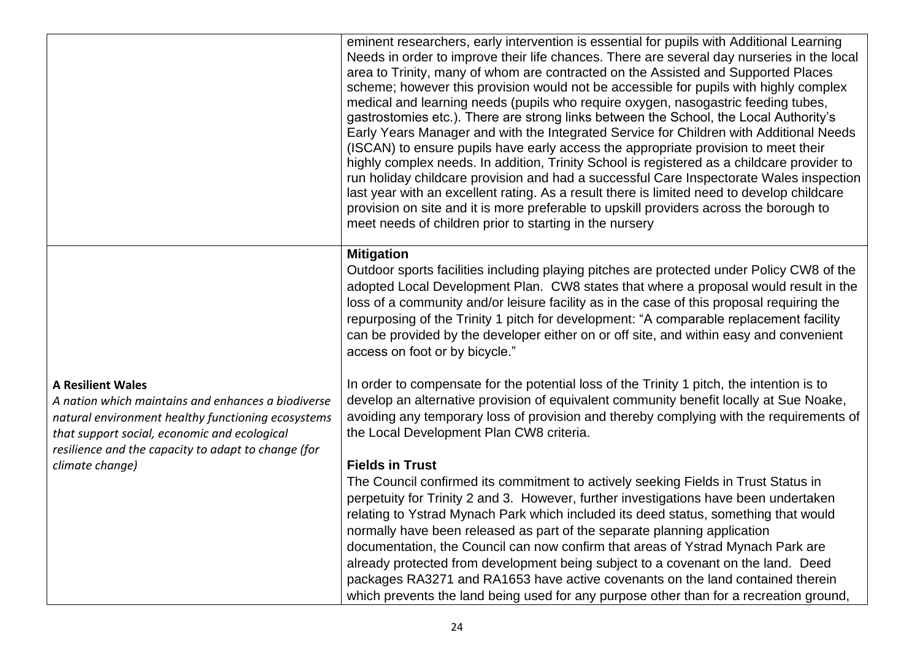| | |
|---|---|
| | eminent researchers, early intervention is essential for pupils with Additional Learning Needs in order to improve their life chances. There are several day nurseries in the local area to Trinity, many of whom are contracted on the Assisted and Supported Places scheme; however this provision would not be accessible for pupils with highly complex medical and learning needs (pupils who require oxygen, nasogastric feeding tubes, gastrostomies etc.). There are strong links between the School, the Local Authority's Early Years Manager and with the Integrated Service for Children with Additional Needs (ISCAN) to ensure pupils have early access the appropriate provision to meet their highly complex needs. In addition, Trinity School is registered as a childcare provider to run holiday childcare provision and had a successful Care Inspectorate Wales inspection last year with an excellent rating. As a result there is limited need to develop childcare provision on site and it is more preferable to upskill providers across the borough to meet needs of children prior to starting in the nursery |
| **A Resilient Wales**<br>*A nation which maintains and enhances a biodiverse natural environment healthy functioning ecosystems that support social, economic and ecological resilience and the capacity to adapt to change (for climate change)* | **Mitigation**<br>Outdoor sports facilities including playing pitches are protected under Policy CW8 of the adopted Local Development Plan. CW8 states that where a proposal would result in the loss of a community and/or leisure facility as in the case of this proposal requiring the repurposing of the Trinity 1 pitch for development: "A comparable replacement facility can be provided by the developer either on or off site, and within easy and convenient access on foot or by bicycle."<br><br>In order to compensate for the potential loss of the Trinity 1 pitch, the intention is to develop an alternative provision of equivalent community benefit locally at Sue Noake, avoiding any temporary loss of provision and thereby complying with the requirements of the Local Development Plan CW8 criteria.<br><br>**Fields in Trust**<br>The Council confirmed its commitment to actively seeking Fields in Trust Status in perpetuity for Trinity 2 and 3. However, further investigations have been undertaken relating to Ystrad Mynach Park which included its deed status, something that would normally have been released as part of the separate planning application documentation, the Council can now confirm that areas of Ystrad Mynach Park are already protected from development being subject to a covenant on the land. Deed packages RA3271 and RA1653 have active covenants on the land contained therein which prevents the land being used for any purpose other than for a recreation ground, |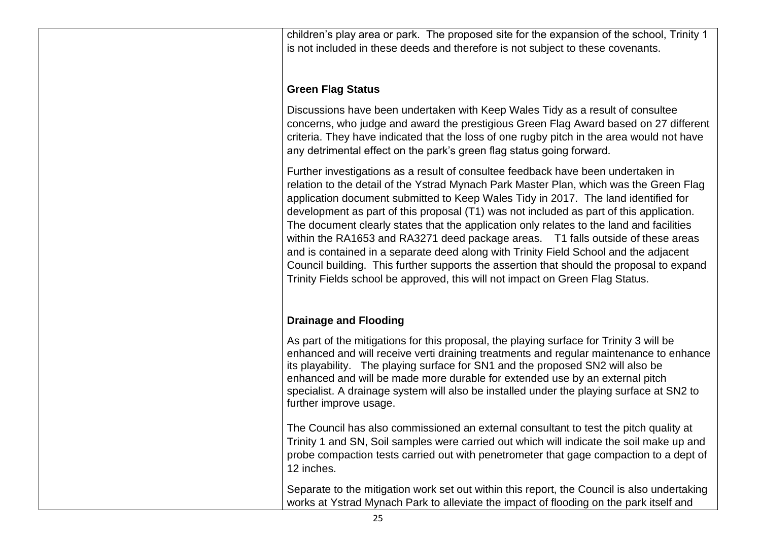| | |
|---|---|
| | children's play area or park. The proposed site for the expansion of the school, Trinity 1 is not included in these deeds and therefore is not subject to these covenants.<br><br>**Green Flag Status**<br><br>Discussions have been undertaken with Keep Wales Tidy as a result of consultee concerns, who judge and award the prestigious Green Flag Award based on 27 different criteria. They have indicated that the loss of one rugby pitch in the area would not have any detrimental effect on the park's green flag status going forward.<br><br>Further investigations as a result of consultee feedback have been undertaken in relation to the detail of the Ystrad Mynach Park Master Plan, which was the Green Flag application document submitted to Keep Wales Tidy in 2017. The land identified for development as part of this proposal (T1) was not included as part of this application. The document clearly states that the application only relates to the land and facilities within the RA1653 and RA3271 deed package areas. T1 falls outside of these areas and is contained in a separate deed along with Trinity Field School and the adjacent Council building. This further supports the assertion that should the proposal to expand Trinity Fields school be approved, this will not impact on Green Flag Status.<br><br>**Drainage and Flooding**<br><br>As part of the mitigations for this proposal, the playing surface for Trinity 3 will be enhanced and will receive verti draining treatments and regular maintenance to enhance its playability. The playing surface for SN1 and the proposed SN2 will also be enhanced and will be made more durable for extended use by an external pitch specialist. A drainage system will also be installed under the playing surface at SN2 to further improve usage.<br><br>The Council has also commissioned an external consultant to test the pitch quality at Trinity 1 and SN, Soil samples were carried out which will indicate the soil make up and probe compaction tests carried out with penetrometer that gage compaction to a dept of 12 inches.<br><br>Separate to the mitigation work set out within this report, the Council is also undertaking works at Ystrad Mynach Park to alleviate the impact of flooding on the park itself and |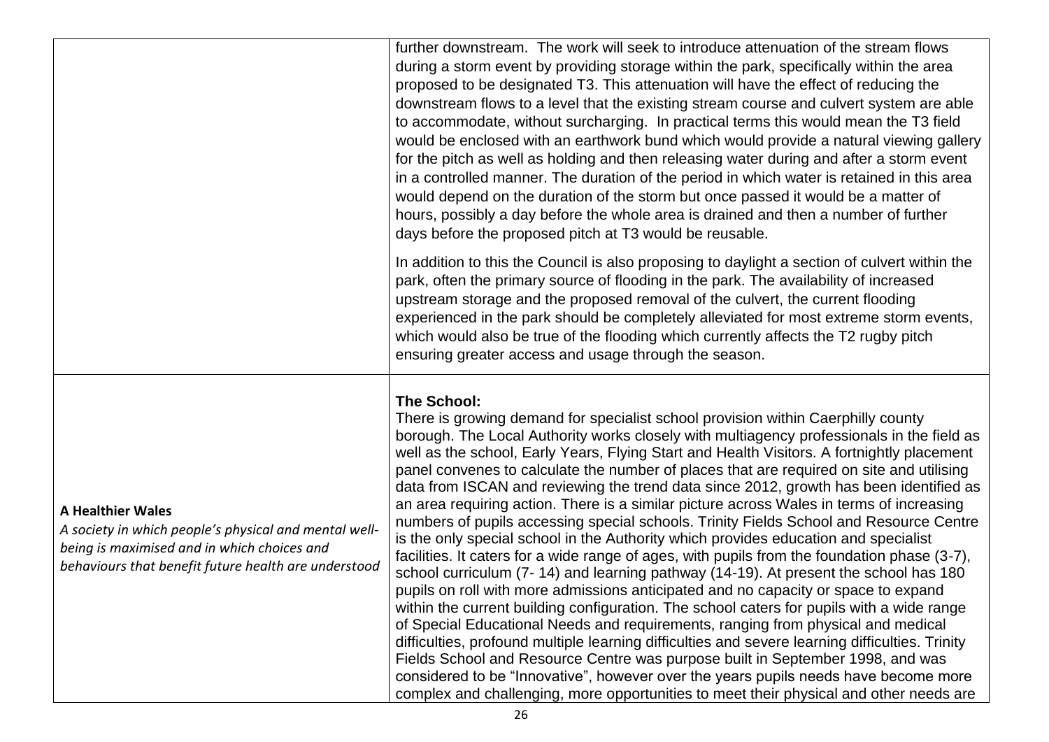| | |
|---|---|
| | further downstream. The work will seek to introduce attenuation of the stream flows during a storm event by providing storage within the park, specifically within the area proposed to be designated T3. This attenuation will have the effect of reducing the downstream flows to a level that the existing stream course and culvert system are able to accommodate, without surcharging. In practical terms this would mean the T3 field would be enclosed with an earthwork bund which would provide a natural viewing gallery for the pitch as well as holding and then releasing water during and after a storm event in a controlled manner. The duration of the period in which water is retained in this area would depend on the duration of the storm but once passed it would be a matter of hours, possibly a day before the whole area is drained and then a number of further days before the proposed pitch at T3 would be reusable.<br><br>In addition to this the Council is also proposing to daylight a section of culvert within the park, often the primary source of flooding in the park. The availability of increased upstream storage and the proposed removal of the culvert, the current flooding experienced in the park should be completely alleviated for most extreme storm events, which would also be true of the flooding which currently affects the T2 rugby pitch ensuring greater access and usage through the season. |
| **A Healthier Wales**<br>*A society in which people's physical and mental well-being is maximised and in which choices and behaviours that benefit future health are understood* | **The School:**<br>There is growing demand for specialist school provision within Caerphilly county borough. The Local Authority works closely with multiagency professionals in the field as well as the school, Early Years, Flying Start and Health Visitors. A fortnightly placement panel convenes to calculate the number of places that are required on site and utilising data from ISCAN and reviewing the trend data since 2012, growth has been identified as an area requiring action. There is a similar picture across Wales in terms of increasing numbers of pupils accessing special schools. Trinity Fields School and Resource Centre is the only special school in the Authority which provides education and specialist facilities. It caters for a wide range of ages, with pupils from the foundation phase (3-7), school curriculum (7- 14) and learning pathway (14-19). At present the school has 180 pupils on roll with more admissions anticipated and no capacity or space to expand within the current building configuration. The school caters for pupils with a wide range of Special Educational Needs and requirements, ranging from physical and medical difficulties, profound multiple learning difficulties and severe learning difficulties. Trinity Fields School and Resource Centre was purpose built in September 1998, and was considered to be "Innovative", however over the years pupils needs have become more complex and challenging, more opportunities to meet their physical and other needs are |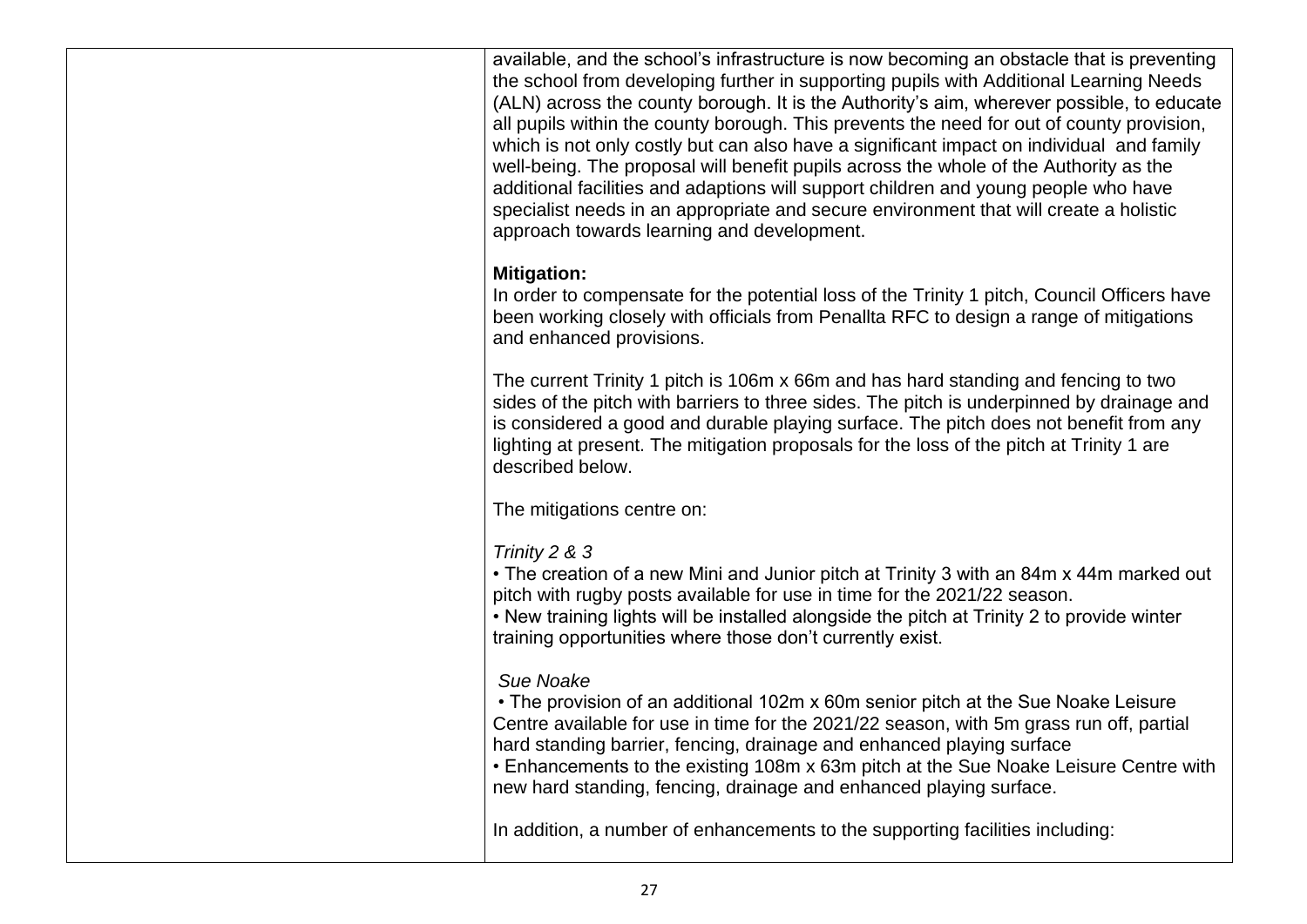| | |
|---|---|
| | available, and the school's infrastructure is now becoming an obstacle that is preventing the school from developing further in supporting pupils with Additional Learning Needs (ALN) across the county borough. It is the Authority's aim, wherever possible, to educate all pupils within the county borough. This prevents the need for out of county provision, which is not only costly but can also have a significant impact on individual and family well-being. The proposal will benefit pupils across the whole of the Authority as the additional facilities and adaptions will support children and young people who have specialist needs in an appropriate and secure environment that will create a holistic approach towards learning and development.<br><br>**Mitigation:**<br>In order to compensate for the potential loss of the Trinity 1 pitch, Council Officers have been working closely with officials from Penallta RFC to design a range of mitigations and enhanced provisions.<br><br>The current Trinity 1 pitch is 106m x 66m and has hard standing and fencing to two sides of the pitch with barriers to three sides. The pitch is underpinned by drainage and is considered a good and durable playing surface. The pitch does not benefit from any lighting at present. The mitigation proposals for the loss of the pitch at Trinity 1 are described below.<br><br>The mitigations centre on:<br><br>*Trinity 2 & 3*<br>• The creation of a new Mini and Junior pitch at Trinity 3 with an 84m x 44m marked out pitch with rugby posts available for use in time for the 2021/22 season.<br>• New training lights will be installed alongside the pitch at Trinity 2 to provide winter training opportunities where those don't currently exist.<br><br>*Sue Noake*<br>• The provision of an additional 102m x 60m senior pitch at the Sue Noake Leisure Centre available for use in time for the 2021/22 season, with 5m grass run off, partial hard standing barrier, fencing, drainage and enhanced playing surface<br>• Enhancements to the existing 108m x 63m pitch at the Sue Noake Leisure Centre with new hard standing, fencing, drainage and enhanced playing surface.<br><br>In addition, a number of enhancements to the supporting facilities including: |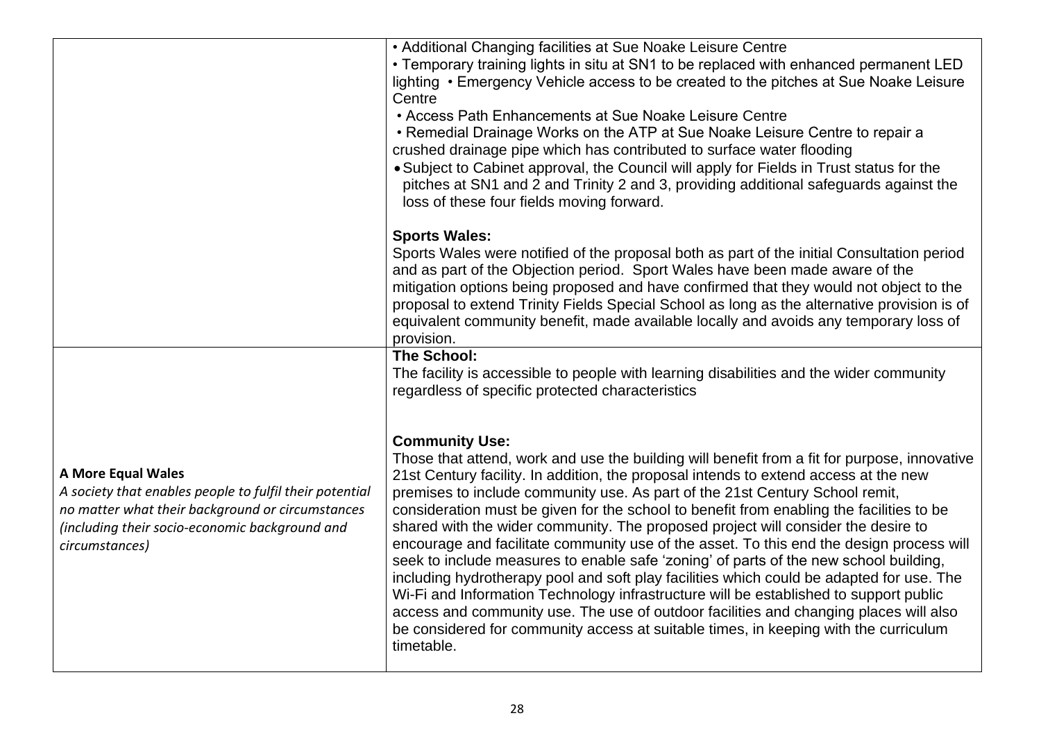| | |
|---|---|
| | • Additional Changing facilities at Sue Noake Leisure Centre<br>• Temporary training lights in situ at SN1 to be replaced with enhanced permanent LED lighting • Emergency Vehicle access to be created to the pitches at Sue Noake Leisure Centre<br>• Access Path Enhancements at Sue Noake Leisure Centre<br>• Remedial Drainage Works on the ATP at Sue Noake Leisure Centre to repair a crushed drainage pipe which has contributed to surface water flooding<br>• Subject to Cabinet approval, the Council will apply for Fields in Trust status for the pitches at SN1 and 2 and Trinity 2 and 3, providing additional safeguards against the loss of these four fields moving forward.<br><br>**Sports Wales:**<br>Sports Wales were notified of the proposal both as part of the initial Consultation period and as part of the Objection period. Sport Wales have been made aware of the mitigation options being proposed and have confirmed that they would not object to the proposal to extend Trinity Fields Special School as long as the alternative provision is of equivalent community benefit, made available locally and avoids any temporary loss of provision. |
| **A More Equal Wales**<br>*A society that enables people to fulfil their potential no matter what their background or circumstances (including their socio-economic background and circumstances)* | **The School:**<br>The facility is accessible to people with learning disabilities and the wider community regardless of specific protected characteristics<br><br>**Community Use:**<br>Those that attend, work and use the building will benefit from a fit for purpose, innovative 21st Century facility. In addition, the proposal intends to extend access at the new premises to include community use. As part of the 21st Century School remit, consideration must be given for the school to benefit from enabling the facilities to be shared with the wider community. The proposed project will consider the desire to encourage and facilitate community use of the asset. To this end the design process will seek to include measures to enable safe 'zoning' of parts of the new school building, including hydrotherapy pool and soft play facilities which could be adapted for use. The Wi-Fi and Information Technology infrastructure will be established to support public access and community use. The use of outdoor facilities and changing places will also be considered for community access at suitable times, in keeping with the curriculum timetable. |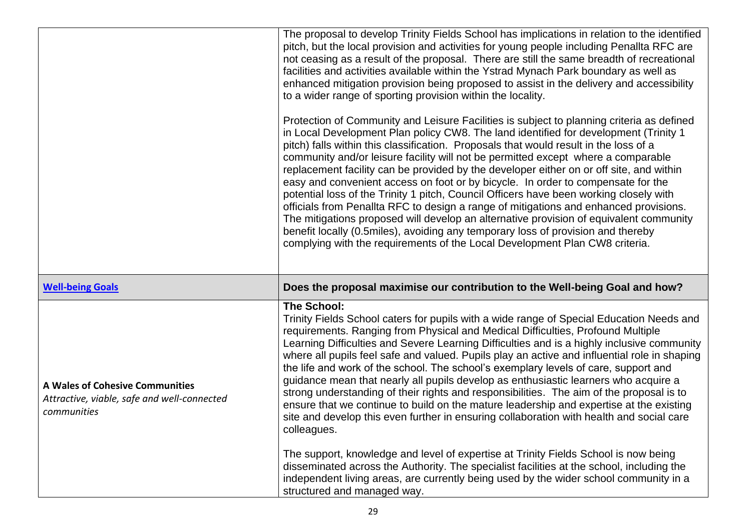| | |
|---|---|
| | The proposal to develop Trinity Fields School has implications in relation to the identified pitch, but the local provision and activities for young people including Penallta RFC are not ceasing as a result of the proposal. There are still the same breadth of recreational facilities and activities available within the Ystrad Mynach Park boundary as well as enhanced mitigation provision being proposed to assist in the delivery and accessibility to a wider range of sporting provision within the locality.<br><br>Protection of Community and Leisure Facilities is subject to planning criteria as defined in Local Development Plan policy CW8. The land identified for development (Trinity 1 pitch) falls within this classification. Proposals that would result in the loss of a community and/or leisure facility will not be permitted except where a comparable replacement facility can be provided by the developer either on or off site, and within easy and convenient access on foot or by bicycle. In order to compensate for the potential loss of the Trinity 1 pitch, Council Officers have been working closely with officials from Penallta RFC to design a range of mitigations and enhanced provisions. The mitigations proposed will develop an alternative provision of equivalent community benefit locally (0.5miles), avoiding any temporary loss of provision and thereby complying with the requirements of the Local Development Plan CW8 criteria. |
| **Well-being Goals** | **Does the proposal maximise our contribution to the Well-being Goal and how?** |
| **A Wales of Cohesive Communities**<br>*Attractive, viable, safe and well-connected communities* | **The School:**<br>Trinity Fields School caters for pupils with a wide range of Special Education Needs and requirements. Ranging from Physical and Medical Difficulties, Profound Multiple Learning Difficulties and Severe Learning Difficulties and is a highly inclusive community where all pupils feel safe and valued. Pupils play an active and influential role in shaping the life and work of the school. The school's exemplary levels of care, support and guidance mean that nearly all pupils develop as enthusiastic learners who acquire a strong understanding of their rights and responsibilities. The aim of the proposal is to ensure that we continue to build on the mature leadership and expertise at the existing site and develop this even further in ensuring collaboration with health and social care colleagues.<br><br>The support, knowledge and level of expertise at Trinity Fields School is now being disseminated across the Authority. The specialist facilities at the school, including the independent living areas, are currently being used by the wider school community in a structured and managed way. |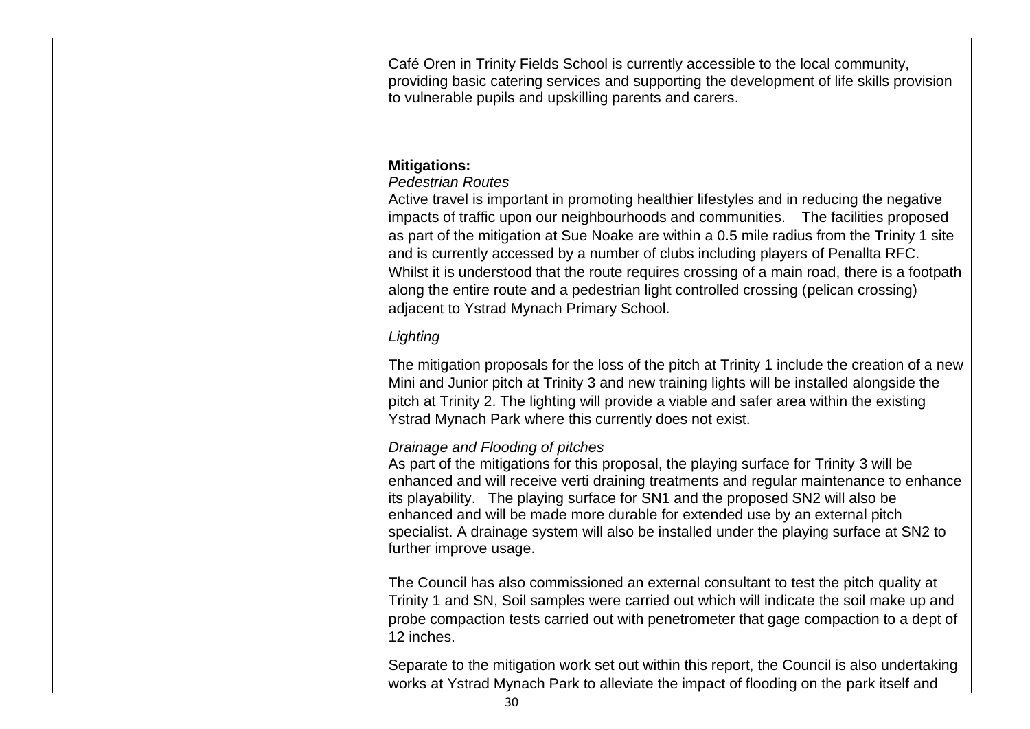| | |
|---|---|
| | Café Oren in Trinity Fields School is currently accessible to the local community, providing basic catering services and supporting the development of life skills provision to vulnerable pupils and upskilling parents and carers.<br><br>**Mitigations:**<br>*Pedestrian Routes*<br>Active travel is important in promoting healthier lifestyles and in reducing the negative impacts of traffic upon our neighbourhoods and communities. The facilities proposed as part of the mitigation at Sue Noake are within a 0.5 mile radius from the Trinity 1 site and is currently accessed by a number of clubs including players of Penallta RFC. Whilst it is understood that the route requires crossing of a main road, there is a footpath along the entire route and a pedestrian light controlled crossing (pelican crossing) adjacent to Ystrad Mynach Primary School.<br><br>*Lighting*<br><br>The mitigation proposals for the loss of the pitch at Trinity 1 include the creation of a new Mini and Junior pitch at Trinity 3 and new training lights will be installed alongside the pitch at Trinity 2. The lighting will provide a viable and safer area within the existing Ystrad Mynach Park where this currently does not exist.<br><br>*Drainage and Flooding of pitches*<br>As part of the mitigations for this proposal, the playing surface for Trinity 3 will be enhanced and will receive verti draining treatments and regular maintenance to enhance its playability. The playing surface for SN1 and the proposed SN2 will also be enhanced and will be made more durable for extended use by an external pitch specialist. A drainage system will also be installed under the playing surface at SN2 to further improve usage.<br><br>The Council has also commissioned an external consultant to test the pitch quality at Trinity 1 and SN, Soil samples were carried out which will indicate the soil make up and probe compaction tests carried out with penetrometer that gage compaction to a dept of 12 inches.<br><br>Separate to the mitigation work set out within this report, the Council is also undertaking works at Ystrad Mynach Park to alleviate the impact of flooding on the park itself and |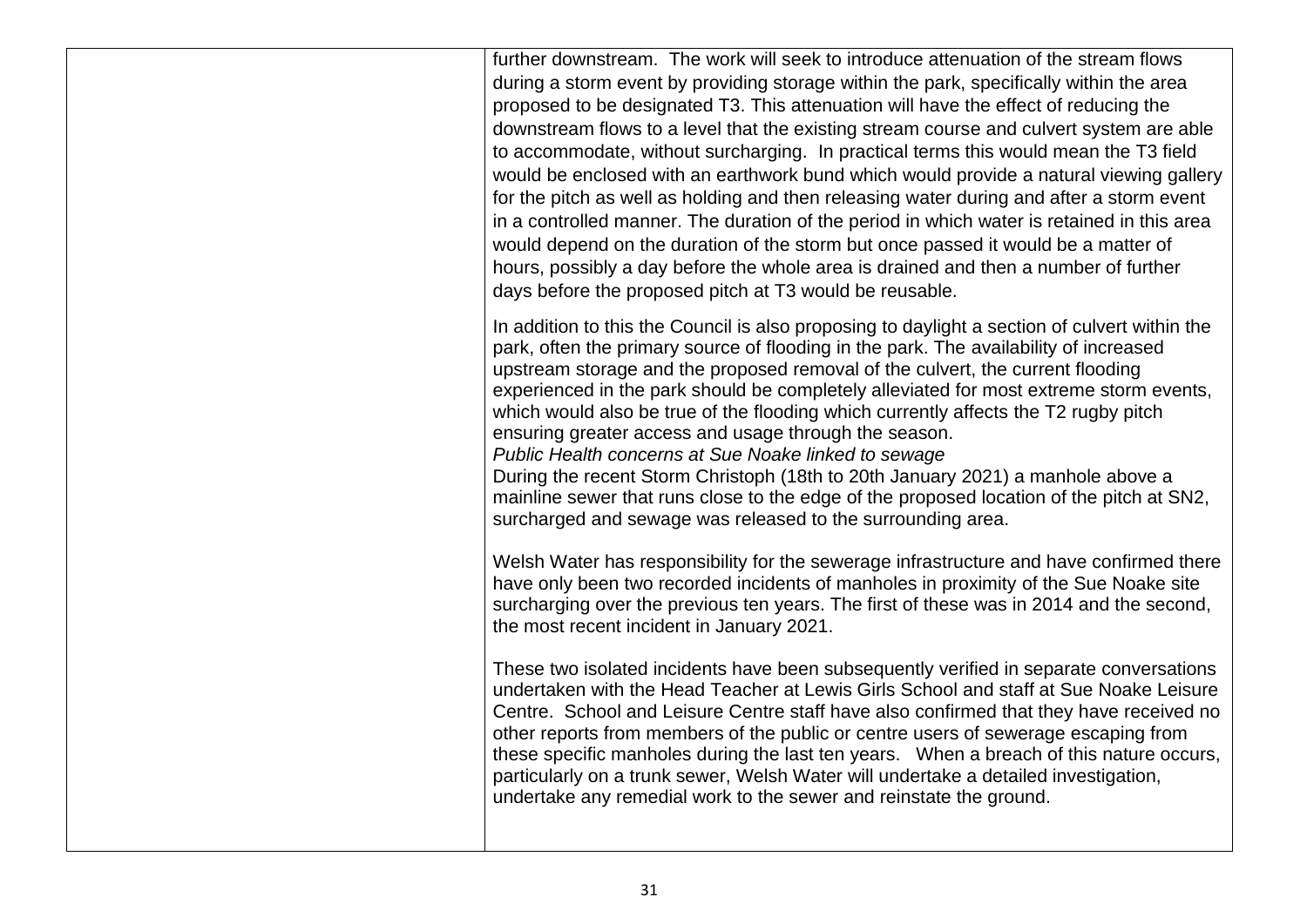| | |
|---|---|
| | further downstream. The work will seek to introduce attenuation of the stream flows during a storm event by providing storage within the park, specifically within the area proposed to be designated T3. This attenuation will have the effect of reducing the downstream flows to a level that the existing stream course and culvert system are able to accommodate, without surcharging. In practical terms this would mean the T3 field would be enclosed with an earthwork bund which would provide a natural viewing gallery for the pitch as well as holding and then releasing water during and after a storm event in a controlled manner. The duration of the period in which water is retained in this area would depend on the duration of the storm but once passed it would be a matter of hours, possibly a day before the whole area is drained and then a number of further days before the proposed pitch at T3 would be reusable.<br><br>In addition to this the Council is also proposing to daylight a section of culvert within the park, often the primary source of flooding in the park. The availability of increased upstream storage and the proposed removal of the culvert, the current flooding experienced in the park should be completely alleviated for most extreme storm events, which would also be true of the flooding which currently affects the T2 rugby pitch ensuring greater access and usage through the season.<br>*Public Health concerns at Sue Noake linked to sewage*<br>During the recent Storm Christoph (18th to 20th January 2021) a manhole above a mainline sewer that runs close to the edge of the proposed location of the pitch at SN2, surcharged and sewage was released to the surrounding area.<br><br>Welsh Water has responsibility for the sewerage infrastructure and have confirmed there have only been two recorded incidents of manholes in proximity of the Sue Noake site surcharging over the previous ten years. The first of these was in 2014 and the second, the most recent incident in January 2021.<br><br>These two isolated incidents have been subsequently verified in separate conversations undertaken with the Head Teacher at Lewis Girls School and staff at Sue Noake Leisure Centre. School and Leisure Centre staff have also confirmed that they have received no other reports from members of the public or centre users of sewerage escaping from these specific manholes during the last ten years. When a breach of this nature occurs, particularly on a trunk sewer, Welsh Water will undertake a detailed investigation, undertake any remedial work to the sewer and reinstate the ground. |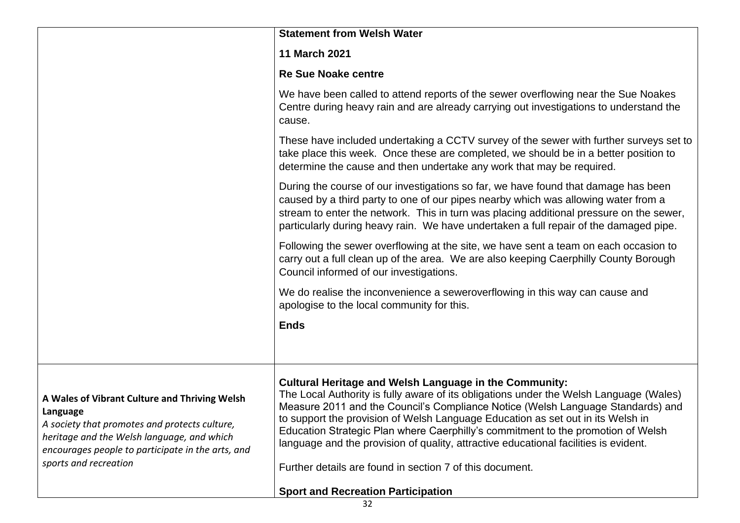| | |
|---|---|
| | **Statement from Welsh Water**<br><br>**11 March 2021**<br><br>**Re Sue Noake centre**<br><br>We have been called to attend reports of the sewer overflowing near the Sue Noakes Centre during heavy rain and are already carrying out investigations to understand the cause.<br><br>These have included undertaking a CCTV survey of the sewer with further surveys set to take place this week. Once these are completed, we should be in a better position to determine the cause and then undertake any work that may be required.<br><br>During the course of our investigations so far, we have found that damage has been caused by a third party to one of our pipes nearby which was allowing water from a stream to enter the network. This in turn was placing additional pressure on the sewer, particularly during heavy rain. We have undertaken a full repair of the damaged pipe.<br><br>Following the sewer overflowing at the site, we have sent a team on each occasion to carry out a full clean up of the area. We are also keeping Caerphilly County Borough Council informed of our investigations.<br><br>We do realise the inconvenience a seweroverflowing in this way can cause and apologise to the local community for this.<br><br>**Ends** |
| **A Wales of Vibrant Culture and Thriving Welsh Language**<br>*A society that promotes and protects culture, heritage and the Welsh language, and which encourages people to participate in the arts, and sports and recreation* | **Cultural Heritage and Welsh Language in the Community:**<br>The Local Authority is fully aware of its obligations under the Welsh Language (Wales) Measure 2011 and the Council's Compliance Notice (Welsh Language Standards) and to support the provision of Welsh Language Education as set out in its Welsh in Education Strategic Plan where Caerphilly's commitment to the promotion of Welsh language and the provision of quality, attractive educational facilities is evident.<br><br>Further details are found in section 7 of this document.<br><br>**Sport and Recreation Participation** |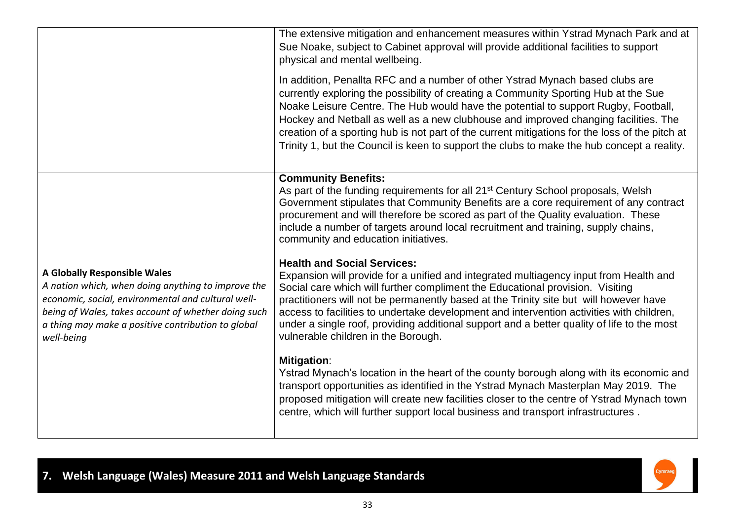| | |
|---|---|
| | The extensive mitigation and enhancement measures within Ystrad Mynach Park and at Sue Noake, subject to Cabinet approval will provide additional facilities to support physical and mental wellbeing.<br><br>In addition, Penallta RFC and a number of other Ystrad Mynach based clubs are currently exploring the possibility of creating a Community Sporting Hub at the Sue Noake Leisure Centre. The Hub would have the potential to support Rugby, Football, Hockey and Netball as well as a new clubhouse and improved changing facilities. The creation of a sporting hub is not part of the current mitigations for the loss of the pitch at Trinity 1, but the Council is keen to support the clubs to make the hub concept a reality. |
| **A Globally Responsible Wales**<br>*A nation which, when doing anything to improve the economic, social, environmental and cultural well-being of Wales, takes account of whether doing such a thing may make a positive contribution to global well-being* | **Community Benefits:**<br>As part of the funding requirements for all 21st Century School proposals, Welsh Government stipulates that Community Benefits are a core requirement of any contract procurement and will therefore be scored as part of the Quality evaluation. These include a number of targets around local recruitment and training, supply chains, community and education initiatives.<br><br>**Health and Social Services:**<br>Expansion will provide for a unified and integrated multiagency input from Health and Social care which will further compliment the Educational provision. Visiting practitioners will not be permanently based at the Trinity site but will however have access to facilities to undertake development and intervention activities with children, under a single roof, providing additional support and a better quality of life to the most vulnerable children in the Borough.<br><br>**Mitigation**:<br>Ystrad Mynach's location in the heart of the county borough along with its economic and transport opportunities as identified in the Ystrad Mynach Masterplan May 2019. The proposed mitigation will create new facilities closer to the centre of Ystrad Mynach town centre, which will further support local business and transport infrastructures . |

## 7. Welsh Language (Wales) Measure 2011 and Welsh Language Standards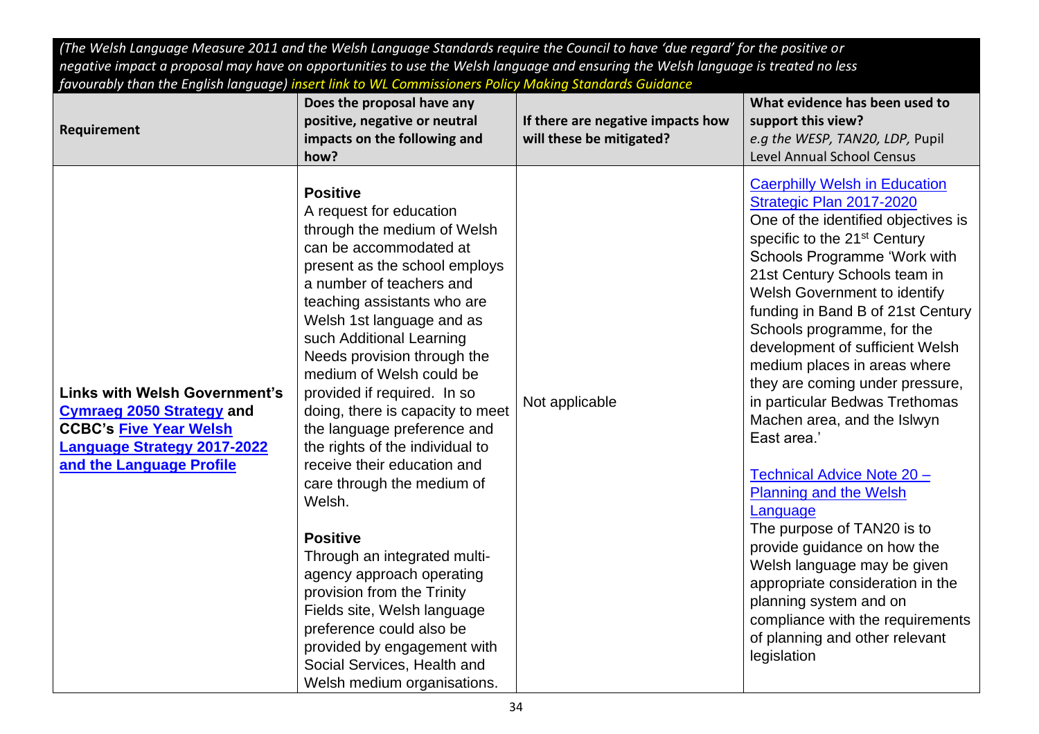*(The Welsh Language Measure 2011 and the Welsh Language Standards require the Council to have 'due regard' for the positive or negative impact a proposal may have on opportunities to use the Welsh language and ensuring the Welsh language is treated no less favourably than the English language) insert link to WL Commissioners Policy Making Standards Guidance*

| Requirement | Does the proposal have any positive, negative or neutral impacts on the following and how? | If there are negative impacts how will these be mitigated? | What evidence has been used to support this view? *e.g the WESP, TAN20, LDP,* Pupil Level Annual School Census |
|---|---|---|---|
| **Links with Welsh Government's Cymraeg 2050 Strategy and CCBC's Five Year Welsh Language Strategy 2017-2022 and the Language Profile** | **Positive**<br>A request for education through the medium of Welsh can be accommodated at present as the school employs a number of teachers and teaching assistants who are Welsh 1st language and as such Additional Learning Needs provision through the medium of Welsh could be provided if required. In so doing, there is capacity to meet the language preference and the rights of the individual to receive their education and care through the medium of Welsh.<br><br>**Positive**<br>Through an integrated multi-agency approach operating provision from the Trinity Fields site, Welsh language preference could also be provided by engagement with Social Services, Health and Welsh medium organisations. | Not applicable | Caerphilly Welsh in Education Strategic Plan 2017-2020<br>One of the identified objectives is specific to the 21st Century Schools Programme 'Work with 21st Century Schools team in Welsh Government to identify funding in Band B of 21st Century Schools programme, for the development of sufficient Welsh medium places in areas where they are coming under pressure, in particular Bedwas Trethomas Machen area, and the Islwyn East area.'<br><br>Technical Advice Note 20 – Planning and the Welsh Language<br>The purpose of TAN20 is to provide guidance on how the Welsh language may be given appropriate consideration in the planning system and on compliance with the requirements of planning and other relevant legislation |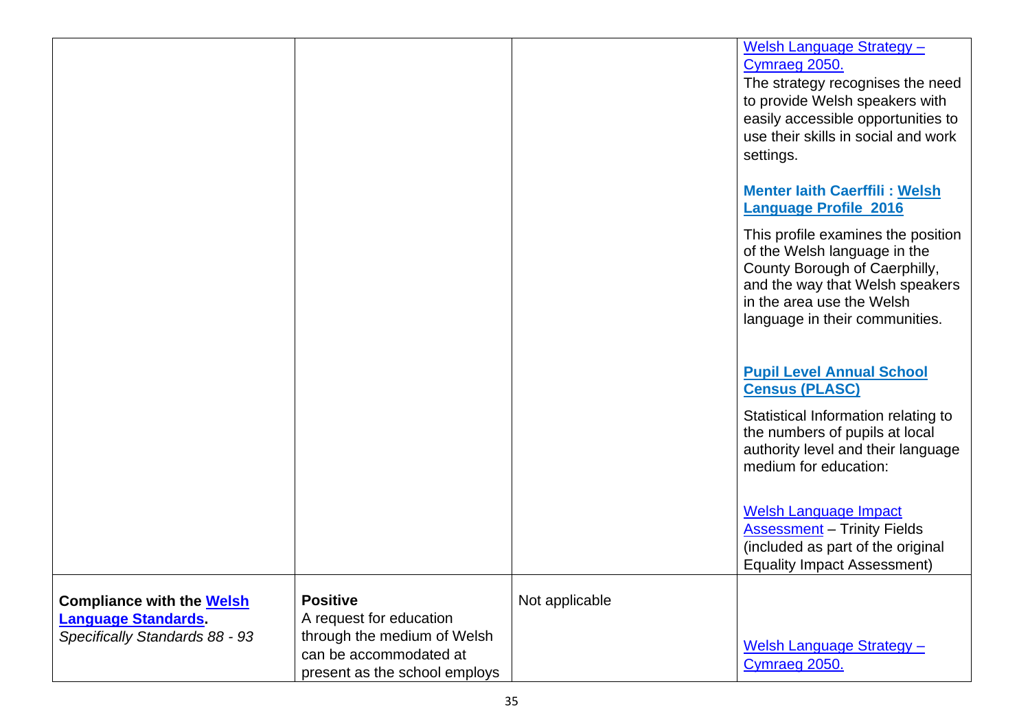| | | | |
|---|---|---|---|
| | | | Welsh Language Strategy – Cymraeg 2050.<br>The strategy recognises the need to provide Welsh speakers with easily accessible opportunities to use their skills in social and work settings.<br><br>**Menter Iaith Caerffili : Welsh Language Profile 2016**<br>This profile examines the position of the Welsh language in the County Borough of Caerphilly, and the way that Welsh speakers in the area use the Welsh language in their communities.<br><br>**Pupil Level Annual School Census (PLASC)**<br>Statistical Information relating to the numbers of pupils at local authority level and their language medium for education:<br><br>Welsh Language Impact Assessment – Trinity Fields (included as part of the original Equality Impact Assessment) |
| **Compliance with the Welsh Language Standards.**<br>*Specifically Standards 88 - 93* | **Positive**<br>A request for education through the medium of Welsh can be accommodated at present as the school employs | Not applicable | Welsh Language Strategy – Cymraeg 2050. |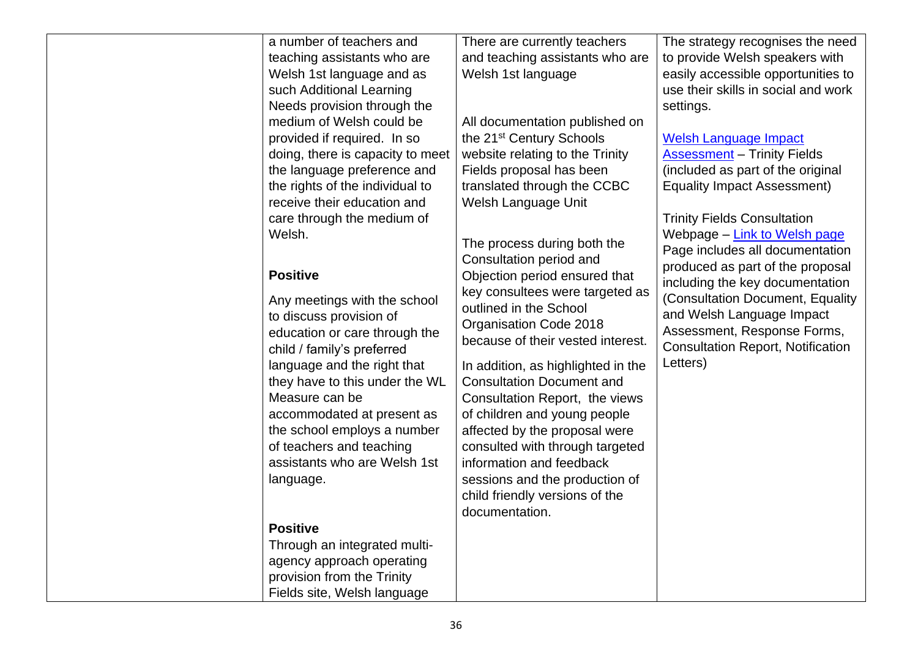| | | | |
|---|---|---|---|
| | a number of teachers and teaching assistants who are Welsh 1st language and as such Additional Learning Needs provision through the medium of Welsh could be provided if required. In so doing, there is capacity to meet the language preference and the rights of the individual to receive their education and care through the medium of Welsh.<br><br>**Positive**<br>Any meetings with the school to discuss provision of education or care through the child / family's preferred language and the right that they have to this under the WL Measure can be accommodated at present as the school employs a number of teachers and teaching assistants who are Welsh 1st language.<br><br>**Positive**<br>Through an integrated multi-agency approach operating provision from the Trinity Fields site, Welsh language | There are currently teachers and teaching assistants who are Welsh 1st language<br><br>All documentation published on the 21st Century Schools website relating to the Trinity Fields proposal has been translated through the CCBC Welsh Language Unit<br><br>The process during both the Consultation period and Objection period ensured that key consultees were targeted as outlined in the School Organisation Code 2018 because of their vested interest.<br><br>In addition, as highlighted in the Consultation Document and Consultation Report, the views of children and young people affected by the proposal were consulted with through targeted information and feedback sessions and the production of child friendly versions of the documentation. | The strategy recognises the need to provide Welsh speakers with easily accessible opportunities to use their skills in social and work settings.<br><br>Welsh Language Impact Assessment – Trinity Fields (included as part of the original Equality Impact Assessment)<br><br>Trinity Fields Consultation Webpage – Link to Welsh page<br>Page includes all documentation produced as part of the proposal including the key documentation (Consultation Document, Equality and Welsh Language Impact Assessment, Response Forms, Consultation Report, Notification Letters) |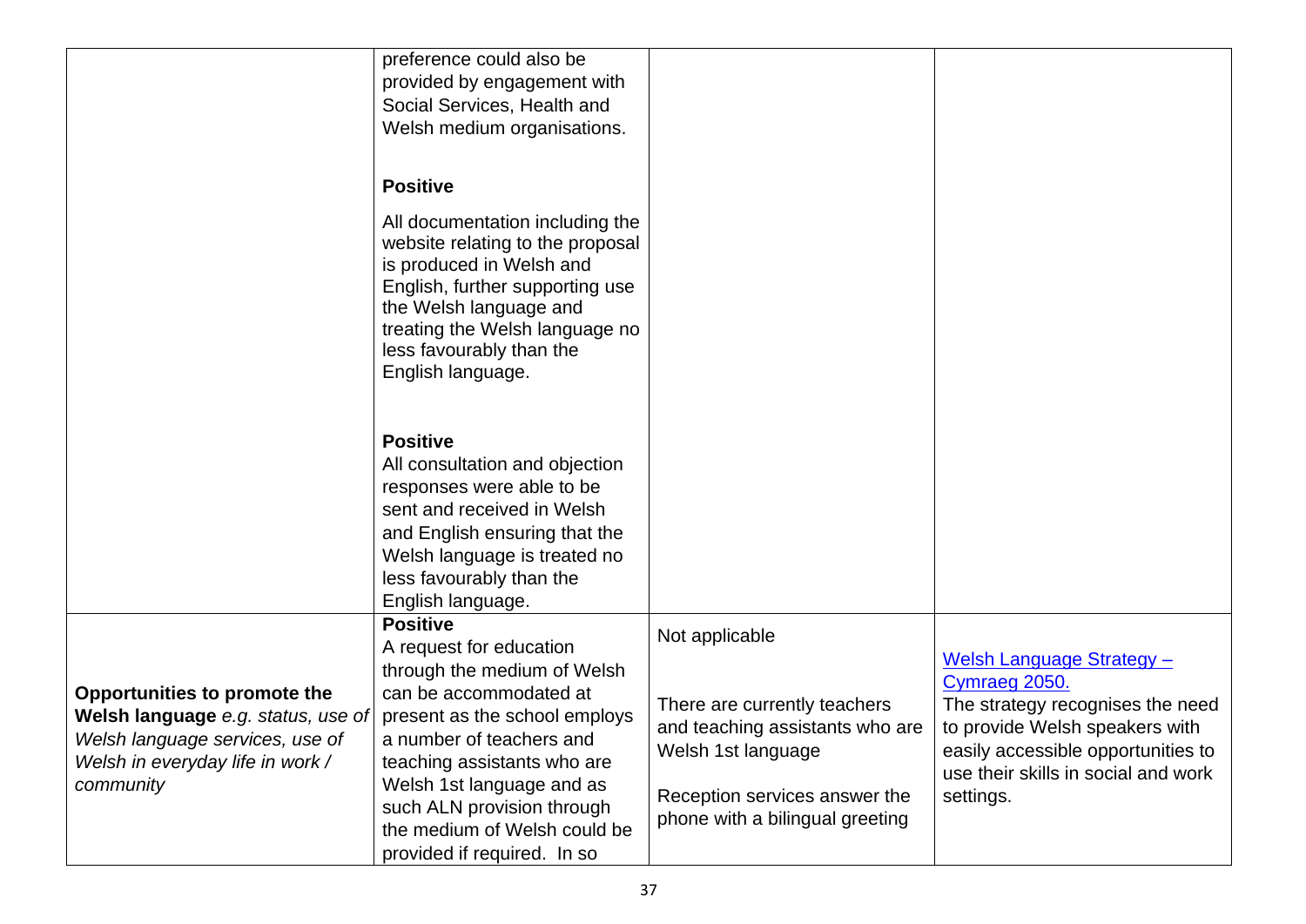| | | | |
|---|---|---|---|
| | preference could also be provided by engagement with Social Services, Health and Welsh medium organisations.<br><br>**Positive**<br>All documentation including the website relating to the proposal is produced in Welsh and English, further supporting use the Welsh language and treating the Welsh language no less favourably than the English language.<br><br>**Positive**<br>All consultation and objection responses were able to be sent and received in Welsh and English ensuring that the Welsh language is treated no less favourably than the English language. | | |
| **Opportunities to promote the Welsh language** *e.g. status, use of Welsh language services, use of Welsh in everyday life in work / community* | **Positive**<br>A request for education through the medium of Welsh can be accommodated at present as the school employs a number of teachers and teaching assistants who are Welsh 1st language and as such ALN provision through the medium of Welsh could be provided if required. In so | Not applicable<br><br>There are currently teachers and teaching assistants who are Welsh 1st language<br><br>Reception services answer the phone with a bilingual greeting | Welsh Language Strategy – Cymraeg 2050.<br>The strategy recognises the need to provide Welsh speakers with easily accessible opportunities to use their skills in social and work settings. |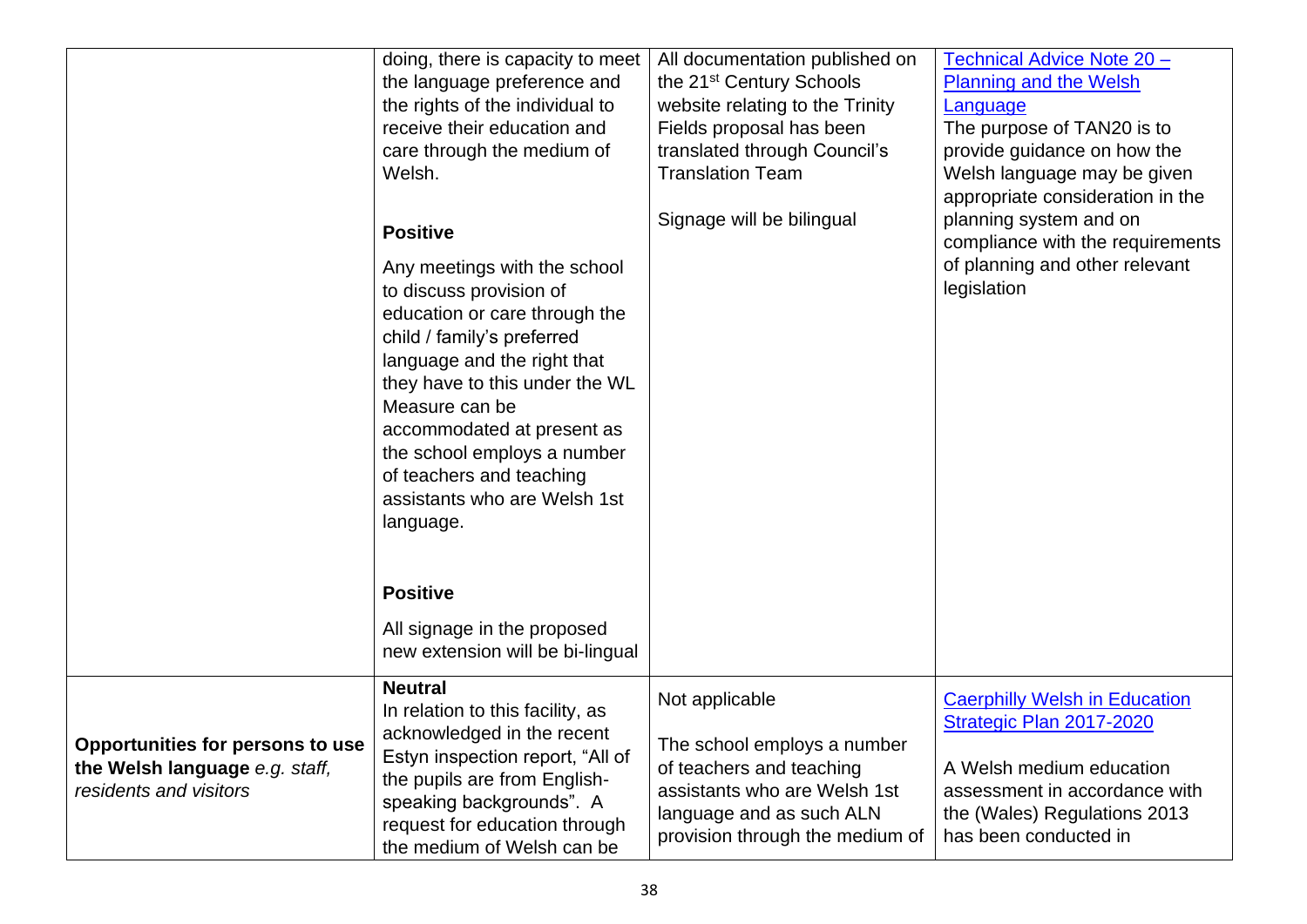| | | | |
|---|---|---|---|
| | doing, there is capacity to meet the language preference and the rights of the individual to receive their education and care through the medium of Welsh.<br><br>**Positive**<br><br>Any meetings with the school to discuss provision of education or care through the child / family's preferred language and the right that they have to this under the WL Measure can be accommodated at present as the school employs a number of teachers and teaching assistants who are Welsh 1st language.<br><br>**Positive**<br><br>All signage in the proposed new extension will be bi-lingual | All documentation published on the 21st Century Schools website relating to the Trinity Fields proposal has been translated through Council's Translation Team<br><br>Signage will be bilingual | Technical Advice Note 20 – Planning and the Welsh Language<br>The purpose of TAN20 is to provide guidance on how the Welsh language may be given appropriate consideration in the planning system and on compliance with the requirements of planning and other relevant legislation |
| **Opportunities for persons to use the Welsh language** *e.g. staff, residents and visitors* | **Neutral**<br>In relation to this facility, as acknowledged in the recent Estyn inspection report, "All of the pupils are from English-speaking backgrounds". A request for education through the medium of Welsh can be | Not applicable<br><br>The school employs a number of teachers and teaching assistants who are Welsh 1st language and as such ALN provision through the medium of | Caerphilly Welsh in Education Strategic Plan 2017-2020<br><br>A Welsh medium education assessment in accordance with the (Wales) Regulations 2013 has been conducted in |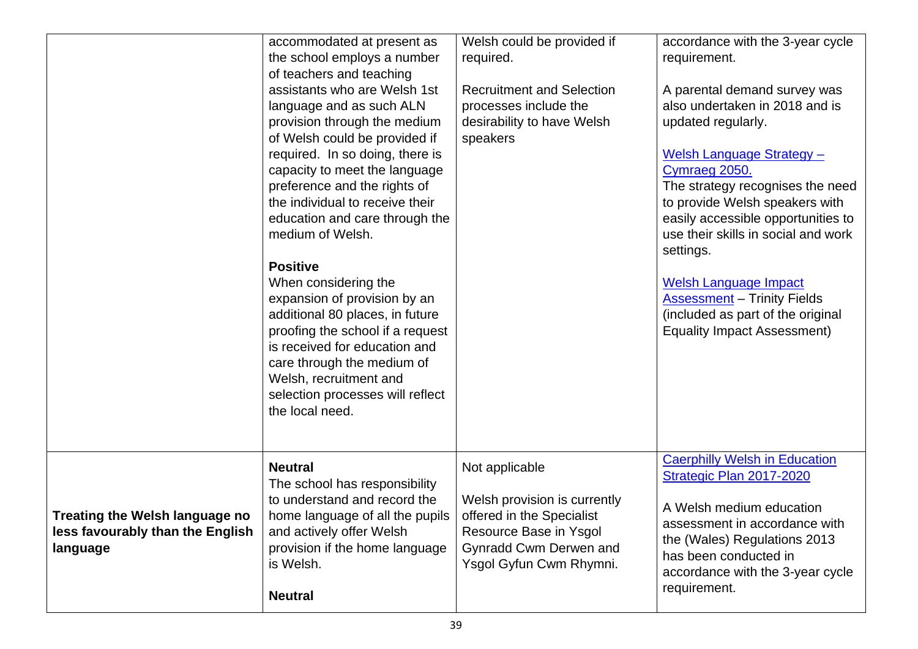| | | | |
|---|---|---|---|
| | accommodated at present as the school employs a number of teachers and teaching assistants who are Welsh 1st language and as such ALN provision through the medium of Welsh could be provided if required. In so doing, there is capacity to meet the language preference and the rights of the individual to receive their education and care through the medium of Welsh.<br><br>**Positive**<br>When considering the expansion of provision by an additional 80 places, in future proofing the school if a request is received for education and care through the medium of Welsh, recruitment and selection processes will reflect the local need. | Welsh could be provided if required.<br><br>Recruitment and Selection processes include the desirability to have Welsh speakers | accordance with the 3-year cycle requirement.<br><br>A parental demand survey was also undertaken in 2018 and is updated regularly.<br><br>Welsh Language Strategy – Cymraeg 2050.<br>The strategy recognises the need to provide Welsh speakers with easily accessible opportunities to use their skills in social and work settings.<br><br>Welsh Language Impact Assessment – Trinity Fields (included as part of the original Equality Impact Assessment) |
| **Treating the Welsh language no less favourably than the English language** | **Neutral**<br>The school has responsibility to understand and record the home language of all the pupils and actively offer Welsh provision if the home language is Welsh.<br><br>**Neutral** | Not applicable<br><br>Welsh provision is currently offered in the Specialist Resource Base in Ysgol Gynradd Cwm Derwen and Ysgol Gyfun Cwm Rhymni. | Caerphilly Welsh in Education Strategic Plan 2017-2020<br><br>A Welsh medium education assessment in accordance with the (Wales) Regulations 2013 has been conducted in accordance with the 3-year cycle requirement. |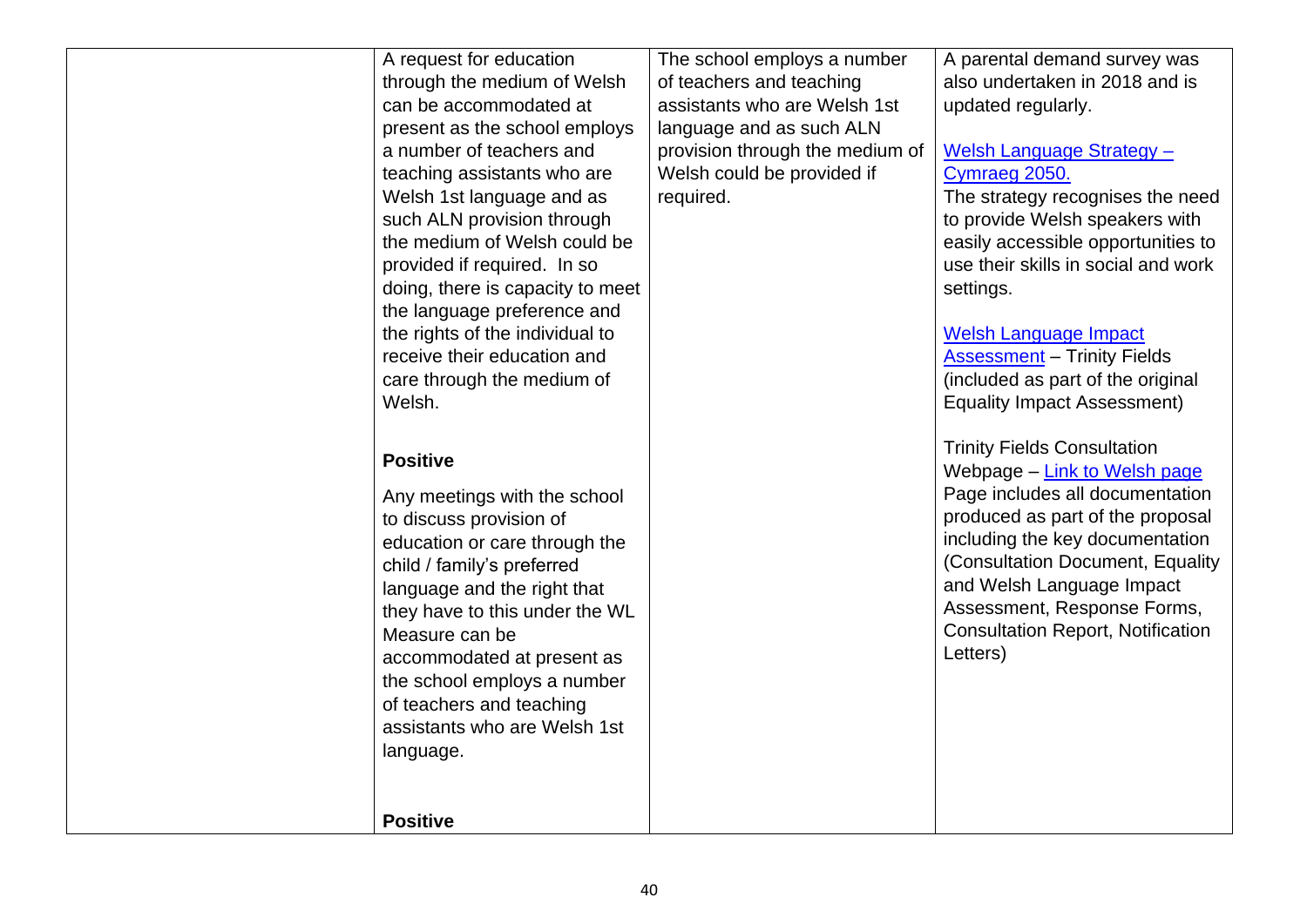| | | | |
|---|---|---|---|
| | A request for education through the medium of Welsh can be accommodated at present as the school employs a number of teachers and teaching assistants who are Welsh 1st language and as such ALN provision through the medium of Welsh could be provided if required. In so doing, there is capacity to meet the language preference and the rights of the individual to receive their education and care through the medium of Welsh.<br><br>**Positive**<br><br>Any meetings with the school to discuss provision of education or care through the child / family's preferred language and the right that they have to this under the WL Measure can be accommodated at present as the school employs a number of teachers and teaching assistants who are Welsh 1st language.<br><br>**Positive** | The school employs a number of teachers and teaching assistants who are Welsh 1st language and as such ALN provision through the medium of Welsh could be provided if required. | A parental demand survey was also undertaken in 2018 and is updated regularly.<br><br>Welsh Language Strategy – Cymraeg 2050.<br>The strategy recognises the need to provide Welsh speakers with easily accessible opportunities to use their skills in social and work settings.<br><br>Welsh Language Impact Assessment – Trinity Fields (included as part of the original Equality Impact Assessment)<br><br>Trinity Fields Consultation Webpage – Link to Welsh page<br>Page includes all documentation produced as part of the proposal including the key documentation (Consultation Document, Equality and Welsh Language Impact Assessment, Response Forms, Consultation Report, Notification Letters) |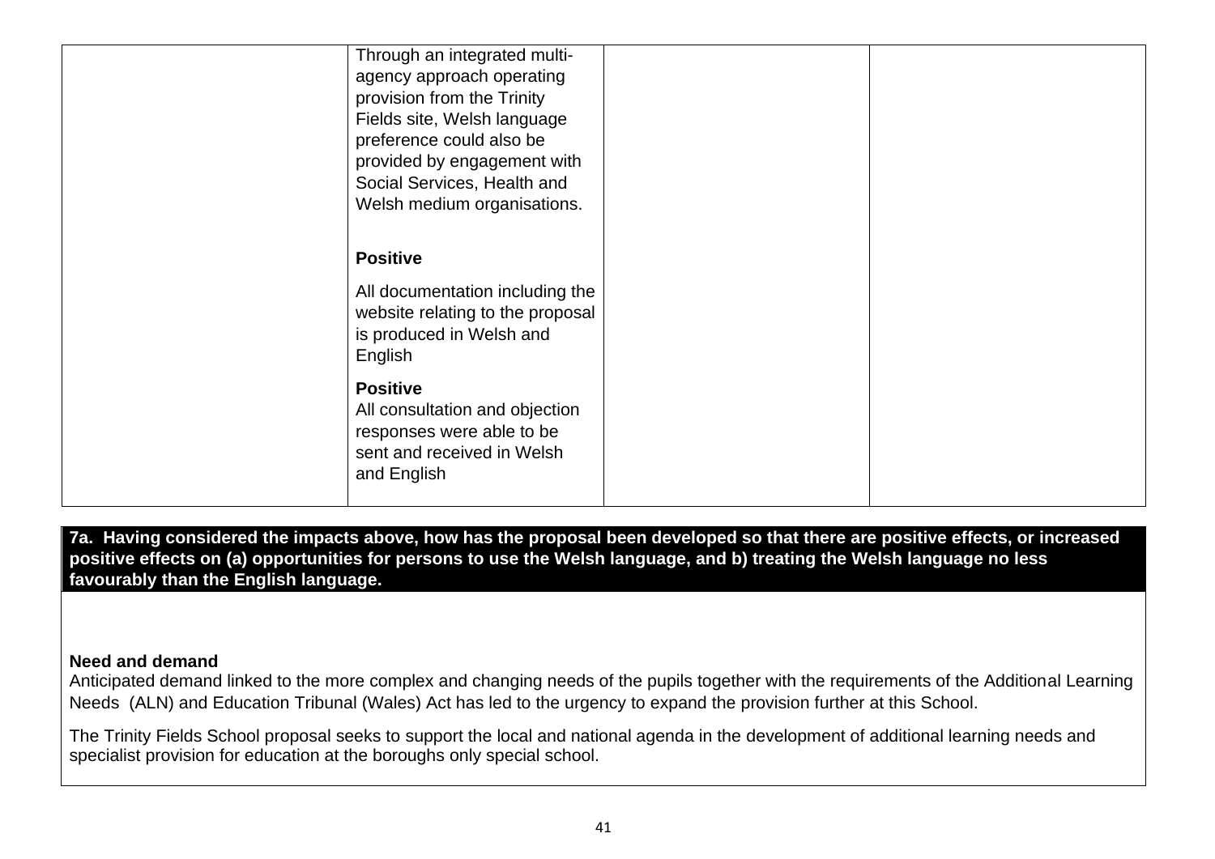| | | | |
|---|---|---|---|
| | Through an integrated multi-agency approach operating provision from the Trinity Fields site, Welsh language preference could also be provided by engagement with Social Services, Health and Welsh medium organisations.<br><br>**Positive**<br><br>All documentation including the website relating to the proposal is produced in Welsh and English<br><br>**Positive**<br><br>All consultation and objection responses were able to be sent and received in Welsh and English | | |

**7a. Having considered the impacts above, how has the proposal been developed so that there are positive effects, or increased positive effects on (a) opportunities for persons to use the Welsh language, and b) treating the Welsh language no less favourably than the English language.**

**Need and demand**

Anticipated demand linked to the more complex and changing needs of the pupils together with the requirements of the Additional Learning Needs (ALN) and Education Tribunal (Wales) Act has led to the urgency to expand the provision further at this School.

The Trinity Fields School proposal seeks to support the local and national agenda in the development of additional learning needs and specialist provision for education at the boroughs only special school.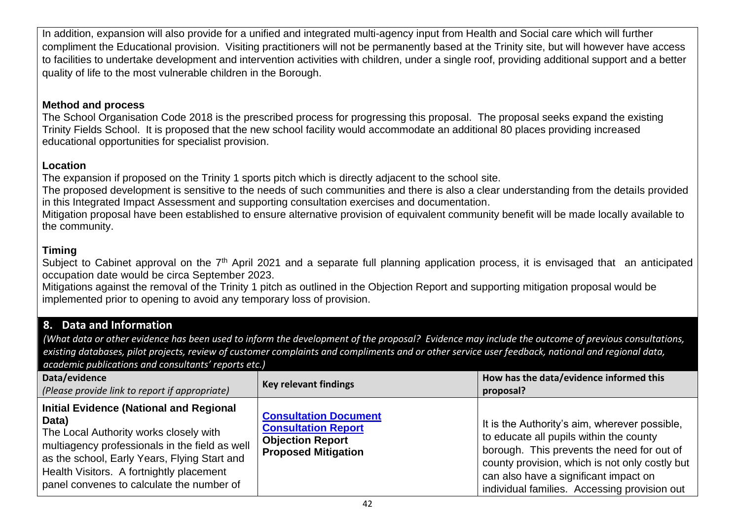In addition, expansion will also provide for a unified and integrated multi-agency input from Health and Social care which will further compliment the Educational provision. Visiting practitioners will not be permanently based at the Trinity site, but will however have access to facilities to undertake development and intervention activities with children, under a single roof, providing additional support and a better quality of life to the most vulnerable children in the Borough.

**Method and process**

The School Organisation Code 2018 is the prescribed process for progressing this proposal. The proposal seeks expand the existing Trinity Fields School. It is proposed that the new school facility would accommodate an additional 80 places providing increased educational opportunities for specialist provision.

**Location**

The expansion if proposed on the Trinity 1 sports pitch which is directly adjacent to the school site.

The proposed development is sensitive to the needs of such communities and there is also a clear understanding from the details provided in this Integrated Impact Assessment and supporting consultation exercises and documentation.

Mitigation proposal have been established to ensure alternative provision of equivalent community benefit will be made locally available to the community.

**Timing**

Subject to Cabinet approval on the 7th April 2021 and a separate full planning application process, it is envisaged that an anticipated occupation date would be circa September 2023.

Mitigations against the removal of the Trinity 1 pitch as outlined in the Objection Report and supporting mitigation proposal would be implemented prior to opening to avoid any temporary loss of provision.

## 8. Data and Information

*(What data or other evidence has been used to inform the development of the proposal? Evidence may include the outcome of previous consultations, existing databases, pilot projects, review of customer complaints and compliments and or other service user feedback, national and regional data, academic publications and consultants' reports etc.)*

| Data/evidence *(Please provide link to report if appropriate)* | Key relevant findings | How has the data/evidence informed this proposal? |
|---|---|---|
| **Initial Evidence (National and Regional Data)** The Local Authority works closely with multiagency professionals in the field as well as the school, Early Years, Flying Start and Health Visitors. A fortnightly placement panel convenes to calculate the number of | **Consultation Document** **Consultation Report** **Objection Report** **Proposed Mitigation** | It is the Authority's aim, wherever possible, to educate all pupils within the county borough. This prevents the need for out of county provision, which is not only costly but can also have a significant impact on individual families. Accessing provision out |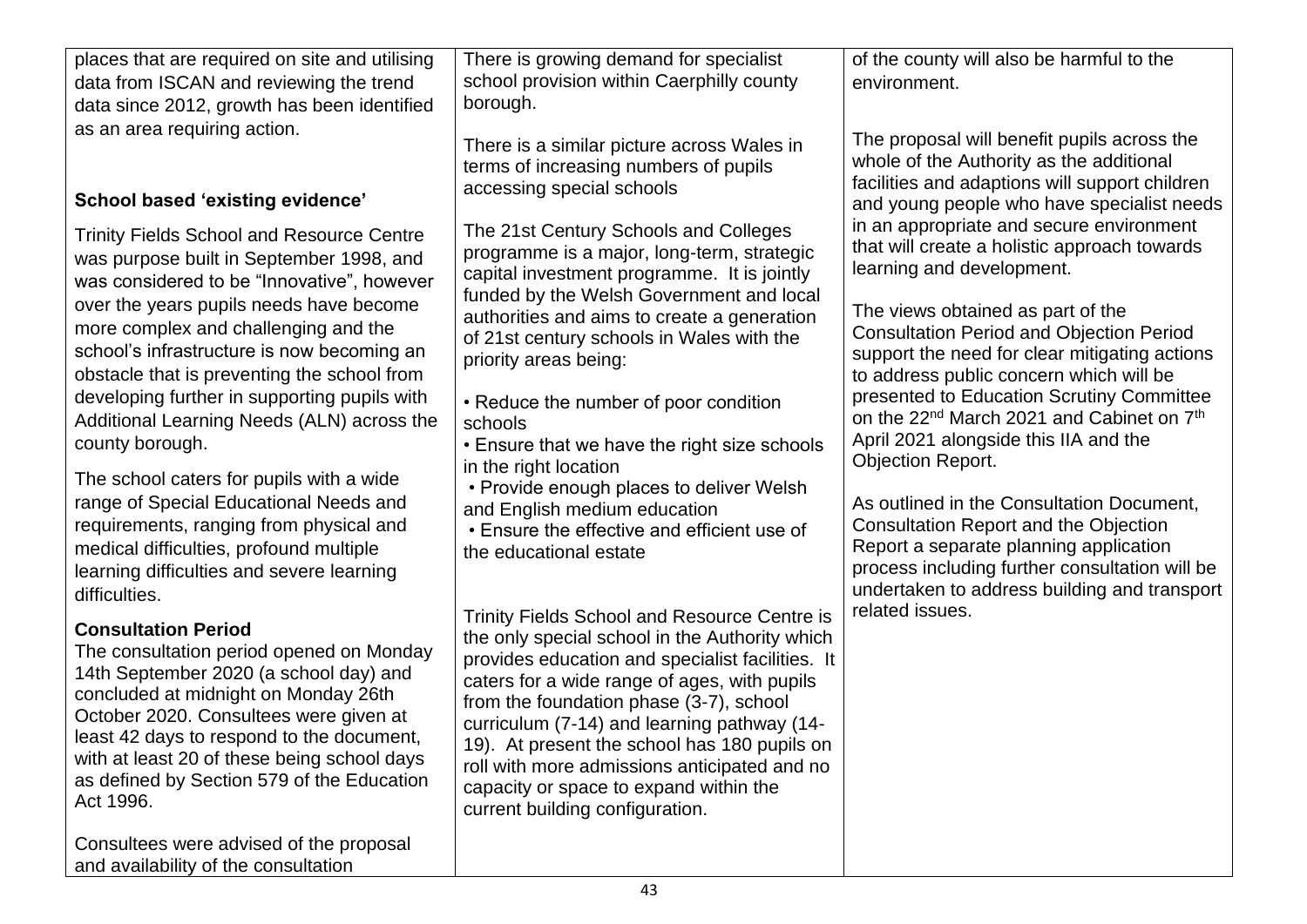| | | |
|---|---|---|
| places that are required on site and utilising data from ISCAN and reviewing the trend data since 2012, growth has been identified as an area requiring action.<br><br>**School based 'existing evidence'**<br><br>Trinity Fields School and Resource Centre was purpose built in September 1998, and was considered to be "Innovative", however over the years pupils needs have become more complex and challenging and the school's infrastructure is now becoming an obstacle that is preventing the school from developing further in supporting pupils with Additional Learning Needs (ALN) across the county borough.<br><br>The school caters for pupils with a wide range of Special Educational Needs and requirements, ranging from physical and medical difficulties, profound multiple learning difficulties and severe learning difficulties.<br><br>**Consultation Period**<br>The consultation period opened on Monday 14th September 2020 (a school day) and concluded at midnight on Monday 26th October 2020. Consultees were given at least 42 days to respond to the document, with at least 20 of these being school days as defined by Section 579 of the Education Act 1996.<br><br>Consultees were advised of the proposal and availability of the consultation | There is growing demand for specialist school provision within Caerphilly county borough.<br><br>There is a similar picture across Wales in terms of increasing numbers of pupils accessing special schools<br><br>The 21st Century Schools and Colleges programme is a major, long-term, strategic capital investment programme. It is jointly funded by the Welsh Government and local authorities and aims to create a generation of 21st century schools in Wales with the priority areas being:<br><br>• Reduce the number of poor condition schools<br>• Ensure that we have the right size schools in the right location<br>• Provide enough places to deliver Welsh and English medium education<br>• Ensure the effective and efficient use of the educational estate<br><br>Trinity Fields School and Resource Centre is the only special school in the Authority which provides education and specialist facilities. It caters for a wide range of ages, with pupils from the foundation phase (3-7), school curriculum (7-14) and learning pathway (14-19). At present the school has 180 pupils on roll with more admissions anticipated and no capacity or space to expand within the current building configuration. | of the county will also be harmful to the environment.<br><br>The proposal will benefit pupils across the whole of the Authority as the additional facilities and adaptions will support children and young people who have specialist needs in an appropriate and secure environment that will create a holistic approach towards learning and development.<br><br>The views obtained as part of the Consultation Period and Objection Period support the need for clear mitigating actions to address public concern which will be presented to Education Scrutiny Committee on the 22nd March 2021 and Cabinet on 7th April 2021 alongside this IIA and the Objection Report.<br><br>As outlined in the Consultation Document, Consultation Report and the Objection Report a separate planning application process including further consultation will be undertaken to address building and transport related issues. |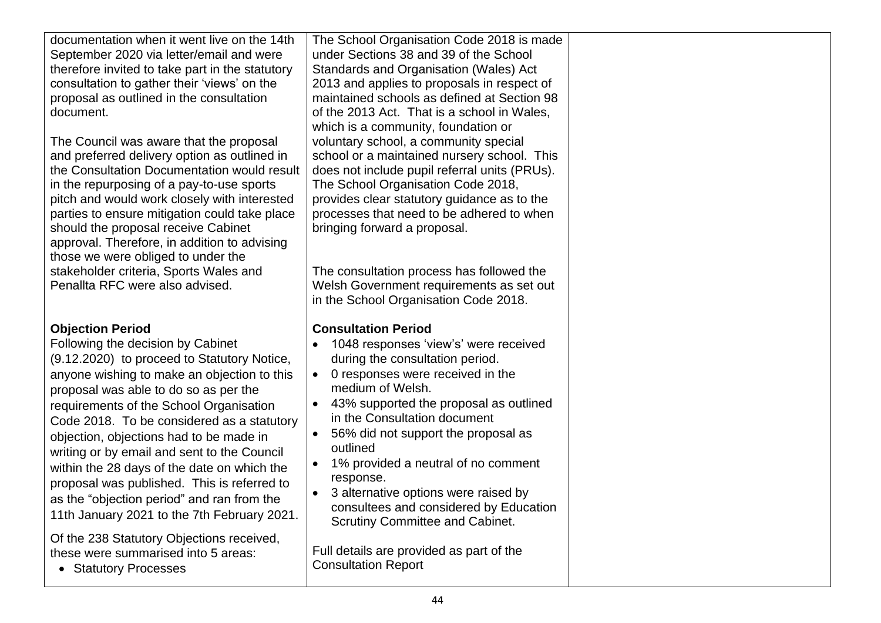| | | |
|---|---|---|
| documentation when it went live on the 14th September 2020 via letter/email and were therefore invited to take part in the statutory consultation to gather their 'views' on the proposal as outlined in the consultation document.<br><br>The Council was aware that the proposal and preferred delivery option as outlined in the Consultation Documentation would result in the repurposing of a pay-to-use sports pitch and would work closely with interested parties to ensure mitigation could take place should the proposal receive Cabinet approval. Therefore, in addition to advising those we were obliged to under the stakeholder criteria, Sports Wales and Penallta RFC were also advised.<br><br>**Objection Period**<br>Following the decision by Cabinet (9.12.2020) to proceed to Statutory Notice, anyone wishing to make an objection to this proposal was able to do so as per the requirements of the School Organisation Code 2018. To be considered as a statutory objection, objections had to be made in writing or by email and sent to the Council within the 28 days of the date on which the proposal was published. This is referred to as the "objection period" and ran from the 11th January 2021 to the 7th February 2021.<br><br>Of the 238 Statutory Objections received, these were summarised into 5 areas:<br>• Statutory Processes | The School Organisation Code 2018 is made under Sections 38 and 39 of the School Standards and Organisation (Wales) Act 2013 and applies to proposals in respect of maintained schools as defined at Section 98 of the 2013 Act. That is a school in Wales, which is a community, foundation or voluntary school, a community special school or a maintained nursery school. This does not include pupil referral units (PRUs). The School Organisation Code 2018, provides clear statutory guidance as to the processes that need to be adhered to when bringing forward a proposal.<br><br>The consultation process has followed the Welsh Government requirements as set out in the School Organisation Code 2018.<br><br>**Consultation Period**<br>• 1048 responses 'view's' were received during the consultation period.<br>• 0 responses were received in the medium of Welsh.<br>• 43% supported the proposal as outlined in the Consultation document<br>• 56% did not support the proposal as outlined<br>• 1% provided a neutral of no comment response.<br>• 3 alternative options were raised by consultees and considered by Education Scrutiny Committee and Cabinet.<br><br>Full details are provided as part of the Consultation Report | |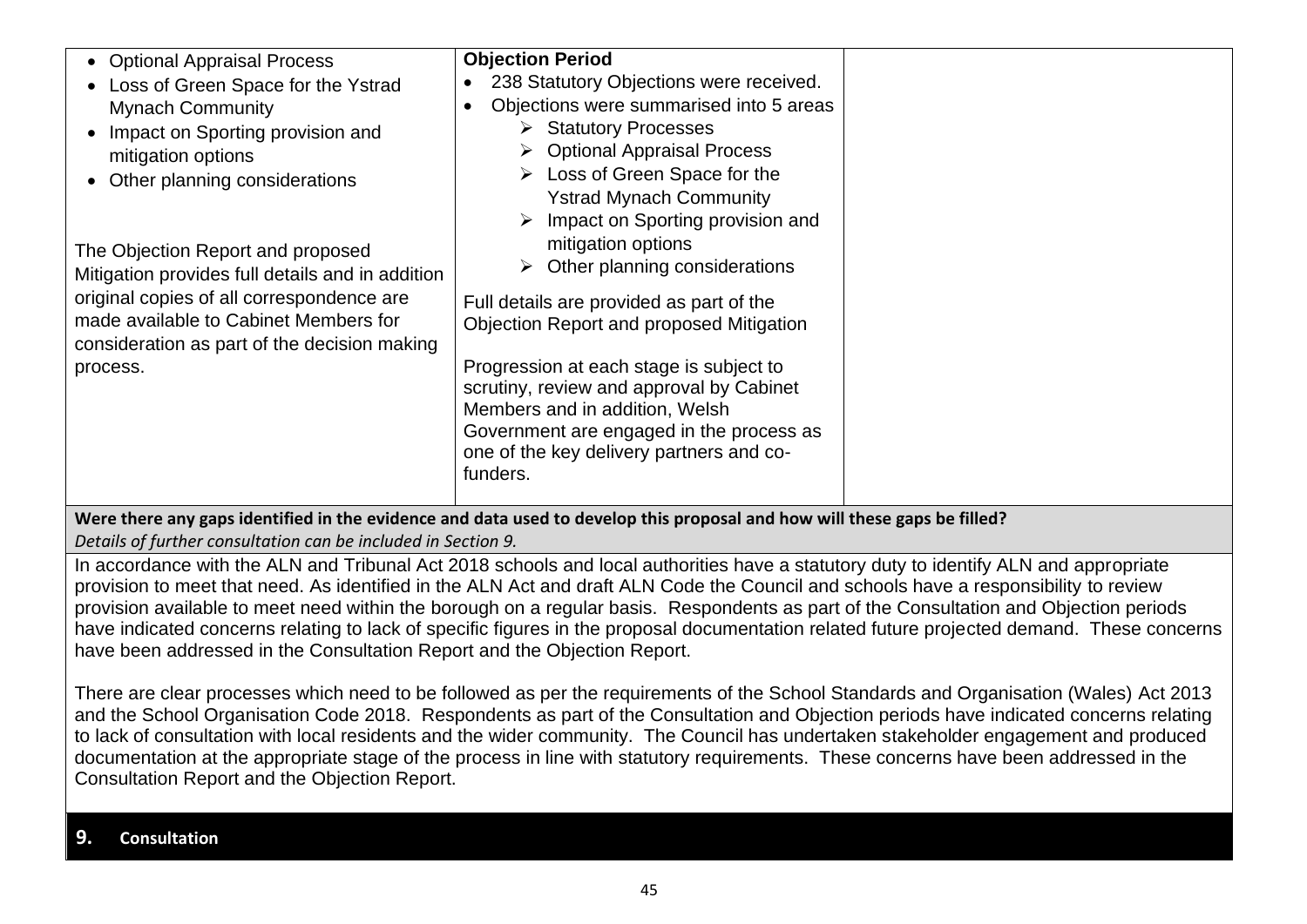| | | |
|---|---|---|
| • Optional Appraisal Process<br>• Loss of Green Space for the Ystrad Mynach Community<br>• Impact on Sporting provision and mitigation options<br>• Other planning considerations<br><br>The Objection Report and proposed Mitigation provides full details and in addition original copies of all correspondence are made available to Cabinet Members for consideration as part of the decision making process. | **Objection Period**<br>• 238 Statutory Objections were received.<br>• Objections were summarised into 5 areas<br>➢ Statutory Processes<br>➢ Optional Appraisal Process<br>➢ Loss of Green Space for the Ystrad Mynach Community<br>➢ Impact on Sporting provision and mitigation options<br>➢ Other planning considerations<br><br>Full details are provided as part of the Objection Report and proposed Mitigation<br><br>Progression at each stage is subject to scrutiny, review and approval by Cabinet Members and in addition, Welsh Government are engaged in the process as one of the key delivery partners and co-funders. | |

**Were there any gaps identified in the evidence and data used to develop this proposal and how will these gaps be filled?**
*Details of further consultation can be included in Section 9.*

In accordance with the ALN and Tribunal Act 2018 schools and local authorities have a statutory duty to identify ALN and appropriate provision to meet that need. As identified in the ALN Act and draft ALN Code the Council and schools have a responsibility to review provision available to meet need within the borough on a regular basis. Respondents as part of the Consultation and Objection periods have indicated concerns relating to lack of specific figures in the proposal documentation related future projected demand. These concerns have been addressed in the Consultation Report and the Objection Report.

There are clear processes which need to be followed as per the requirements of the School Standards and Organisation (Wales) Act 2013 and the School Organisation Code 2018. Respondents as part of the Consultation and Objection periods have indicated concerns relating to lack of consultation with local residents and the wider community. The Council has undertaken stakeholder engagement and produced documentation at the appropriate stage of the process in line with statutory requirements. These concerns have been addressed in the Consultation Report and the Objection Report.

## 9. Consultation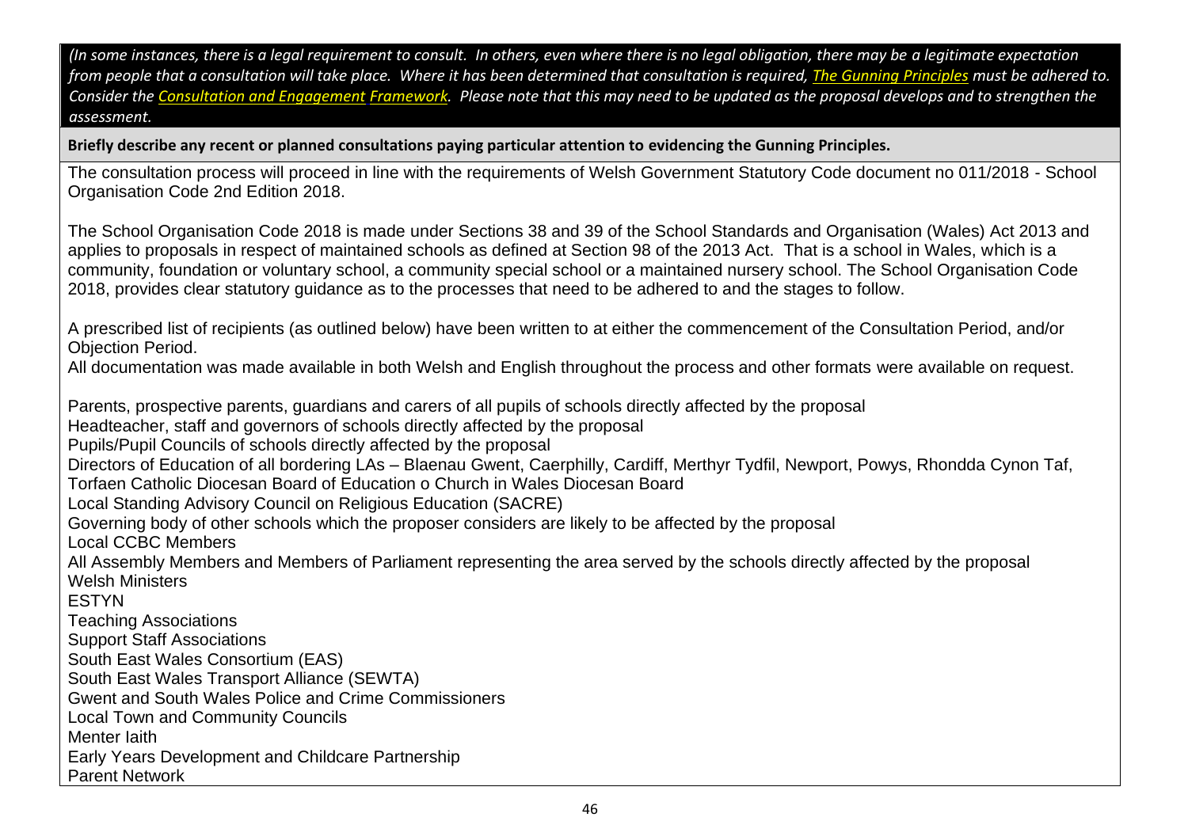*(In some instances, there is a legal requirement to consult. In others, even where there is no legal obligation, there may be a legitimate expectation from people that a consultation will take place. Where it has been determined that consultation is required, The Gunning Principles must be adhered to. Consider the Consultation and Engagement Framework. Please note that this may need to be updated as the proposal develops and to strengthen the assessment.*

**Briefly describe any recent or planned consultations paying particular attention to evidencing the Gunning Principles.**

The consultation process will proceed in line with the requirements of Welsh Government Statutory Code document no 011/2018 - School Organisation Code 2nd Edition 2018.

The School Organisation Code 2018 is made under Sections 38 and 39 of the School Standards and Organisation (Wales) Act 2013 and applies to proposals in respect of maintained schools as defined at Section 98 of the 2013 Act. That is a school in Wales, which is a community, foundation or voluntary school, a community special school or a maintained nursery school. The School Organisation Code 2018, provides clear statutory guidance as to the processes that need to be adhered to and the stages to follow.

A prescribed list of recipients (as outlined below) have been written to at either the commencement of the Consultation Period, and/or Objection Period.
All documentation was made available in both Welsh and English throughout the process and other formats were available on request.

Parents, prospective parents, guardians and carers of all pupils of schools directly affected by the proposal
Headteacher, staff and governors of schools directly affected by the proposal
Pupils/Pupil Councils of schools directly affected by the proposal
Directors of Education of all bordering LAs – Blaenau Gwent, Caerphilly, Cardiff, Merthyr Tydfil, Newport, Powys, Rhondda Cynon Taf, Torfaen Catholic Diocesan Board of Education o Church in Wales Diocesan Board
Local Standing Advisory Council on Religious Education (SACRE)
Governing body of other schools which the proposer considers are likely to be affected by the proposal
Local CCBC Members
All Assembly Members and Members of Parliament representing the area served by the schools directly affected by the proposal
Welsh Ministers
ESTYN
Teaching Associations
Support Staff Associations
South East Wales Consortium (EAS)
South East Wales Transport Alliance (SEWTA)
Gwent and South Wales Police and Crime Commissioners
Local Town and Community Councils
Menter Iaith
Early Years Development and Childcare Partnership
Parent Network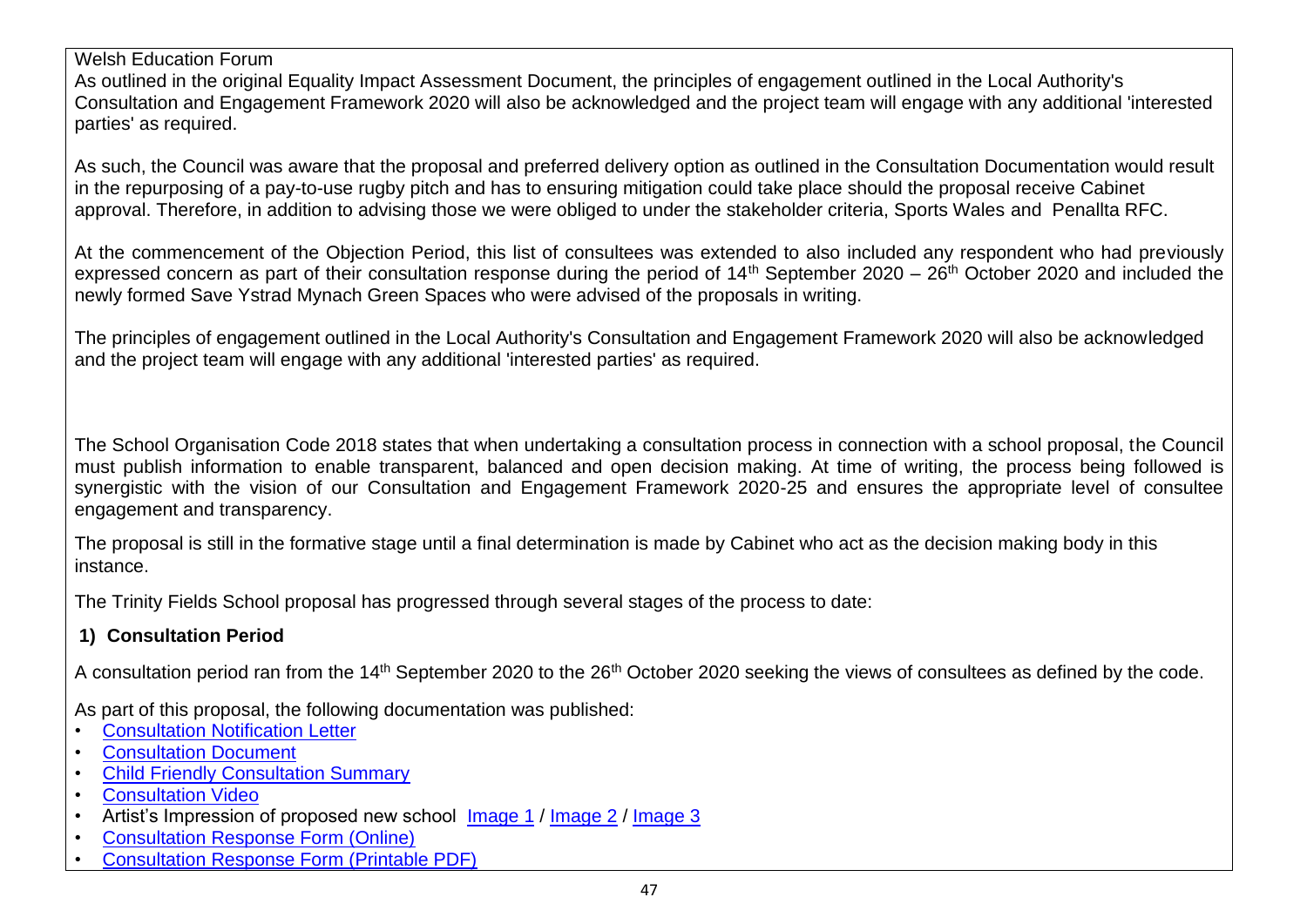Welsh Education Forum

As outlined in the original Equality Impact Assessment Document, the principles of engagement outlined in the Local Authority's Consultation and Engagement Framework 2020 will also be acknowledged and the project team will engage with any additional 'interested parties' as required.

As such, the Council was aware that the proposal and preferred delivery option as outlined in the Consultation Documentation would result in the repurposing of a pay-to-use rugby pitch and has to ensuring mitigation could take place should the proposal receive Cabinet approval. Therefore, in addition to advising those we were obliged to under the stakeholder criteria, Sports Wales and Penallta RFC.

At the commencement of the Objection Period, this list of consultees was extended to also included any respondent who had previously expressed concern as part of their consultation response during the period of 14th September 2020 – 26th October 2020 and included the newly formed Save Ystrad Mynach Green Spaces who were advised of the proposals in writing.

The principles of engagement outlined in the Local Authority's Consultation and Engagement Framework 2020 will also be acknowledged and the project team will engage with any additional 'interested parties' as required.

The School Organisation Code 2018 states that when undertaking a consultation process in connection with a school proposal, the Council must publish information to enable transparent, balanced and open decision making. At time of writing, the process being followed is synergistic with the vision of our Consultation and Engagement Framework 2020-25 and ensures the appropriate level of consultee engagement and transparency.

The proposal is still in the formative stage until a final determination is made by Cabinet who act as the decision making body in this instance.

The Trinity Fields School proposal has progressed through several stages of the process to date:

**1) Consultation Period**

A consultation period ran from the 14th September 2020 to the 26th October 2020 seeking the views of consultees as defined by the code.

As part of this proposal, the following documentation was published:

- Consultation Notification Letter
- Consultation Document
- Child Friendly Consultation Summary
- Consultation Video
- Artist's Impression of proposed new school Image 1 / Image 2 / Image 3
- Consultation Response Form (Online)
- Consultation Response Form (Printable PDF)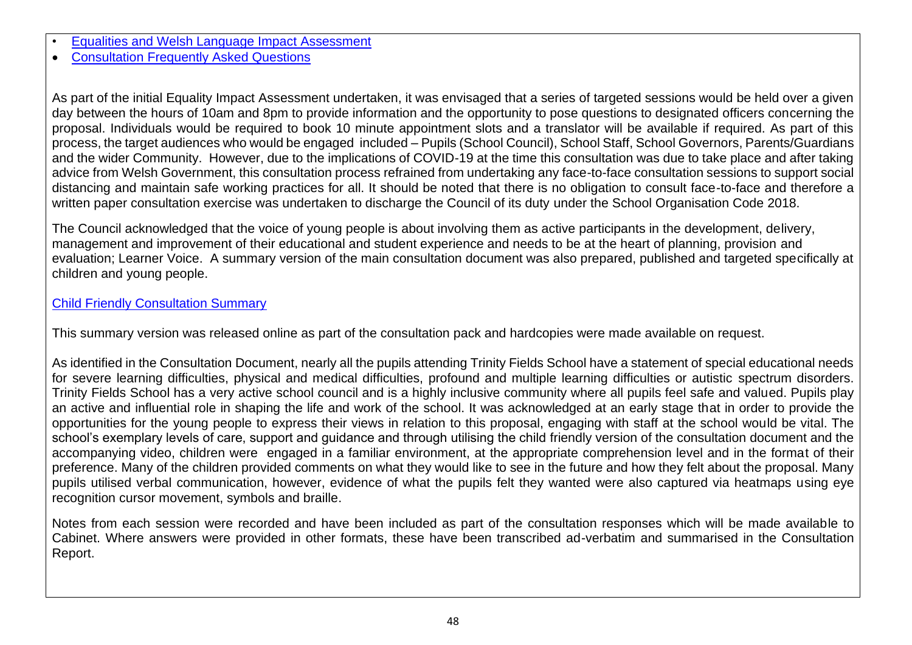- Equalities and Welsh Language Impact Assessment
- Consultation Frequently Asked Questions

As part of the initial Equality Impact Assessment undertaken, it was envisaged that a series of targeted sessions would be held over a given day between the hours of 10am and 8pm to provide information and the opportunity to pose questions to designated officers concerning the proposal. Individuals would be required to book 10 minute appointment slots and a translator will be available if required. As part of this process, the target audiences who would be engaged included – Pupils (School Council), School Staff, School Governors, Parents/Guardians and the wider Community. However, due to the implications of COVID-19 at the time this consultation was due to take place and after taking advice from Welsh Government, this consultation process refrained from undertaking any face-to-face consultation sessions to support social distancing and maintain safe working practices for all. It should be noted that there is no obligation to consult face-to-face and therefore a written paper consultation exercise was undertaken to discharge the Council of its duty under the School Organisation Code 2018.

The Council acknowledged that the voice of young people is about involving them as active participants in the development, delivery, management and improvement of their educational and student experience and needs to be at the heart of planning, provision and evaluation; Learner Voice. A summary version of the main consultation document was also prepared, published and targeted specifically at children and young people.

Child Friendly Consultation Summary

This summary version was released online as part of the consultation pack and hardcopies were made available on request.

As identified in the Consultation Document, nearly all the pupils attending Trinity Fields School have a statement of special educational needs for severe learning difficulties, physical and medical difficulties, profound and multiple learning difficulties or autistic spectrum disorders. Trinity Fields School has a very active school council and is a highly inclusive community where all pupils feel safe and valued. Pupils play an active and influential role in shaping the life and work of the school. It was acknowledged at an early stage that in order to provide the opportunities for the young people to express their views in relation to this proposal, engaging with staff at the school would be vital. The school's exemplary levels of care, support and guidance and through utilising the child friendly version of the consultation document and the accompanying video, children were engaged in a familiar environment, at the appropriate comprehension level and in the format of their preference. Many of the children provided comments on what they would like to see in the future and how they felt about the proposal. Many pupils utilised verbal communication, however, evidence of what the pupils felt they wanted were also captured via heatmaps using eye recognition cursor movement, symbols and braille.

Notes from each session were recorded and have been included as part of the consultation responses which will be made available to Cabinet. Where answers were provided in other formats, these have been transcribed ad-verbatim and summarised in the Consultation Report.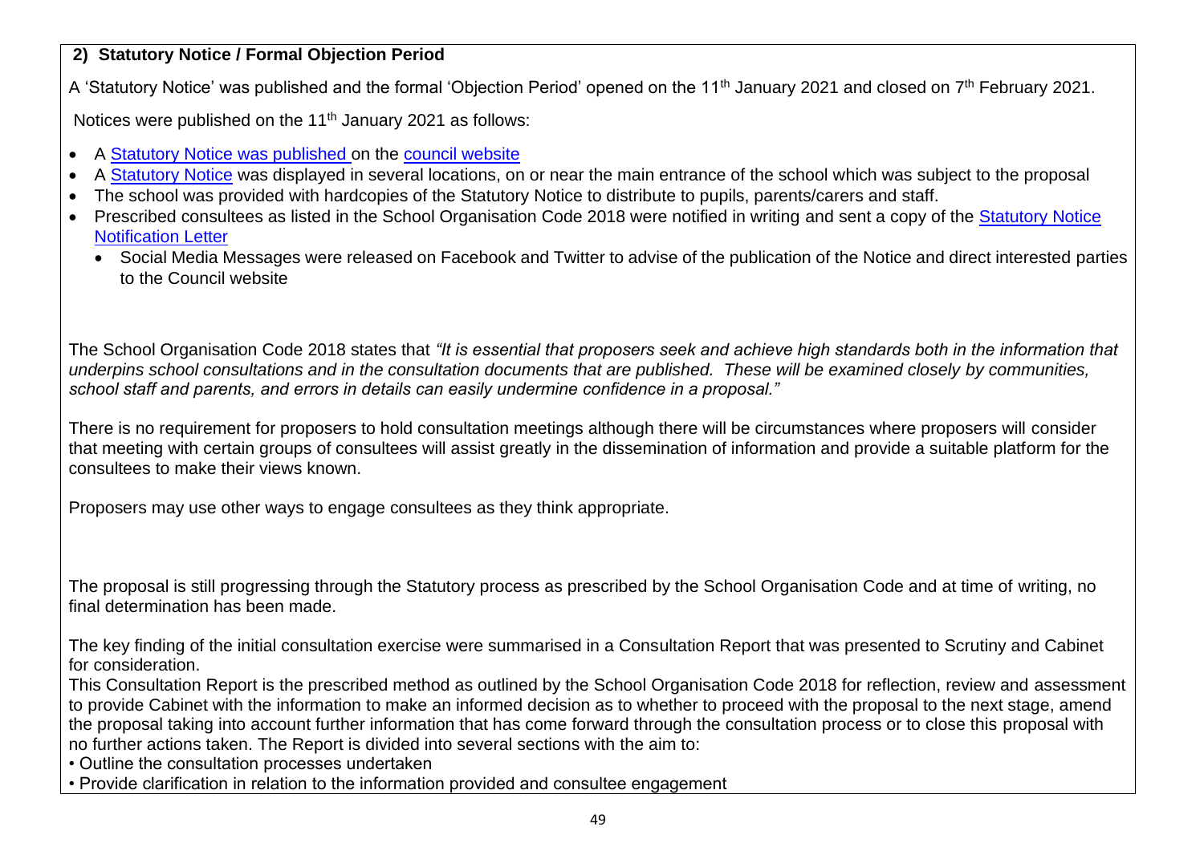**2) Statutory Notice / Formal Objection Period**

A 'Statutory Notice' was published and the formal 'Objection Period' opened on the 11th January 2021 and closed on 7th February 2021.

Notices were published on the 11th January 2021 as follows:

- A Statutory Notice was published on the council website
- A Statutory Notice was displayed in several locations, on or near the main entrance of the school which was subject to the proposal
- The school was provided with hardcopies of the Statutory Notice to distribute to pupils, parents/carers and staff.
- Prescribed consultees as listed in the School Organisation Code 2018 were notified in writing and sent a copy of the Statutory Notice Notification Letter
  - Social Media Messages were released on Facebook and Twitter to advise of the publication of the Notice and direct interested parties to the Council website

The School Organisation Code 2018 states that *"It is essential that proposers seek and achieve high standards both in the information that underpins school consultations and in the consultation documents that are published. These will be examined closely by communities, school staff and parents, and errors in details can easily undermine confidence in a proposal."*

There is no requirement for proposers to hold consultation meetings although there will be circumstances where proposers will consider that meeting with certain groups of consultees will assist greatly in the dissemination of information and provide a suitable platform for the consultees to make their views known.

Proposers may use other ways to engage consultees as they think appropriate.

The proposal is still progressing through the Statutory process as prescribed by the School Organisation Code and at time of writing, no final determination has been made.

The key finding of the initial consultation exercise were summarised in a Consultation Report that was presented to Scrutiny and Cabinet for consideration.
This Consultation Report is the prescribed method as outlined by the School Organisation Code 2018 for reflection, review and assessment to provide Cabinet with the information to make an informed decision as to whether to proceed with the proposal to the next stage, amend the proposal taking into account further information that has come forward through the consultation process or to close this proposal with no further actions taken. The Report is divided into several sections with the aim to:
• Outline the consultation processes undertaken
• Provide clarification in relation to the information provided and consultee engagement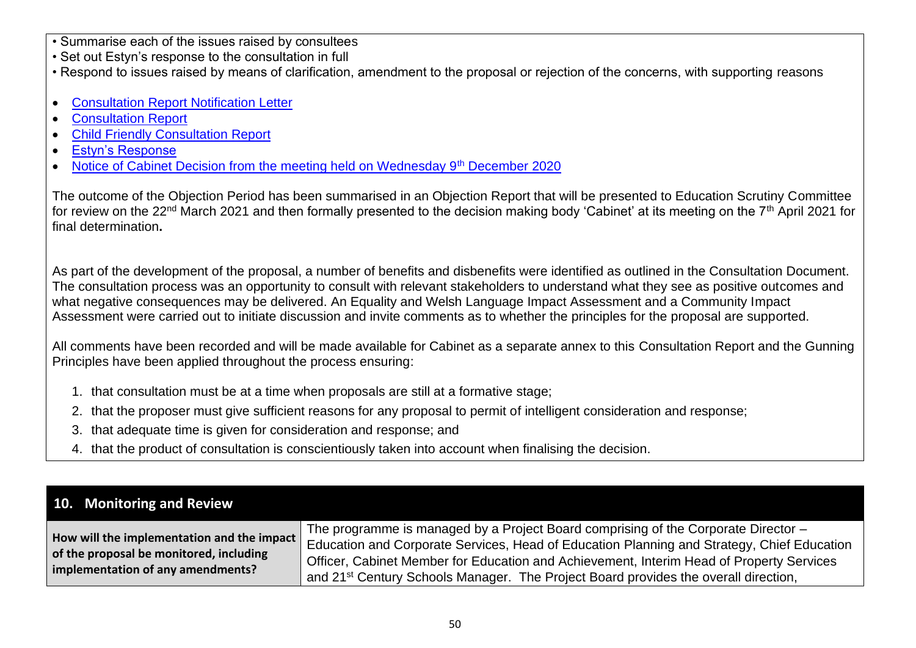• Summarise each of the issues raised by consultees
• Set out Estyn's response to the consultation in full
• Respond to issues raised by means of clarification, amendment to the proposal or rejection of the concerns, with supporting reasons

- Consultation Report Notification Letter
- Consultation Report
- Child Friendly Consultation Report
- Estyn's Response
- Notice of Cabinet Decision from the meeting held on Wednesday 9th December 2020

The outcome of the Objection Period has been summarised in an Objection Report that will be presented to Education Scrutiny Committee for review on the 22nd March 2021 and then formally presented to the decision making body 'Cabinet' at its meeting on the 7th April 2021 for final determination**.**

As part of the development of the proposal, a number of benefits and disbenefits were identified as outlined in the Consultation Document. The consultation process was an opportunity to consult with relevant stakeholders to understand what they see as positive outcomes and what negative consequences may be delivered. An Equality and Welsh Language Impact Assessment and a Community Impact Assessment were carried out to initiate discussion and invite comments as to whether the principles for the proposal are supported.

All comments have been recorded and will be made available for Cabinet as a separate annex to this Consultation Report and the Gunning Principles have been applied throughout the process ensuring:

1. that consultation must be at a time when proposals are still at a formative stage;
2. that the proposer must give sufficient reasons for any proposal to permit of intelligent consideration and response;
3. that adequate time is given for consideration and response; and
4. that the product of consultation is conscientiously taken into account when finalising the decision.

## 10. Monitoring and Review

| | |
|---|---|
| **How will the implementation and the impact of the proposal be monitored, including implementation of any amendments?** | The programme is managed by a Project Board comprising of the Corporate Director – Education and Corporate Services, Head of Education Planning and Strategy, Chief Education Officer, Cabinet Member for Education and Achievement, Interim Head of Property Services and 21st Century Schools Manager. The Project Board provides the overall direction, |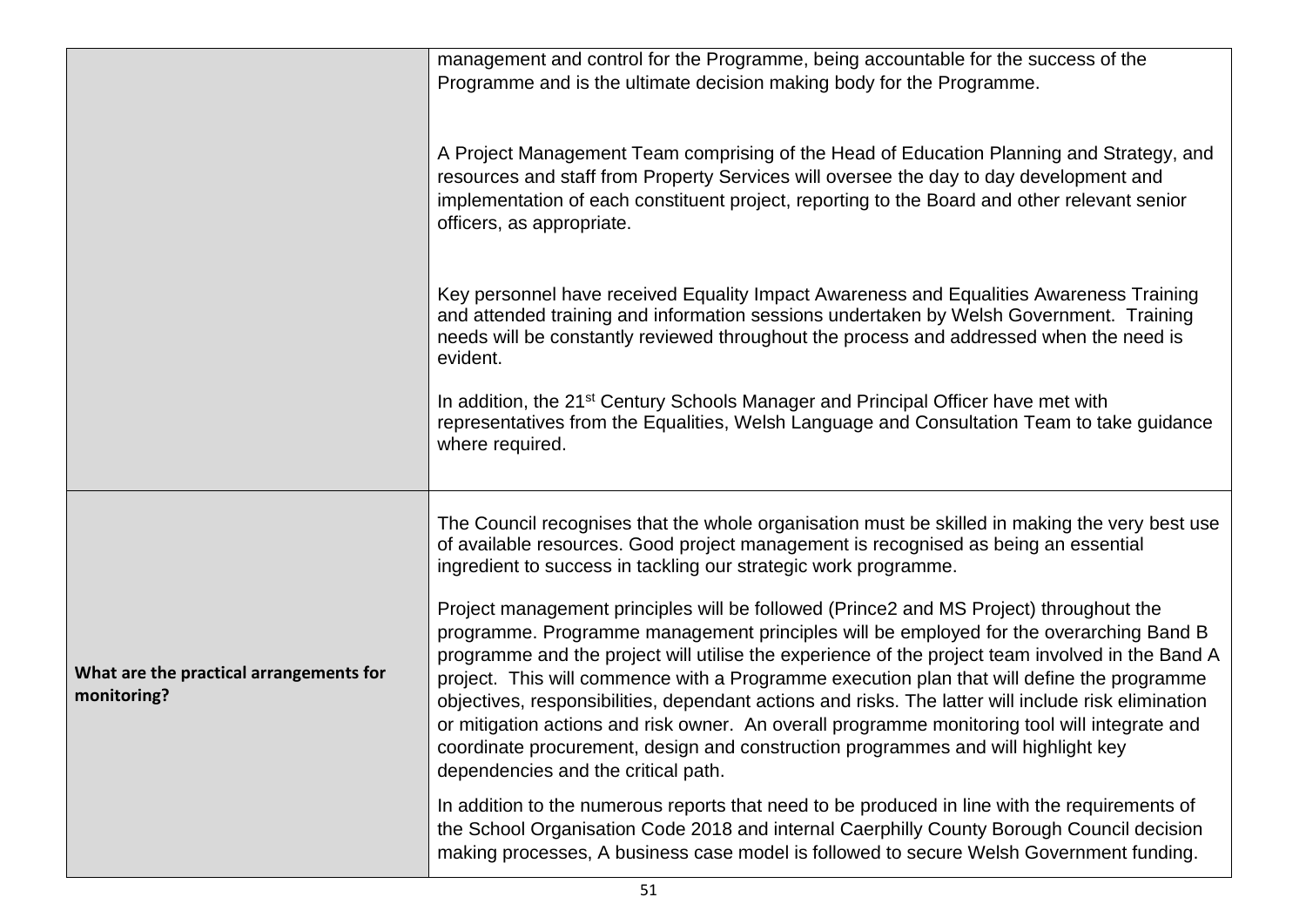| | |
|---|---|
| | management and control for the Programme, being accountable for the success of the Programme and is the ultimate decision making body for the Programme.<br><br>A Project Management Team comprising of the Head of Education Planning and Strategy, and resources and staff from Property Services will oversee the day to day development and implementation of each constituent project, reporting to the Board and other relevant senior officers, as appropriate.<br><br>Key personnel have received Equality Impact Awareness and Equalities Awareness Training and attended training and information sessions undertaken by Welsh Government. Training needs will be constantly reviewed throughout the process and addressed when the need is evident.<br><br>In addition, the 21st Century Schools Manager and Principal Officer have met with representatives from the Equalities, Welsh Language and Consultation Team to take guidance where required. |
| **What are the practical arrangements for monitoring?** | The Council recognises that the whole organisation must be skilled in making the very best use of available resources. Good project management is recognised as being an essential ingredient to success in tackling our strategic work programme.<br><br>Project management principles will be followed (Prince2 and MS Project) throughout the programme. Programme management principles will be employed for the overarching Band B programme and the project will utilise the experience of the project team involved in the Band A project. This will commence with a Programme execution plan that will define the programme objectives, responsibilities, dependant actions and risks. The latter will include risk elimination or mitigation actions and risk owner. An overall programme monitoring tool will integrate and coordinate procurement, design and construction programmes and will highlight key dependencies and the critical path.<br><br>In addition to the numerous reports that need to be produced in line with the requirements of the School Organisation Code 2018 and internal Caerphilly County Borough Council decision making processes, A business case model is followed to secure Welsh Government funding. |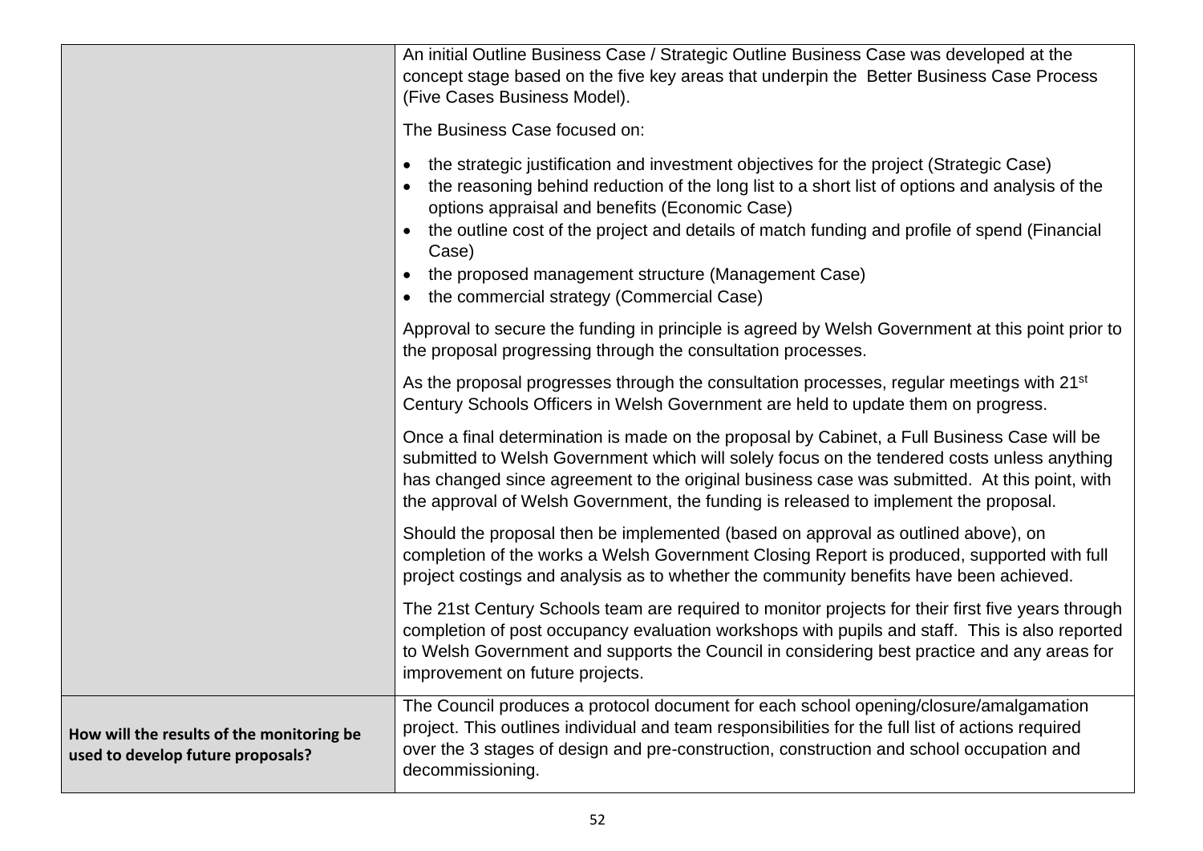| | |
|---|---|
| | An initial Outline Business Case / Strategic Outline Business Case was developed at the concept stage based on the five key areas that underpin the Better Business Case Process (Five Cases Business Model).<br><br>The Business Case focused on:<br><br>• the strategic justification and investment objectives for the project (Strategic Case)<br>• the reasoning behind reduction of the long list to a short list of options and analysis of the options appraisal and benefits (Economic Case)<br>• the outline cost of the project and details of match funding and profile of spend (Financial Case)<br>• the proposed management structure (Management Case)<br>• the commercial strategy (Commercial Case)<br><br>Approval to secure the funding in principle is agreed by Welsh Government at this point prior to the proposal progressing through the consultation processes.<br><br>As the proposal progresses through the consultation processes, regular meetings with 21st Century Schools Officers in Welsh Government are held to update them on progress.<br><br>Once a final determination is made on the proposal by Cabinet, a Full Business Case will be submitted to Welsh Government which will solely focus on the tendered costs unless anything has changed since agreement to the original business case was submitted. At this point, with the approval of Welsh Government, the funding is released to implement the proposal.<br><br>Should the proposal then be implemented (based on approval as outlined above), on completion of the works a Welsh Government Closing Report is produced, supported with full project costings and analysis as to whether the community benefits have been achieved.<br><br>The 21st Century Schools team are required to monitor projects for their first five years through completion of post occupancy evaluation workshops with pupils and staff. This is also reported to Welsh Government and supports the Council in considering best practice and any areas for improvement on future projects. |
| **How will the results of the monitoring be used to develop future proposals?** | The Council produces a protocol document for each school opening/closure/amalgamation project. This outlines individual and team responsibilities for the full list of actions required over the 3 stages of design and pre-construction, construction and school occupation and decommissioning. |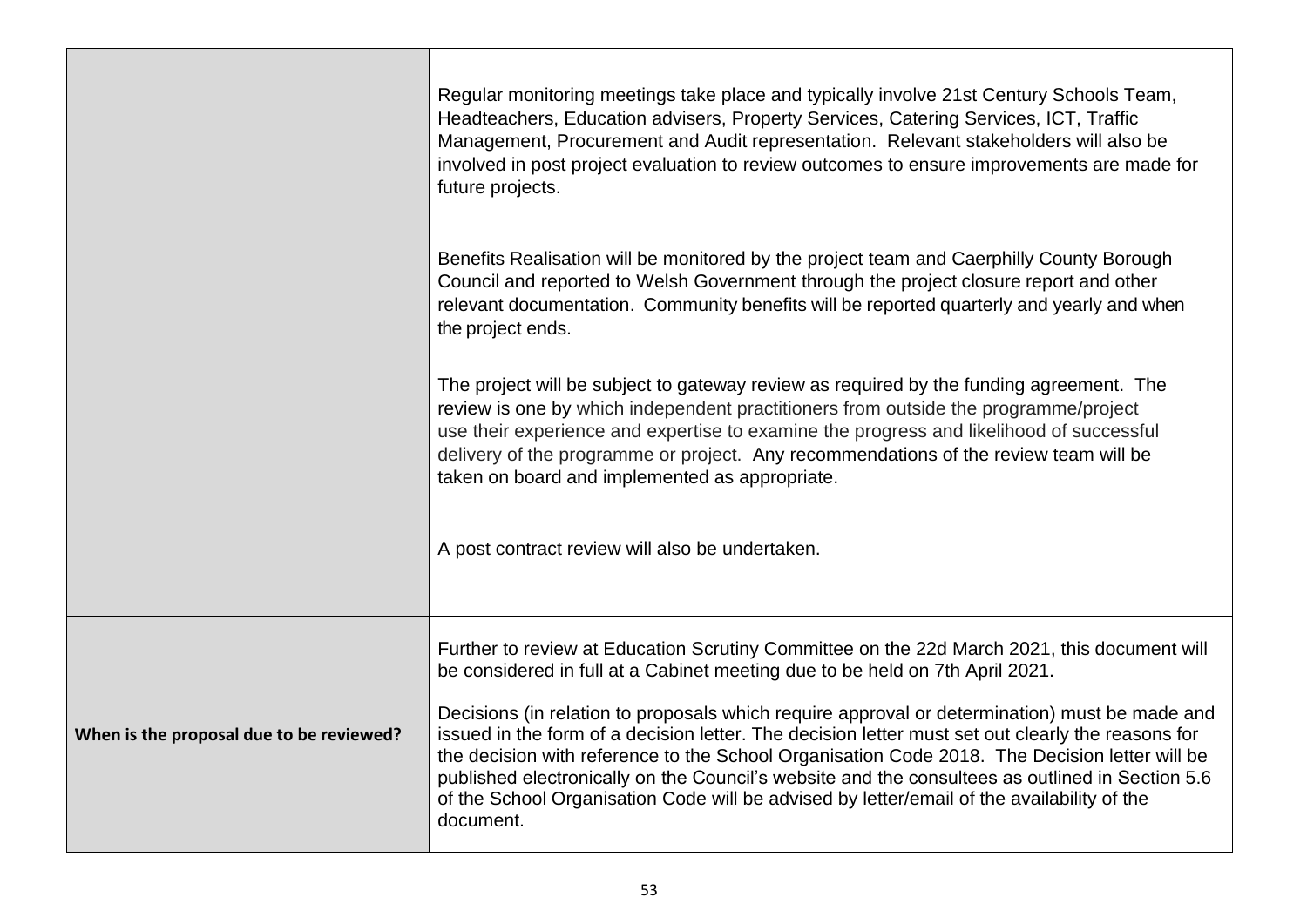| | |
|---|---|
| | Regular monitoring meetings take place and typically involve 21st Century Schools Team, Headteachers, Education advisers, Property Services, Catering Services, ICT, Traffic Management, Procurement and Audit representation. Relevant stakeholders will also be involved in post project evaluation to review outcomes to ensure improvements are made for future projects.<br><br>Benefits Realisation will be monitored by the project team and Caerphilly County Borough Council and reported to Welsh Government through the project closure report and other relevant documentation. Community benefits will be reported quarterly and yearly and when the project ends.<br><br>The project will be subject to gateway review as required by the funding agreement. The review is one by which independent practitioners from outside the programme/project use their experience and expertise to examine the progress and likelihood of successful delivery of the programme or project. Any recommendations of the review team will be taken on board and implemented as appropriate.<br><br>A post contract review will also be undertaken. |
| **When is the proposal due to be reviewed?** | Further to review at Education Scrutiny Committee on the 22d March 2021, this document will be considered in full at a Cabinet meeting due to be held on 7th April 2021.<br><br>Decisions (in relation to proposals which require approval or determination) must be made and issued in the form of a decision letter. The decision letter must set out clearly the reasons for the decision with reference to the School Organisation Code 2018. The Decision letter will be published electronically on the Council's website and the consultees as outlined in Section 5.6 of the School Organisation Code will be advised by letter/email of the availability of the document. |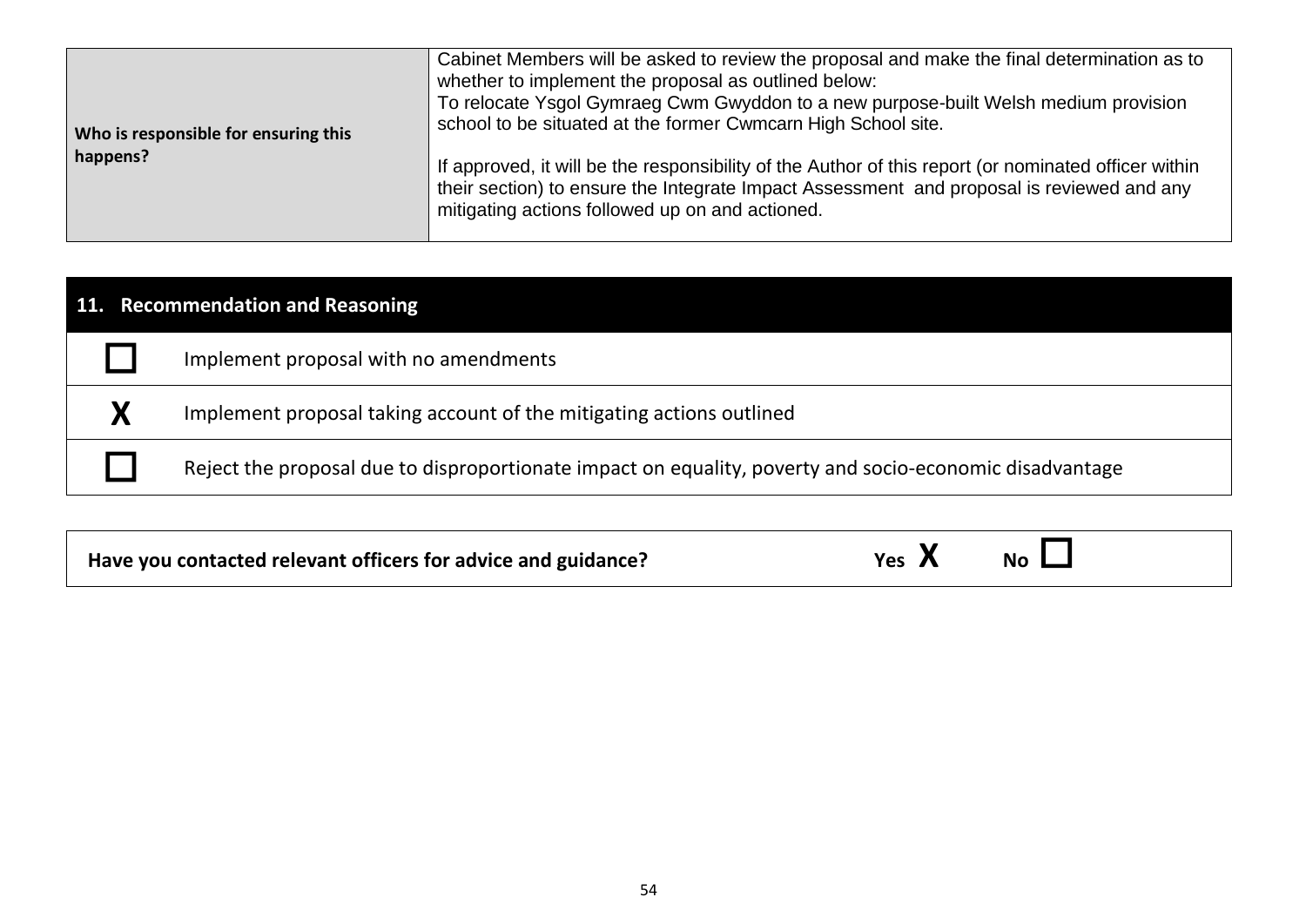| | |
|---|---|
| **Who is responsible for ensuring this happens?** | Cabinet Members will be asked to review the proposal and make the final determination as to whether to implement the proposal as outlined below:<br>To relocate Ysgol Gymraeg Cwm Gwyddon to a new purpose-built Welsh medium provision school to be situated at the former Cwmcarn High School site.<br><br>If approved, it will be the responsibility of the Author of this report (or nominated officer within their section) to ensure the Integrate Impact Assessment and proposal is reviewed and any mitigating actions followed up on and actioned. |

| **11. Recommendation and Reasoning** | |
|---|---|
| ☐ | Implement proposal with no amendments |
| **X** | Implement proposal taking account of the mitigating actions outlined |
| ☐ | Reject the proposal due to disproportionate impact on equality, poverty and socio-economic disadvantage |

| | | |
|---|---|---|
| **Have you contacted relevant officers for advice and guidance?** | **Yes X** | **No ☐** |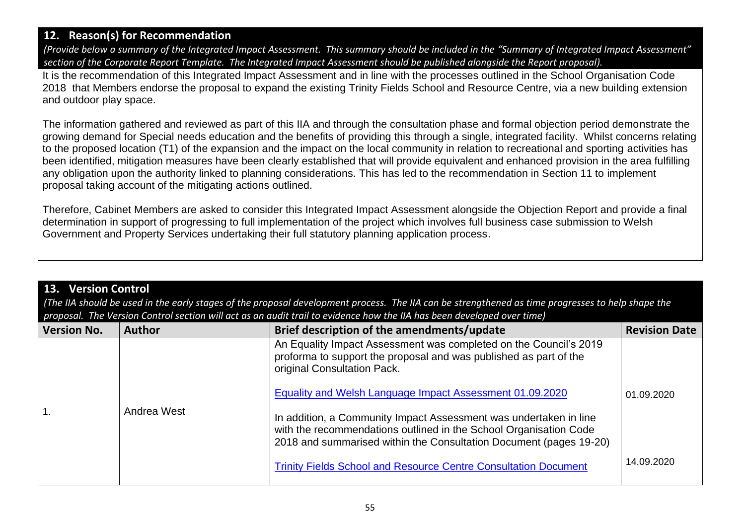## 12. Reason(s) for Recommendation

*(Provide below a summary of the Integrated Impact Assessment. This summary should be included in the "Summary of Integrated Impact Assessment" section of the Corporate Report Template. The Integrated Impact Assessment should be published alongside the Report proposal).*

It is the recommendation of this Integrated Impact Assessment and in line with the processes outlined in the School Organisation Code 2018 that Members endorse the proposal to expand the existing Trinity Fields School and Resource Centre, via a new building extension and outdoor play space.

The information gathered and reviewed as part of this IIA and through the consultation phase and formal objection period demonstrate the growing demand for Special needs education and the benefits of providing this through a single, integrated facility. Whilst concerns relating to the proposed location (T1) of the expansion and the impact on the local community in relation to recreational and sporting activities has been identified, mitigation measures have been clearly established that will provide equivalent and enhanced provision in the area fulfilling any obligation upon the authority linked to planning considerations. This has led to the recommendation in Section 11 to implement proposal taking account of the mitigating actions outlined.

Therefore, Cabinet Members are asked to consider this Integrated Impact Assessment alongside the Objection Report and provide a final determination in support of progressing to full implementation of the project which involves full business case submission to Welsh Government and Property Services undertaking their full statutory planning application process.

## 13. Version Control

*(The IIA should be used in the early stages of the proposal development process. The IIA can be strengthened as time progresses to help shape the proposal. The Version Control section will act as an audit trail to evidence how the IIA has been developed over time)*

| Version No. | Author | Brief description of the amendments/update | Revision Date |
|---|---|---|---|
| 1. | Andrea West | An Equality Impact Assessment was completed on the Council's 2019 proforma to support the proposal and was published as part of the original Consultation Pack.<br><br>Equality and Welsh Language Impact Assessment 01.09.2020<br><br>In addition, a Community Impact Assessment was undertaken in line with the recommendations outlined in the School Organisation Code 2018 and summarised within the Consultation Document (pages 19-20)<br><br>Trinity Fields School and Resource Centre Consultation Document | 01.09.2020<br><br>14.09.2020 |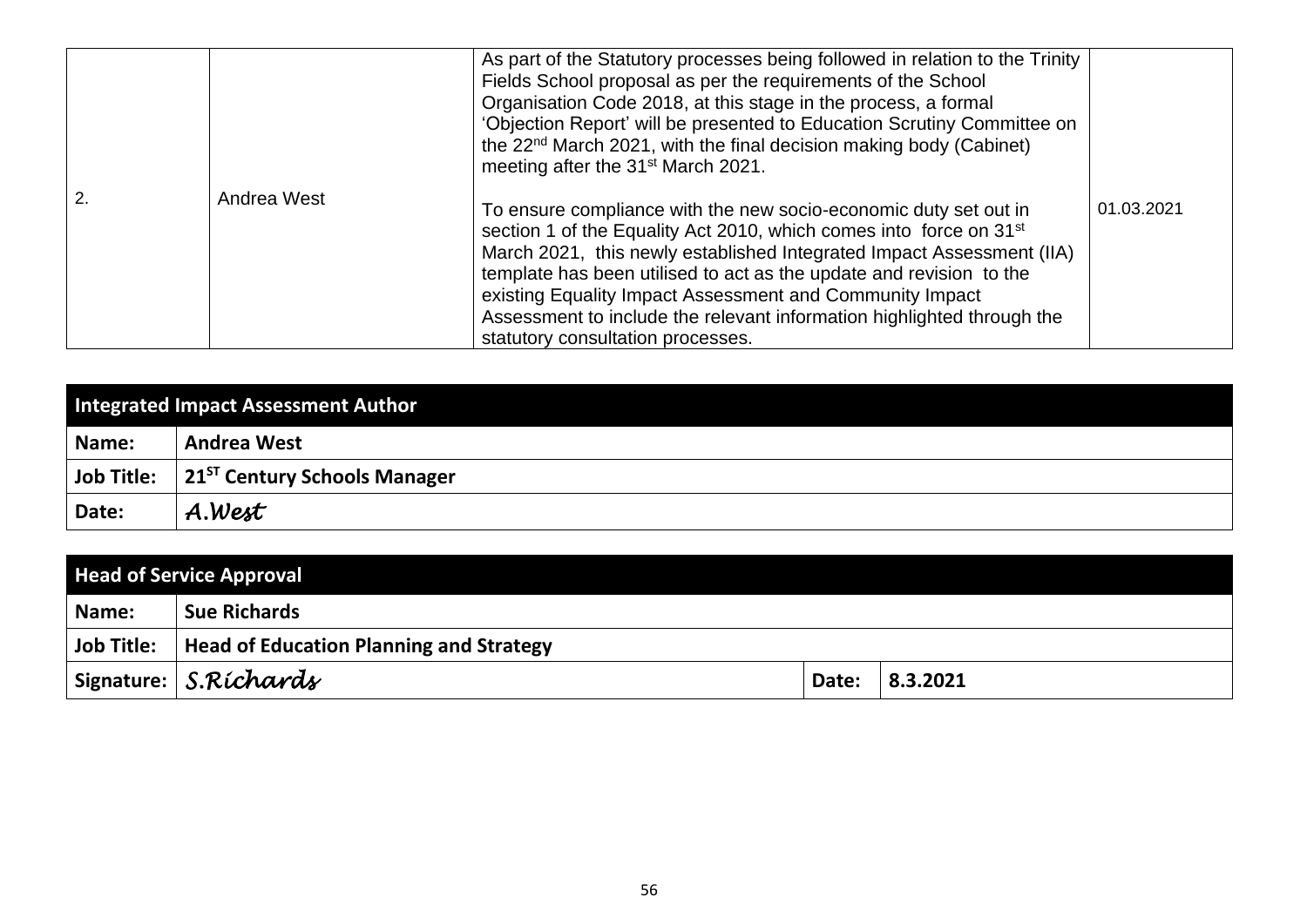| | | | |
|---|---|---|---|
| 2. | Andrea West | As part of the Statutory processes being followed in relation to the Trinity Fields School proposal as per the requirements of the School Organisation Code 2018, at this stage in the process, a formal 'Objection Report' will be presented to Education Scrutiny Committee on the 22nd March 2021, with the final decision making body (Cabinet) meeting after the 31st March 2021.<br><br>To ensure compliance with the new socio-economic duty set out in section 1 of the Equality Act 2010, which comes into force on 31st March 2021, this newly established Integrated Impact Assessment (IIA) template has been utilised to act as the update and revision to the existing Equality Impact Assessment and Community Impact Assessment to include the relevant information highlighted through the statutory consultation processes. | 01.03.2021 |

| **Integrated Impact Assessment Author** | |
|---|---|
| **Name:** | **Andrea West** |
| **Job Title:** | **21ST Century Schools Manager** |
| **Date:** | *A.West* |

| **Head of Service Approval** | | | |
|---|---|---|---|
| **Name:** | **Sue Richards** | | |
| **Job Title:** | **Head of Education Planning and Strategy** | | |
| **Signature:** | *S.Richards* | **Date:** | **8.3.2021** |